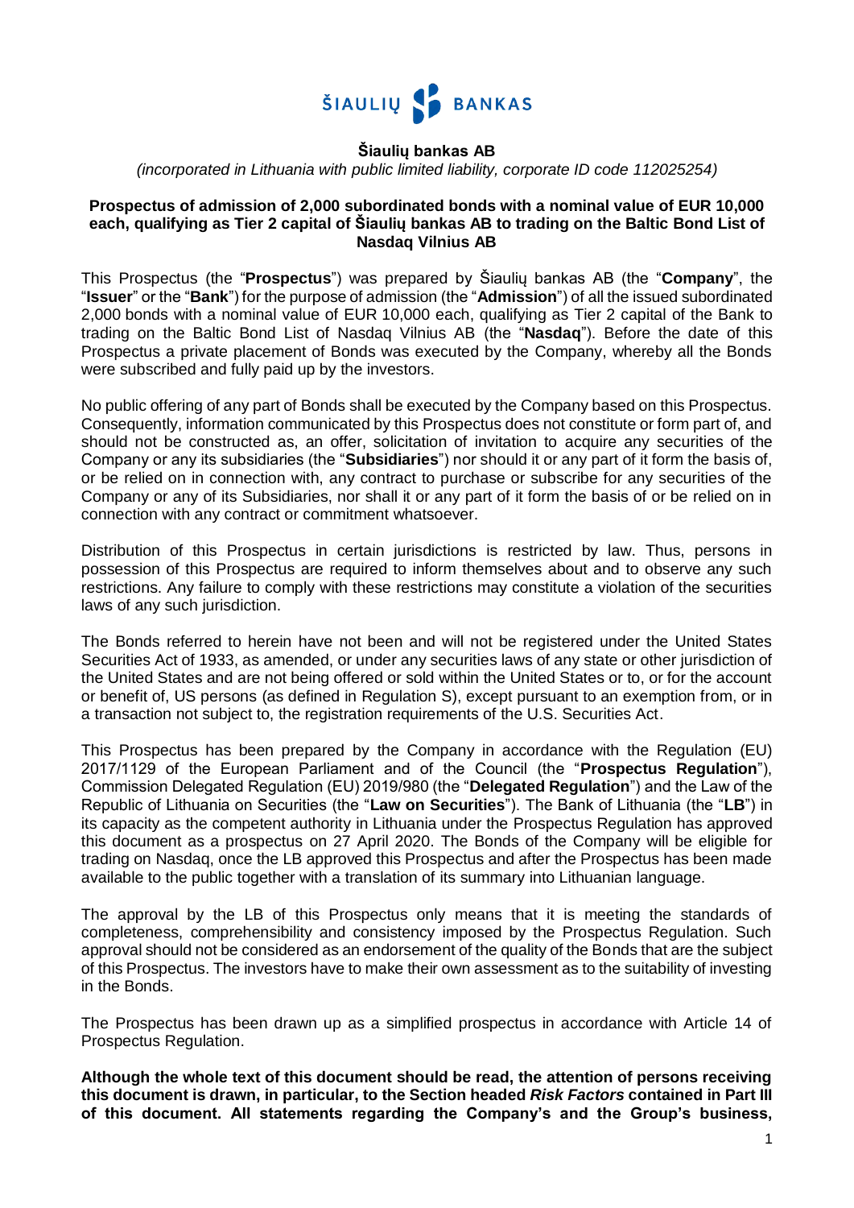ŠIAULIŲ BANKAS

**Šiaulių bankas AB**

*(incorporated in Lithuania with public limited liability, corporate ID code 112025254)*

**Prospectus of admission of 2,000 subordinated bonds with a nominal value of EUR 10,000 each, qualifying as Tier 2 capital of Šiaulių bankas AB to trading on the Baltic Bond List of Nasdaq Vilnius AB**

This Prospectus (the "**Prospectus**") was prepared by Šiaulių bankas AB (the "**Company**", the "**Issuer**" or the "**Bank**") for the purpose of admission (the "**Admission**") of all the issued subordinated 2,000 bonds with a nominal value of EUR 10,000 each, qualifying as Tier 2 capital of the Bank to trading on the Baltic Bond List of Nasdaq Vilnius AB (the "**Nasdaq**"). Before the date of this Prospectus a private placement of Bonds was executed by the Company, whereby all the Bonds were subscribed and fully paid up by the investors.

No public offering of any part of Bonds shall be executed by the Company based on this Prospectus. Consequently, information communicated by this Prospectus does not constitute or form part of, and should not be constructed as, an offer, solicitation of invitation to acquire any securities of the Company or any its subsidiaries (the "**Subsidiaries**") nor should it or any part of it form the basis of, or be relied on in connection with, any contract to purchase or subscribe for any securities of the Company or any of its Subsidiaries, nor shall it or any part of it form the basis of or be relied on in connection with any contract or commitment whatsoever.

Distribution of this Prospectus in certain jurisdictions is restricted by law. Thus, persons in possession of this Prospectus are required to inform themselves about and to observe any such restrictions. Any failure to comply with these restrictions may constitute a violation of the securities laws of any such jurisdiction.

The Bonds referred to herein have not been and will not be registered under the United States Securities Act of 1933, as amended, or under any securities laws of any state or other jurisdiction of the United States and are not being offered or sold within the United States or to, or for the account or benefit of, US persons (as defined in Regulation S), except pursuant to an exemption from, or in a transaction not subject to, the registration requirements of the U.S. Securities Act.

This Prospectus has been prepared by the Company in accordance with the Regulation (EU) 2017/1129 of the European Parliament and of the Council (the "**Prospectus Regulation**"), Commission Delegated Regulation (EU) 2019/980 (the "**Delegated Regulation**") and the Law of the Republic of Lithuania on Securities (the "**Law on Securities**"). The Bank of Lithuania (the "**LB**") in its capacity as the competent authority in Lithuania under the Prospectus Regulation has approved this document as a prospectus on 27 April 2020. The Bonds of the Company will be eligible for trading on Nasdaq, once the LB approved this Prospectus and after the Prospectus has been made available to the public together with a translation of its summary into Lithuanian language.

The approval by the LB of this Prospectus only means that it is meeting the standards of completeness, comprehensibility and consistency imposed by the Prospectus Regulation. Such approval should not be considered as an endorsement of the quality of the Bonds that are the subject of this Prospectus. The investors have to make their own assessment as to the suitability of investing in the Bonds.

The Prospectus has been drawn up as a simplified prospectus in accordance with Article 14 of Prospectus Regulation.

**Although the whole text of this document should be read, the attention of persons receiving this document is drawn, in particular, to the Section headed *Risk Factors* contained in Part III of this document. All statements regarding the Company's and the Group's business,**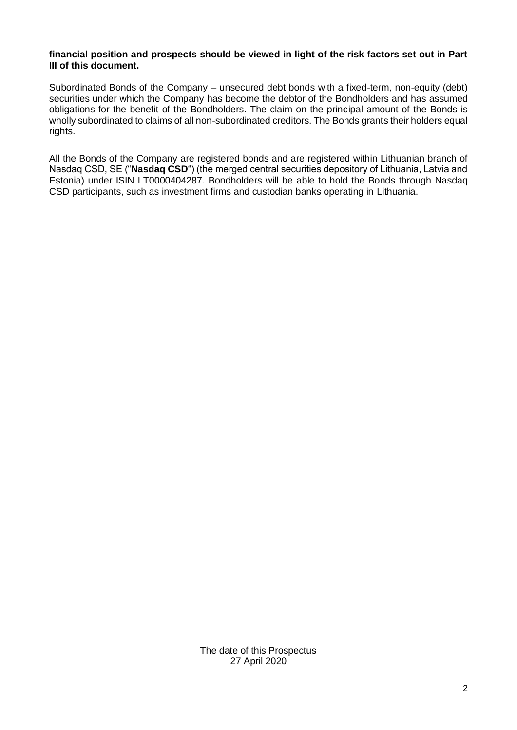**financial position and prospects should be viewed in light of the risk factors set out in Part III of this document.**

Subordinated Bonds of the Company – unsecured debt bonds with a fixed-term, non-equity (debt) securities under which the Company has become the debtor of the Bondholders and has assumed obligations for the benefit of the Bondholders. The claim on the principal amount of the Bonds is wholly subordinated to claims of all non-subordinated creditors. The Bonds grants their holders equal rights.

All the Bonds of the Company are registered bonds and are registered within Lithuanian branch of Nasdaq CSD, SE ("**Nasdaq CSD**") (the merged central securities depository of Lithuania, Latvia and Estonia) under ISIN LT0000404287. Bondholders will be able to hold the Bonds through Nasdaq CSD participants, such as investment firms and custodian banks operating in Lithuania.

The date of this Prospectus
27 April 2020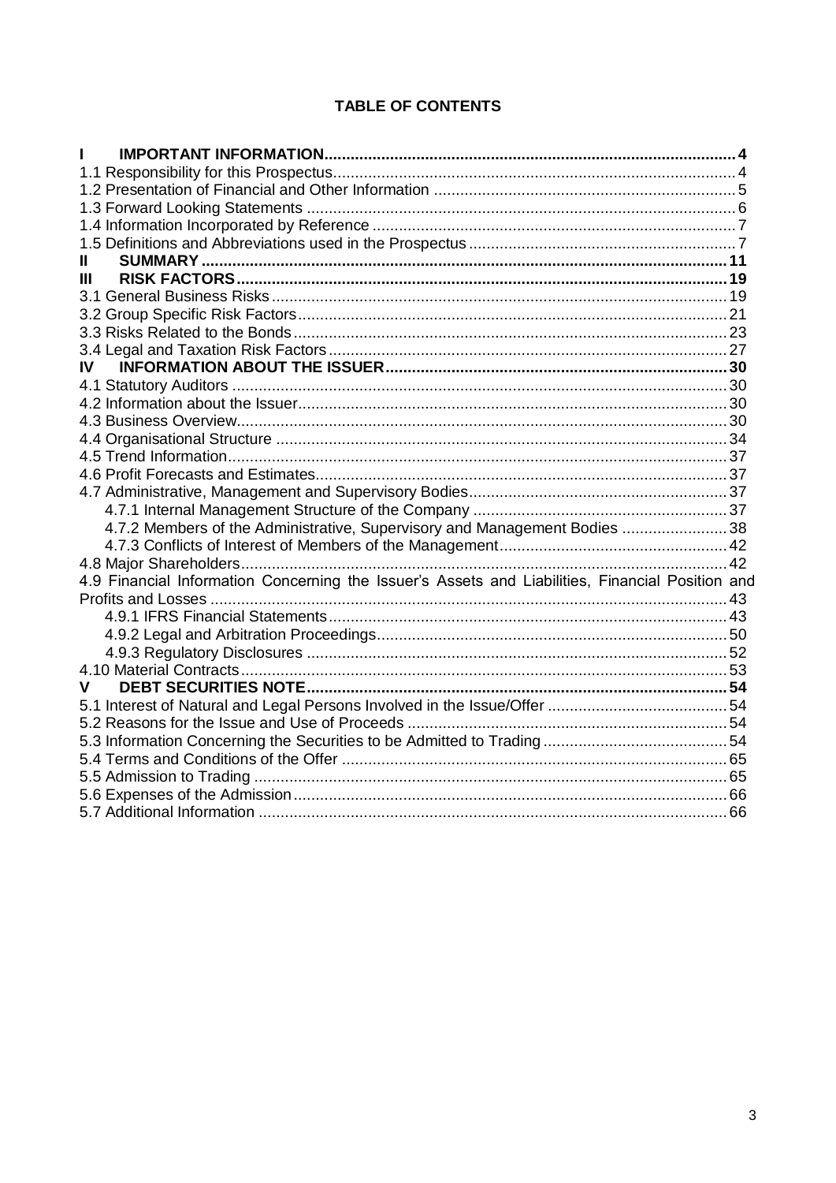## TABLE OF CONTENTS

| | |
|---|---|
| **I IMPORTANT INFORMATION** | **4** |
| 1.1 Responsibility for this Prospectus | 4 |
| 1.2 Presentation of Financial and Other Information | 5 |
| 1.3 Forward Looking Statements | 6 |
| 1.4 Information Incorporated by Reference | 7 |
| 1.5 Definitions and Abbreviations used in the Prospectus | 7 |
| **II SUMMARY** | **11** |
| **III RISK FACTORS** | **19** |
| 3.1 General Business Risks | 19 |
| 3.2 Group Specific Risk Factors | 21 |
| 3.3 Risks Related to the Bonds | 23 |
| 3.4 Legal and Taxation Risk Factors | 27 |
| **IV INFORMATION ABOUT THE ISSUER** | **30** |
| 4.1 Statutory Auditors | 30 |
| 4.2 Information about the Issuer | 30 |
| 4.3 Business Overview | 30 |
| 4.4 Organisational Structure | 34 |
| 4.5 Trend Information | 37 |
| 4.6 Profit Forecasts and Estimates | 37 |
| 4.7 Administrative, Management and Supervisory Bodies | 37 |
| 4.7.1 Internal Management Structure of the Company | 37 |
| 4.7.2 Members of the Administrative, Supervisory and Management Bodies | 38 |
| 4.7.3 Conflicts of Interest of Members of the Management | 42 |
| 4.8 Major Shareholders | 42 |
| 4.9 Financial Information Concerning the Issuer's Assets and Liabilities, Financial Position and Profits and Losses | 43 |
| 4.9.1 IFRS Financial Statements | 43 |
| 4.9.2 Legal and Arbitration Proceedings | 50 |
| 4.9.3 Regulatory Disclosures | 52 |
| 4.10 Material Contracts | 53 |
| **V DEBT SECURITIES NOTE** | **54** |
| 5.1 Interest of Natural and Legal Persons Involved in the Issue/Offer | 54 |
| 5.2 Reasons for the Issue and Use of Proceeds | 54 |
| 5.3 Information Concerning the Securities to be Admitted to Trading | 54 |
| 5.4 Terms and Conditions of the Offer | 65 |
| 5.5 Admission to Trading | 65 |
| 5.6 Expenses of the Admission | 66 |
| 5.7 Additional Information | 66 |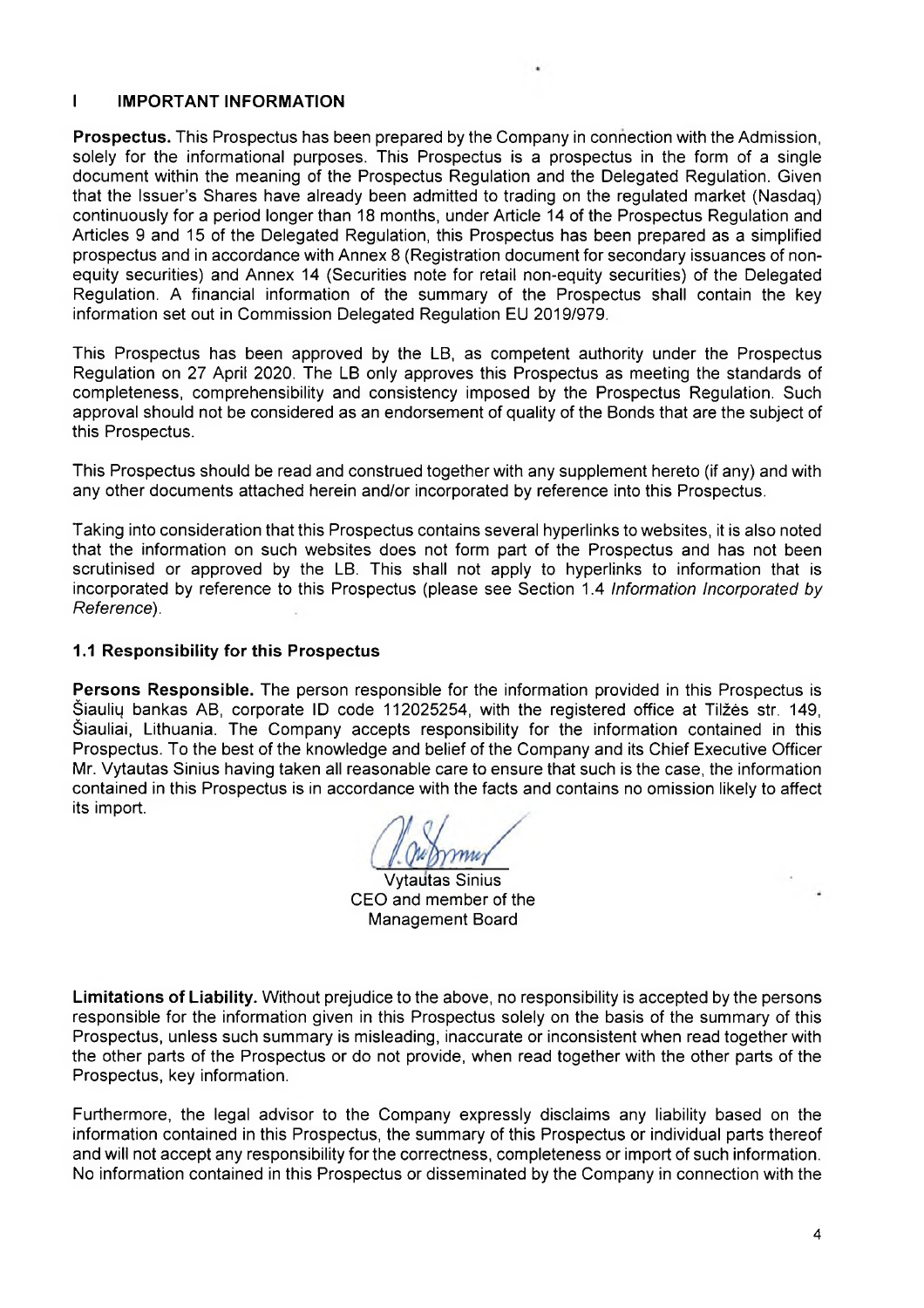# I IMPORTANT INFORMATION

**Prospectus.** This Prospectus has been prepared by the Company in connection with the Admission, solely for the informational purposes. This Prospectus is a prospectus in the form of a single document within the meaning of the Prospectus Regulation and the Delegated Regulation. Given that the Issuer's Shares have already been admitted to trading on the regulated market (Nasdaq) continuously for a period longer than 18 months, under Article 14 of the Prospectus Regulation and Articles 9 and 15 of the Delegated Regulation, this Prospectus has been prepared as a simplified prospectus and in accordance with Annex 8 (Registration document for secondary issuances of non-equity securities) and Annex 14 (Securities note for retail non-equity securities) of the Delegated Regulation. A financial information of the summary of the Prospectus shall contain the key information set out in Commission Delegated Regulation EU 2019/979.

This Prospectus has been approved by the LB, as competent authority under the Prospectus Regulation on 27 April 2020. The LB only approves this Prospectus as meeting the standards of completeness, comprehensibility and consistency imposed by the Prospectus Regulation. Such approval should not be considered as an endorsement of quality of the Bonds that are the subject of this Prospectus.

This Prospectus should be read and construed together with any supplement hereto (if any) and with any other documents attached herein and/or incorporated by reference into this Prospectus.

Taking into consideration that this Prospectus contains several hyperlinks to websites, it is also noted that the information on such websites does not form part of the Prospectus and has not been scrutinised or approved by the LB. This shall not apply to hyperlinks to information that is incorporated by reference to this Prospectus (please see Section 1.4 *Information Incorporated by Reference*).

## 1.1 Responsibility for this Prospectus

**Persons Responsible.** The person responsible for the information provided in this Prospectus is Šiaulių bankas AB, corporate ID code 112025254, with the registered office at Tilžės str. 149, Šiauliai, Lithuania. The Company accepts responsibility for the information contained in this Prospectus. To the best of the knowledge and belief of the Company and its Chief Executive Officer Mr. Vytautas Sinius having taken all reasonable care to ensure that such is the case, the information contained in this Prospectus is in accordance with the facts and contains no omission likely to affect its import.

Vytautas Sinius
CEO and member of the
Management Board

**Limitations of Liability.** Without prejudice to the above, no responsibility is accepted by the persons responsible for the information given in this Prospectus solely on the basis of the summary of this Prospectus, unless such summary is misleading, inaccurate or inconsistent when read together with the other parts of the Prospectus or do not provide, when read together with the other parts of the Prospectus, key information.

Furthermore, the legal advisor to the Company expressly disclaims any liability based on the information contained in this Prospectus, the summary of this Prospectus or individual parts thereof and will not accept any responsibility for the correctness, completeness or import of such information. No information contained in this Prospectus or disseminated by the Company in connection with the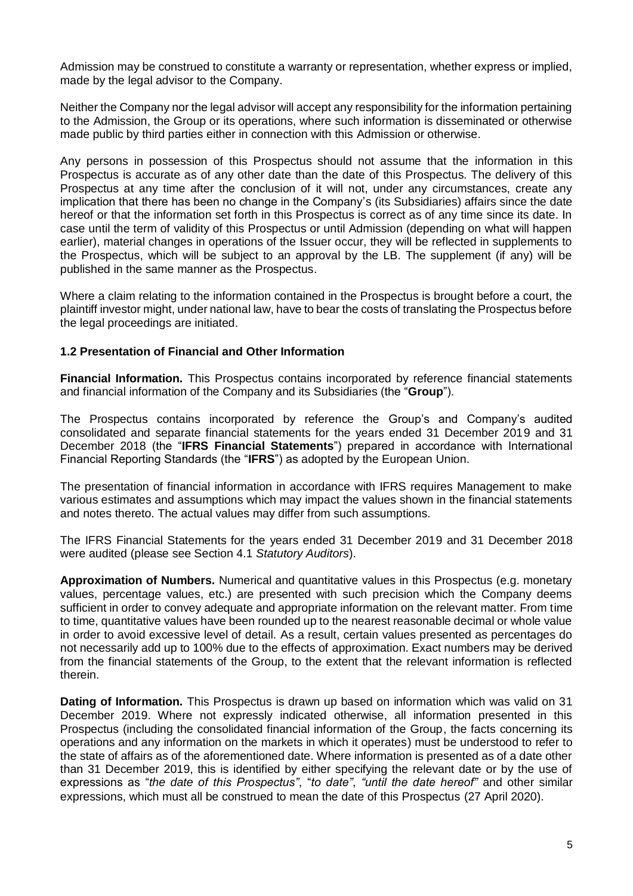Admission may be construed to constitute a warranty or representation, whether express or implied, made by the legal advisor to the Company.

Neither the Company nor the legal advisor will accept any responsibility for the information pertaining to the Admission, the Group or its operations, where such information is disseminated or otherwise made public by third parties either in connection with this Admission or otherwise.

Any persons in possession of this Prospectus should not assume that the information in this Prospectus is accurate as of any other date than the date of this Prospectus. The delivery of this Prospectus at any time after the conclusion of it will not, under any circumstances, create any implication that there has been no change in the Company's (its Subsidiaries) affairs since the date hereof or that the information set forth in this Prospectus is correct as of any time since its date. In case until the term of validity of this Prospectus or until Admission (depending on what will happen earlier), material changes in operations of the Issuer occur, they will be reflected in supplements to the Prospectus, which will be subject to an approval by the LB. The supplement (if any) will be published in the same manner as the Prospectus.

Where a claim relating to the information contained in the Prospectus is brought before a court, the plaintiff investor might, under national law, have to bear the costs of translating the Prospectus before the legal proceedings are initiated.

### 1.2 Presentation of Financial and Other Information

**Financial Information.** This Prospectus contains incorporated by reference financial statements and financial information of the Company and its Subsidiaries (the "**Group**").

The Prospectus contains incorporated by reference the Group's and Company's audited consolidated and separate financial statements for the years ended 31 December 2019 and 31 December 2018 (the "**IFRS Financial Statements**") prepared in accordance with International Financial Reporting Standards (the "**IFRS**") as adopted by the European Union.

The presentation of financial information in accordance with IFRS requires Management to make various estimates and assumptions which may impact the values shown in the financial statements and notes thereto. The actual values may differ from such assumptions.

The IFRS Financial Statements for the years ended 31 December 2019 and 31 December 2018 were audited (please see Section 4.1 *Statutory Auditors*).

**Approximation of Numbers.** Numerical and quantitative values in this Prospectus (e.g. monetary values, percentage values, etc.) are presented with such precision which the Company deems sufficient in order to convey adequate and appropriate information on the relevant matter. From time to time, quantitative values have been rounded up to the nearest reasonable decimal or whole value in order to avoid excessive level of detail. As a result, certain values presented as percentages do not necessarily add up to 100% due to the effects of approximation. Exact numbers may be derived from the financial statements of the Group, to the extent that the relevant information is reflected therein.

**Dating of Information.** This Prospectus is drawn up based on information which was valid on 31 December 2019. Where not expressly indicated otherwise, all information presented in this Prospectus (including the consolidated financial information of the Group, the facts concerning its operations and any information on the markets in which it operates) must be understood to refer to the state of affairs as of the aforementioned date. Where information is presented as of a date other than 31 December 2019, this is identified by either specifying the relevant date or by the use of expressions as "*the date of this Prospectus"*, "*to date"*, *"until the date hereof"* and other similar expressions, which must all be construed to mean the date of this Prospectus (27 April 2020).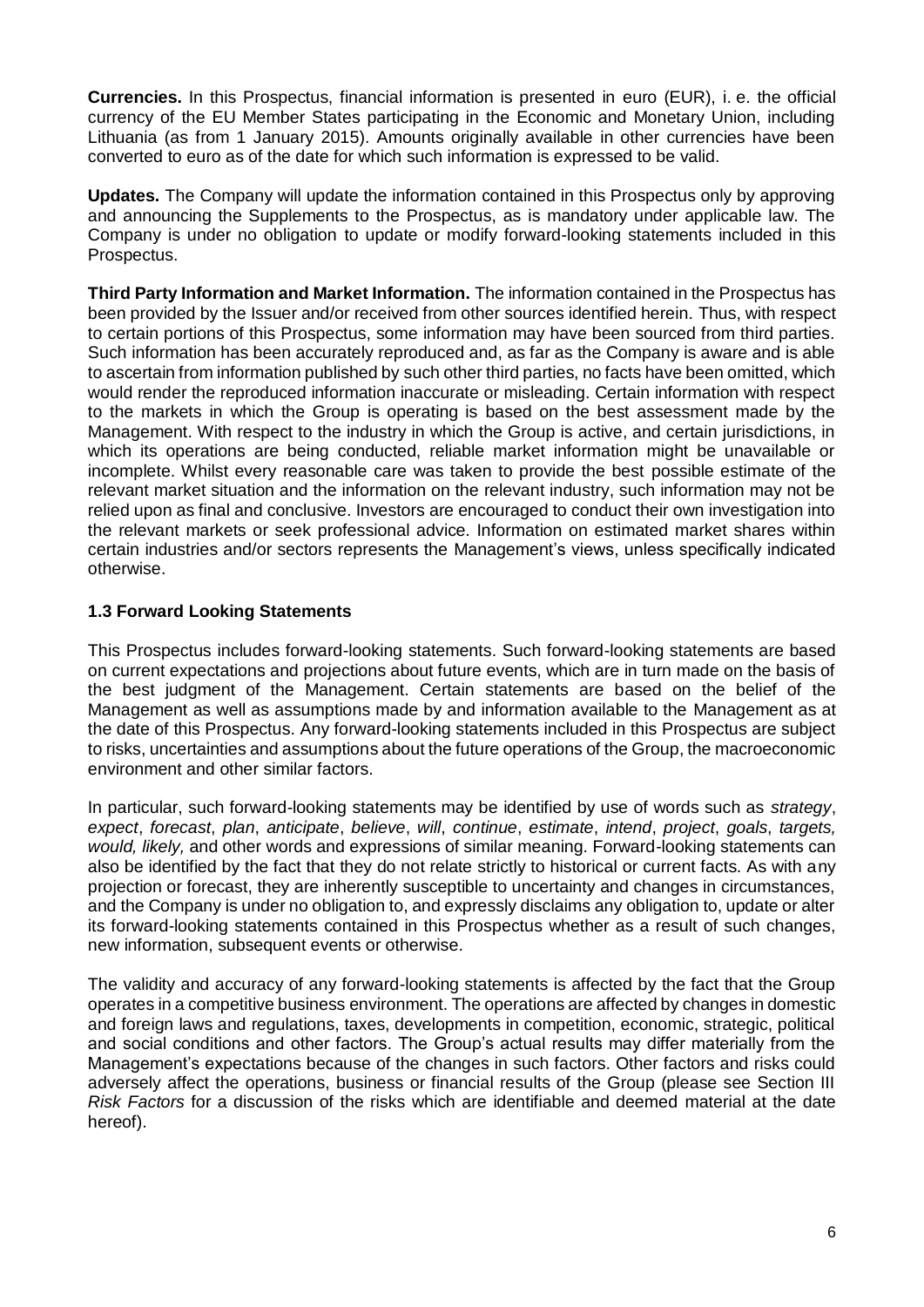**Currencies.** In this Prospectus, financial information is presented in euro (EUR), i. e. the official currency of the EU Member States participating in the Economic and Monetary Union, including Lithuania (as from 1 January 2015). Amounts originally available in other currencies have been converted to euro as of the date for which such information is expressed to be valid.

**Updates.** The Company will update the information contained in this Prospectus only by approving and announcing the Supplements to the Prospectus, as is mandatory under applicable law. The Company is under no obligation to update or modify forward-looking statements included in this Prospectus.

**Third Party Information and Market Information.** The information contained in the Prospectus has been provided by the Issuer and/or received from other sources identified herein. Thus, with respect to certain portions of this Prospectus, some information may have been sourced from third parties. Such information has been accurately reproduced and, as far as the Company is aware and is able to ascertain from information published by such other third parties, no facts have been omitted, which would render the reproduced information inaccurate or misleading. Certain information with respect to the markets in which the Group is operating is based on the best assessment made by the Management. With respect to the industry in which the Group is active, and certain jurisdictions, in which its operations are being conducted, reliable market information might be unavailable or incomplete. Whilst every reasonable care was taken to provide the best possible estimate of the relevant market situation and the information on the relevant industry, such information may not be relied upon as final and conclusive. Investors are encouraged to conduct their own investigation into the relevant markets or seek professional advice. Information on estimated market shares within certain industries and/or sectors represents the Management's views, unless specifically indicated otherwise.

### 1.3 Forward Looking Statements

This Prospectus includes forward-looking statements. Such forward-looking statements are based on current expectations and projections about future events, which are in turn made on the basis of the best judgment of the Management. Certain statements are based on the belief of the Management as well as assumptions made by and information available to the Management as at the date of this Prospectus. Any forward-looking statements included in this Prospectus are subject to risks, uncertainties and assumptions about the future operations of the Group, the macroeconomic environment and other similar factors.

In particular, such forward-looking statements may be identified by use of words such as *strategy*, *expect*, *forecast*, *plan*, *anticipate*, *believe*, *will*, *continue*, *estimate*, *intend*, *project*, *goals*, *targets, would, likely,* and other words and expressions of similar meaning. Forward-looking statements can also be identified by the fact that they do not relate strictly to historical or current facts. As with any projection or forecast, they are inherently susceptible to uncertainty and changes in circumstances, and the Company is under no obligation to, and expressly disclaims any obligation to, update or alter its forward-looking statements contained in this Prospectus whether as a result of such changes, new information, subsequent events or otherwise.

The validity and accuracy of any forward-looking statements is affected by the fact that the Group operates in a competitive business environment. The operations are affected by changes in domestic and foreign laws and regulations, taxes, developments in competition, economic, strategic, political and social conditions and other factors. The Group's actual results may differ materially from the Management's expectations because of the changes in such factors. Other factors and risks could adversely affect the operations, business or financial results of the Group (please see Section III *Risk Factors* for a discussion of the risks which are identifiable and deemed material at the date hereof).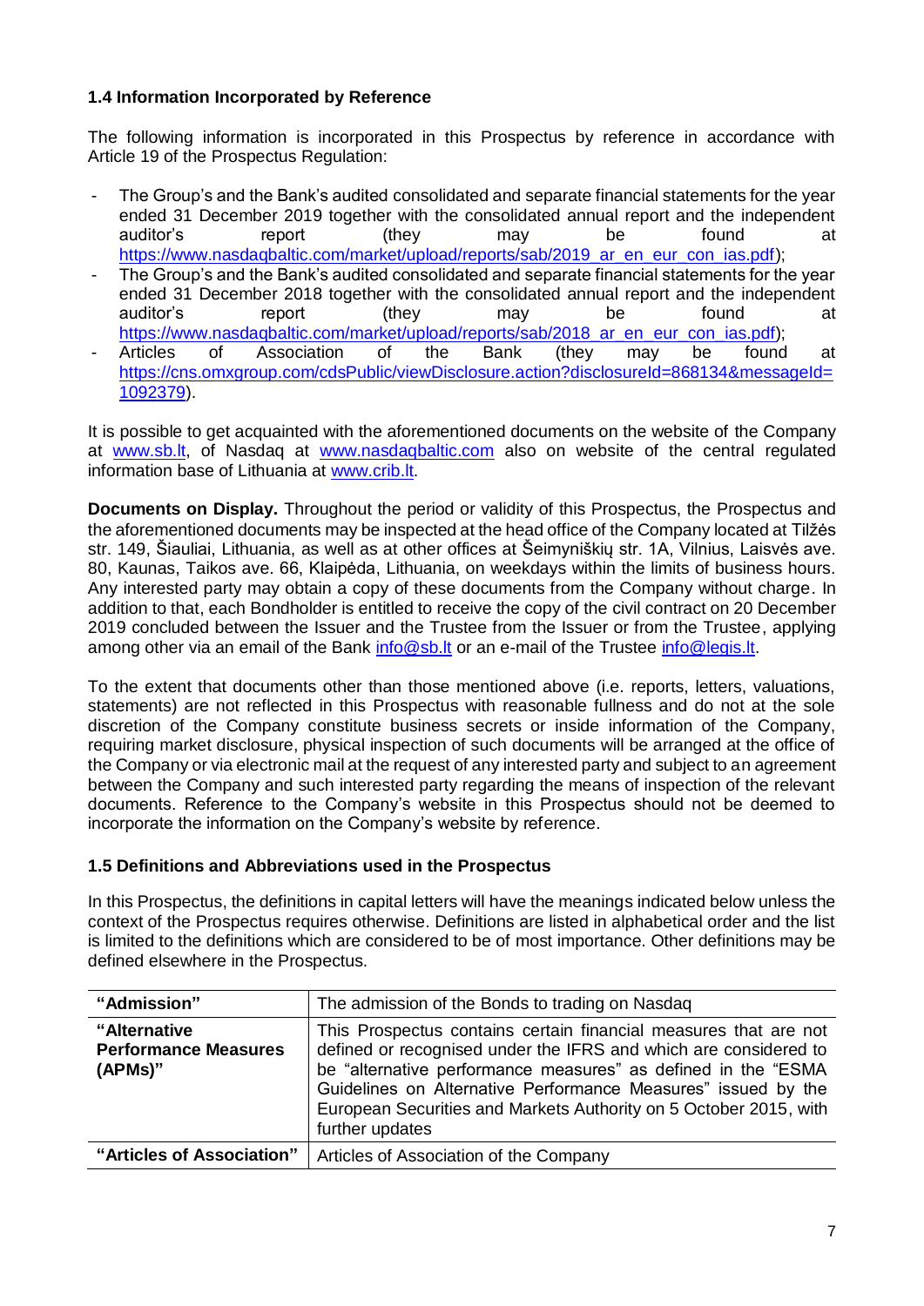### 1.4 Information Incorporated by Reference

The following information is incorporated in this Prospectus by reference in accordance with Article 19 of the Prospectus Regulation:

- The Group's and the Bank's audited consolidated and separate financial statements for the year ended 31 December 2019 together with the consolidated annual report and the independent auditor's report (they may be found at https://www.nasdaqbaltic.com/market/upload/reports/sab/2019_ar_en_eur_con_ias.pdf);
- The Group's and the Bank's audited consolidated and separate financial statements for the year ended 31 December 2018 together with the consolidated annual report and the independent auditor's report (they may be found at https://www.nasdaqbaltic.com/market/upload/reports/sab/2018_ar_en_eur_con_ias.pdf);
- Articles of Association of the Bank (they may be found at https://cns.omxgroup.com/cdsPublic/viewDisclosure.action?disclosureId=868134&messageId=1092379).

It is possible to get acquainted with the aforementioned documents on the website of the Company at www.sb.lt, of Nasdaq at www.nasdaqbaltic.com also on website of the central regulated information base of Lithuania at www.crib.lt.

**Documents on Display.** Throughout the period or validity of this Prospectus, the Prospectus and the aforementioned documents may be inspected at the head office of the Company located at Tilžės str. 149, Šiauliai, Lithuania, as well as at other offices at Šeimyniškių str. 1A, Vilnius, Laisvės ave. 80, Kaunas, Taikos ave. 66, Klaipėda, Lithuania, on weekdays within the limits of business hours. Any interested party may obtain a copy of these documents from the Company without charge. In addition to that, each Bondholder is entitled to receive the copy of the civil contract on 20 December 2019 concluded between the Issuer and the Trustee from the Issuer or from the Trustee, applying among other via an email of the Bank info@sb.lt or an e-mail of the Trustee info@legis.lt.

To the extent that documents other than those mentioned above (i.e. reports, letters, valuations, statements) are not reflected in this Prospectus with reasonable fullness and do not at the sole discretion of the Company constitute business secrets or inside information of the Company, requiring market disclosure, physical inspection of such documents will be arranged at the office of the Company or via electronic mail at the request of any interested party and subject to an agreement between the Company and such interested party regarding the means of inspection of the relevant documents. Reference to the Company's website in this Prospectus should not be deemed to incorporate the information on the Company's website by reference.

### 1.5 Definitions and Abbreviations used in the Prospectus

In this Prospectus, the definitions in capital letters will have the meanings indicated below unless the context of the Prospectus requires otherwise. Definitions are listed in alphabetical order and the list is limited to the definitions which are considered to be of most importance. Other definitions may be defined elsewhere in the Prospectus.

| | |
|---|---|
| **"Admission"** | The admission of the Bonds to trading on Nasdaq |
| **"Alternative Performance Measures (APMs)"** | This Prospectus contains certain financial measures that are not defined or recognised under the IFRS and which are considered to be "alternative performance measures" as defined in the "ESMA Guidelines on Alternative Performance Measures" issued by the European Securities and Markets Authority on 5 October 2015, with further updates |
| **"Articles of Association"** | Articles of Association of the Company |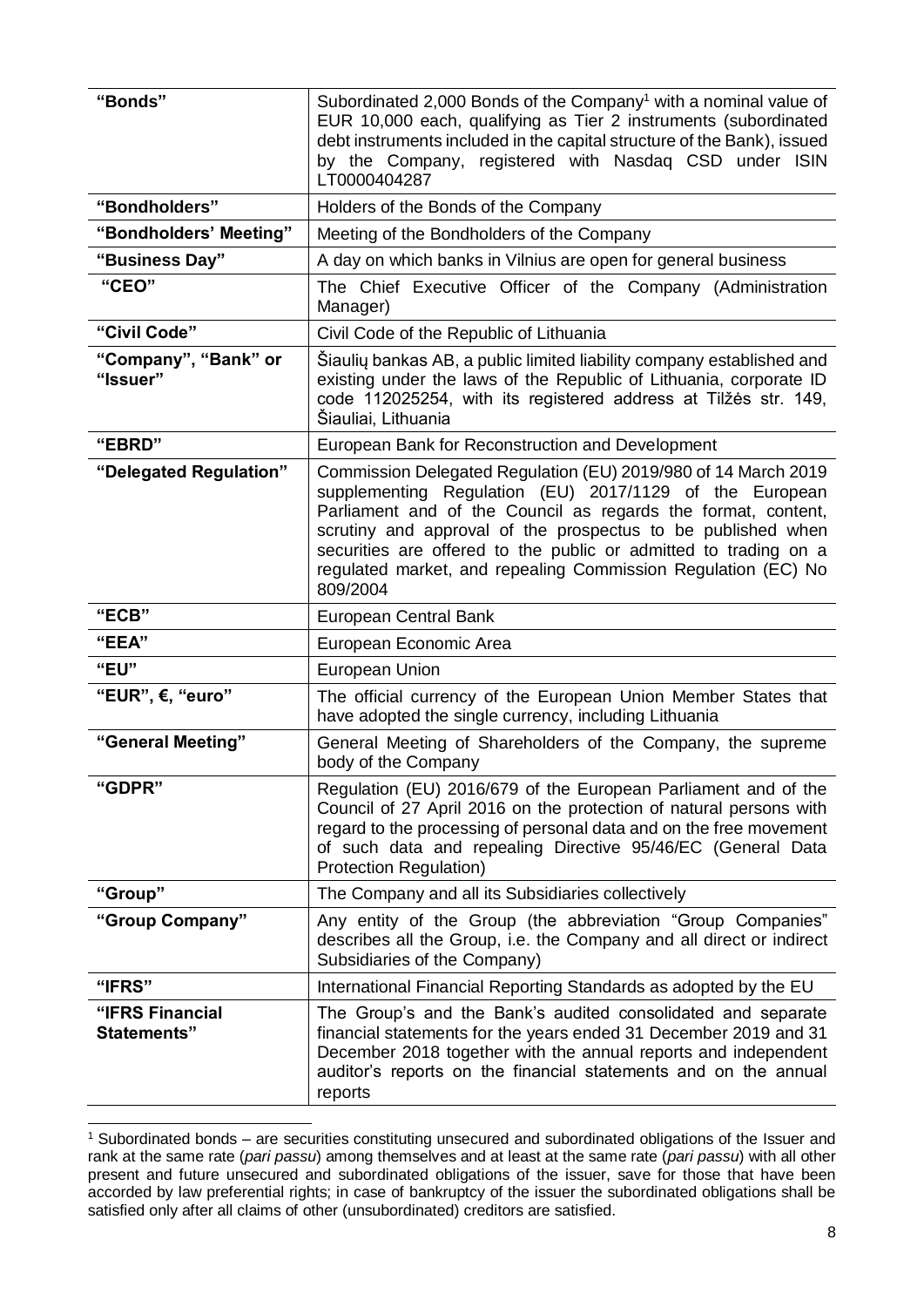| | |
|---|---|
| **"Bonds"** | Subordinated 2,000 Bonds of the Company[1] with a nominal value of EUR 10,000 each, qualifying as Tier 2 instruments (subordinated debt instruments included in the capital structure of the Bank), issued by the Company, registered with Nasdaq CSD under ISIN LT0000404287 |
| **"Bondholders"** | Holders of the Bonds of the Company |
| **"Bondholders' Meeting"** | Meeting of the Bondholders of the Company |
| **"Business Day"** | A day on which banks in Vilnius are open for general business |
| **"CEO"** | The Chief Executive Officer of the Company (Administration Manager) |
| **"Civil Code"** | Civil Code of the Republic of Lithuania |
| **"Company", "Bank" or "Issuer"** | Šiaulių bankas AB, a public limited liability company established and existing under the laws of the Republic of Lithuania, corporate ID code 112025254, with its registered address at Tilžės str. 149, Šiauliai, Lithuania |
| **"EBRD"** | European Bank for Reconstruction and Development |
| **"Delegated Regulation"** | Commission Delegated Regulation (EU) 2019/980 of 14 March 2019 supplementing Regulation (EU) 2017/1129 of the European Parliament and of the Council as regards the format, content, scrutiny and approval of the prospectus to be published when securities are offered to the public or admitted to trading on a regulated market, and repealing Commission Regulation (EC) No 809/2004 |
| **"ECB"** | European Central Bank |
| **"EEA"** | European Economic Area |
| **"EU"** | European Union |
| **"EUR", €, "euro"** | The official currency of the European Union Member States that have adopted the single currency, including Lithuania |
| **"General Meeting"** | General Meeting of Shareholders of the Company, the supreme body of the Company |
| **"GDPR"** | Regulation (EU) 2016/679 of the European Parliament and of the Council of 27 April 2016 on the protection of natural persons with regard to the processing of personal data and on the free movement of such data and repealing Directive 95/46/EC (General Data Protection Regulation) |
| **"Group"** | The Company and all its Subsidiaries collectively |
| **"Group Company"** | Any entity of the Group (the abbreviation "Group Companies" describes all the Group, i.e. the Company and all direct or indirect Subsidiaries of the Company) |
| **"IFRS"** | International Financial Reporting Standards as adopted by the EU |
| **"IFRS Financial Statements"** | The Group's and the Bank's audited consolidated and separate financial statements for the years ended 31 December 2019 and 31 December 2018 together with the annual reports and independent auditor's reports on the financial statements and on the annual reports |

[1] Subordinated bonds – are securities constituting unsecured and subordinated obligations of the Issuer and rank at the same rate (*pari passu*) among themselves and at least at the same rate (*pari passu*) with all other present and future unsecured and subordinated obligations of the issuer, save for those that have been accorded by law preferential rights; in case of bankruptcy of the issuer the subordinated obligations shall be satisfied only after all claims of other (unsubordinated) creditors are satisfied.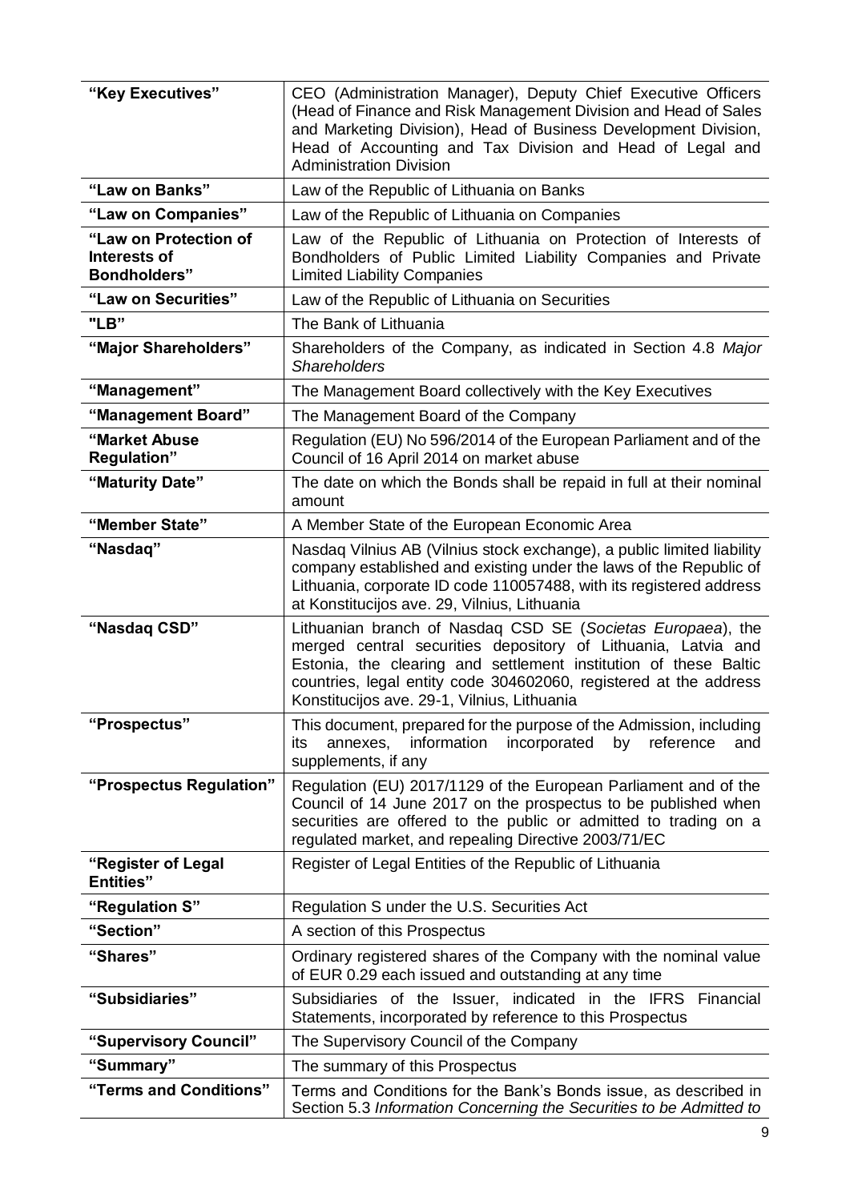| | |
|---|---|
| **"Key Executives"** | CEO (Administration Manager), Deputy Chief Executive Officers (Head of Finance and Risk Management Division and Head of Sales and Marketing Division), Head of Business Development Division, Head of Accounting and Tax Division and Head of Legal and Administration Division |
| **"Law on Banks"** | Law of the Republic of Lithuania on Banks |
| **"Law on Companies"** | Law of the Republic of Lithuania on Companies |
| **"Law on Protection of Interests of Bondholders"** | Law of the Republic of Lithuania on Protection of Interests of Bondholders of Public Limited Liability Companies and Private Limited Liability Companies |
| **"Law on Securities"** | Law of the Republic of Lithuania on Securities |
| **"LB"** | The Bank of Lithuania |
| **"Major Shareholders"** | Shareholders of the Company, as indicated in Section 4.8 *Major Shareholders* |
| **"Management"** | The Management Board collectively with the Key Executives |
| **"Management Board"** | The Management Board of the Company |
| **"Market Abuse Regulation"** | Regulation (EU) No 596/2014 of the European Parliament and of the Council of 16 April 2014 on market abuse |
| **"Maturity Date"** | The date on which the Bonds shall be repaid in full at their nominal amount |
| **"Member State"** | A Member State of the European Economic Area |
| **"Nasdaq"** | Nasdaq Vilnius AB (Vilnius stock exchange), a public limited liability company established and existing under the laws of the Republic of Lithuania, corporate ID code 110057488, with its registered address at Konstitucijos ave. 29, Vilnius, Lithuania |
| **"Nasdaq CSD"** | Lithuanian branch of Nasdaq CSD SE (*Societas Europaea*), the merged central securities depository of Lithuania, Latvia and Estonia, the clearing and settlement institution of these Baltic countries, legal entity code 304602060, registered at the address Konstitucijos ave. 29-1, Vilnius, Lithuania |
| **"Prospectus"** | This document, prepared for the purpose of the Admission, including its annexes, information incorporated by reference and supplements, if any |
| **"Prospectus Regulation"** | Regulation (EU) 2017/1129 of the European Parliament and of the Council of 14 June 2017 on the prospectus to be published when securities are offered to the public or admitted to trading on a regulated market, and repealing Directive 2003/71/EC |
| **"Register of Legal Entities"** | Register of Legal Entities of the Republic of Lithuania |
| **"Regulation S"** | Regulation S under the U.S. Securities Act |
| **"Section"** | A section of this Prospectus |
| **"Shares"** | Ordinary registered shares of the Company with the nominal value of EUR 0.29 each issued and outstanding at any time |
| **"Subsidiaries"** | Subsidiaries of the Issuer, indicated in the IFRS Financial Statements, incorporated by reference to this Prospectus |
| **"Supervisory Council"** | The Supervisory Council of the Company |
| **"Summary"** | The summary of this Prospectus |
| **"Terms and Conditions"** | Terms and Conditions for the Bank's Bonds issue, as described in Section 5.3 *Information Concerning the Securities to be Admitted to* |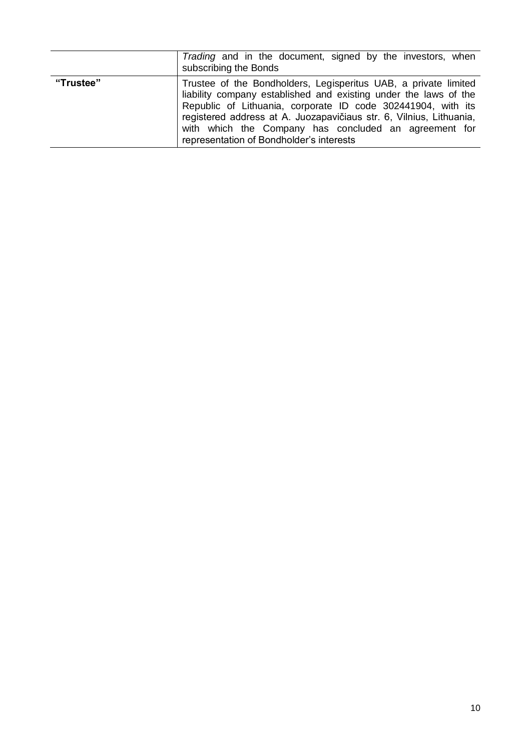| | |
|---|---|
| | *Trading* and in the document, signed by the investors, when subscribing the Bonds |
| **"Trustee"** | Trustee of the Bondholders, Legisperitus UAB, a private limited liability company established and existing under the laws of the Republic of Lithuania, corporate ID code 302441904, with its registered address at A. Juozapavičiaus str. 6, Vilnius, Lithuania, with which the Company has concluded an agreement for representation of Bondholder's interests |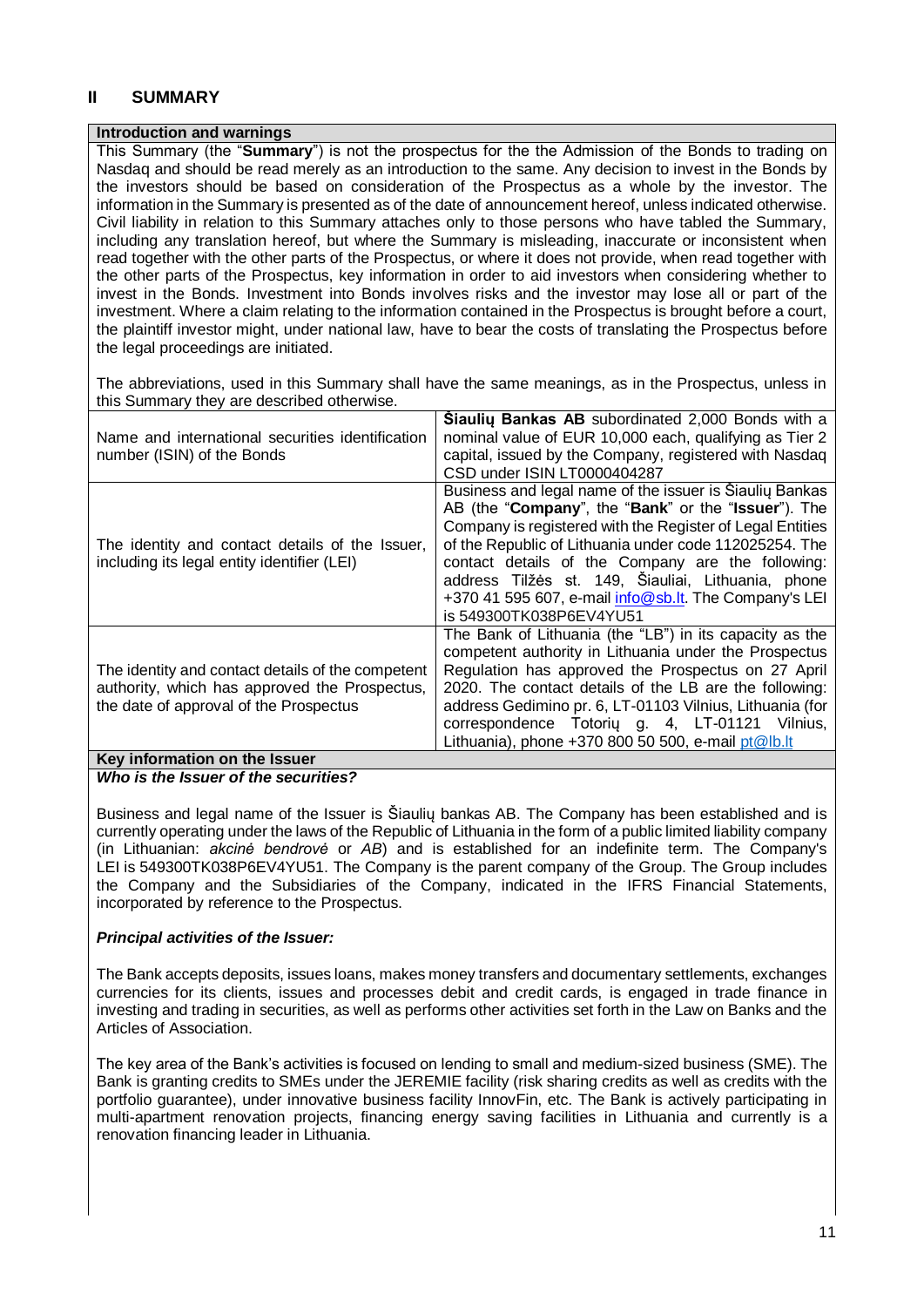## II SUMMARY

**Introduction and warnings**

This Summary (the "**Summary**") is not the prospectus for the the Admission of the Bonds to trading on Nasdaq and should be read merely as an introduction to the same. Any decision to invest in the Bonds by the investors should be based on consideration of the Prospectus as a whole by the investor. The information in the Summary is presented as of the date of announcement hereof, unless indicated otherwise. Civil liability in relation to this Summary attaches only to those persons who have tabled the Summary, including any translation hereof, but where the Summary is misleading, inaccurate or inconsistent when read together with the other parts of the Prospectus, or where it does not provide, when read together with the other parts of the Prospectus, key information in order to aid investors when considering whether to invest in the Bonds. Investment into Bonds involves risks and the investor may lose all or part of the investment. Where a claim relating to the information contained in the Prospectus is brought before a court, the plaintiff investor might, under national law, have to bear the costs of translating the Prospectus before the legal proceedings are initiated.

The abbreviations, used in this Summary shall have the same meanings, as in the Prospectus, unless in this Summary they are described otherwise.

| | |
|---|---|
| Name and international securities identification number (ISIN) of the Bonds | **Šiaulių Bankas AB** subordinated 2,000 Bonds with a nominal value of EUR 10,000 each, qualifying as Tier 2 capital, issued by the Company, registered with Nasdaq CSD under ISIN LT0000404287 |
| The identity and contact details of the Issuer, including its legal entity identifier (LEI) | Business and legal name of the issuer is Šiaulių Bankas AB (the "**Company**", the "**Bank**" or the "**Issuer**"). The Company is registered with the Register of Legal Entities of the Republic of Lithuania under code 112025254. The contact details of the Company are the following: address Tilžės st. 149, Šiauliai, Lithuania, phone +370 41 595 607, e-mail info@sb.lt. The Company's LEI is 549300TK038P6EV4YU51 |
| The identity and contact details of the competent authority, which has approved the Prospectus, the date of approval of the Prospectus | The Bank of Lithuania (the "LB") in its capacity as the competent authority in Lithuania under the Prospectus Regulation has approved the Prospectus on 27 April 2020. The contact details of the LB are the following: address Gedimino pr. 6, LT-01103 Vilnius, Lithuania (for correspondence Totorių g. 4, LT-01121 Vilnius, Lithuania), phone +370 800 50 500, e-mail pt@lb.lt |

**Key information on the Issuer**

***Who is the Issuer of the securities?***

Business and legal name of the Issuer is Šiaulių bankas AB. The Company has been established and is currently operating under the laws of the Republic of Lithuania in the form of a public limited liability company (in Lithuanian: *akcinė bendrovė* or *AB*) and is established for an indefinite term. The Company's LEI is 549300TK038P6EV4YU51. The Company is the parent company of the Group. The Group includes the Company and the Subsidiaries of the Company, indicated in the IFRS Financial Statements, incorporated by reference to the Prospectus.

***Principal activities of the Issuer:***

The Bank accepts deposits, issues loans, makes money transfers and documentary settlements, exchanges currencies for its clients, issues and processes debit and credit cards, is engaged in trade finance in investing and trading in securities, as well as performs other activities set forth in the Law on Banks and the Articles of Association.

The key area of the Bank's activities is focused on lending to small and medium-sized business (SME). The Bank is granting credits to SMEs under the JEREMIE facility (risk sharing credits as well as credits with the portfolio guarantee), under innovative business facility InnovFin, etc. The Bank is actively participating in multi-apartment renovation projects, financing energy saving facilities in Lithuania and currently is a renovation financing leader in Lithuania.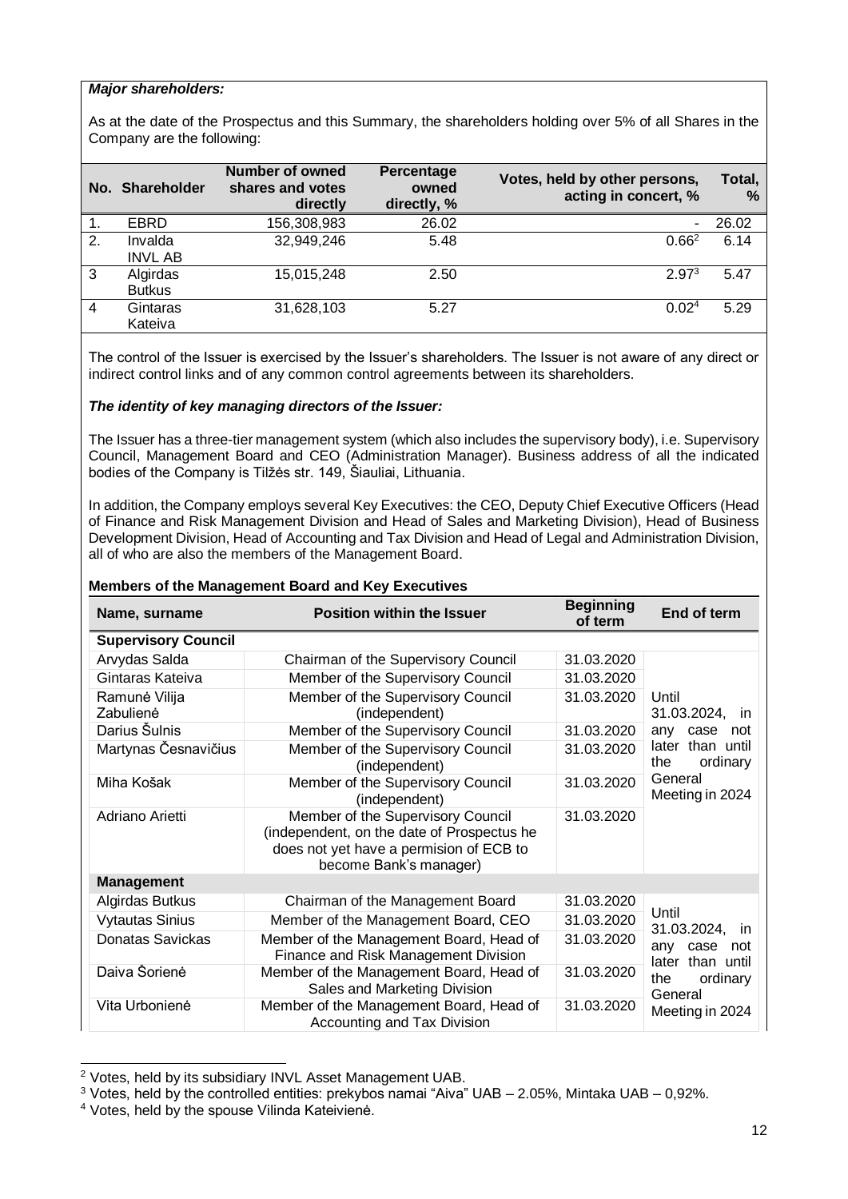***Major shareholders:***

As at the date of the Prospectus and this Summary, the shareholders holding over 5% of all Shares in the Company are the following:

| No. | Shareholder | Number of owned shares and votes directly | Percentage owned directly, % | Votes, held by other persons, acting in concert, % | Total, % |
|---|---|---|---|---|---|
| 1. | EBRD | 156,308,983 | 26.02 | - | 26.02 |
| 2. | Invalda INVL AB | 32,949,246 | 5.48 | 0.66[2] | 6.14 |
| 3 | Algirdas Butkus | 15,015,248 | 2.50 | 2.97[3] | 5.47 |
| 4 | Gintaras Kateiva | 31,628,103 | 5.27 | 0.02[4] | 5.29 |

The control of the Issuer is exercised by the Issuer's shareholders. The Issuer is not aware of any direct or indirect control links and of any common control agreements between its shareholders.

***The identity of key managing directors of the Issuer:***

The Issuer has a three-tier management system (which also includes the supervisory body), i.e. Supervisory Council, Management Board and CEO (Administration Manager). Business address of all the indicated bodies of the Company is Tilžės str. 149, Šiauliai, Lithuania.

In addition, the Company employs several Key Executives: the CEO, Deputy Chief Executive Officers (Head of Finance and Risk Management Division and Head of Sales and Marketing Division), Head of Business Development Division, Head of Accounting and Tax Division and Head of Legal and Administration Division, all of who are also the members of the Management Board.

**Members of the Management Board and Key Executives**

| Name, surname | Position within the Issuer | Beginning of term | End of term |
|---|---|---|---|
| **Supervisory Council** | | | |
| Arvydas Salda | Chairman of the Supervisory Council | 31.03.2020 | Until 31.03.2024, in any case not later than until the ordinary General Meeting in 2024 |
| Gintaras Kateiva | Member of the Supervisory Council | 31.03.2020 | |
| Ramunė Vilija Zabulienė | Member of the Supervisory Council (independent) | 31.03.2020 | |
| Darius Šulnis | Member of the Supervisory Council | 31.03.2020 | |
| Martynas Česnavičius | Member of the Supervisory Council (independent) | 31.03.2020 | |
| Miha Košak | Member of the Supervisory Council (independent) | 31.03.2020 | |
| Adriano Arietti | Member of the Supervisory Council (independent, on the date of Prospectus he does not yet have a permision of ECB to become Bank's manager) | 31.03.2020 | |
| **Management** | | | |
| Algirdas Butkus | Chairman of the Management Board | 31.03.2020 | Until 31.03.2024, in any case not later than until the ordinary General Meeting in 2024 |
| Vytautas Sinius | Member of the Management Board, CEO | 31.03.2020 | |
| Donatas Savickas | Member of the Management Board, Head of Finance and Risk Management Division | 31.03.2020 | |
| Daiva Šorienė | Member of the Management Board, Head of Sales and Marketing Division | 31.03.2020 | |
| Vita Urbonienė | Member of the Management Board, Head of Accounting and Tax Division | 31.03.2020 | |

[2] Votes, held by its subsidiary INVL Asset Management UAB.
[3] Votes, held by the controlled entities: prekybos namai "Aiva" UAB – 2.05%, Mintaka UAB – 0,92%.
[4] Votes, held by the spouse Vilinda Kateivienė.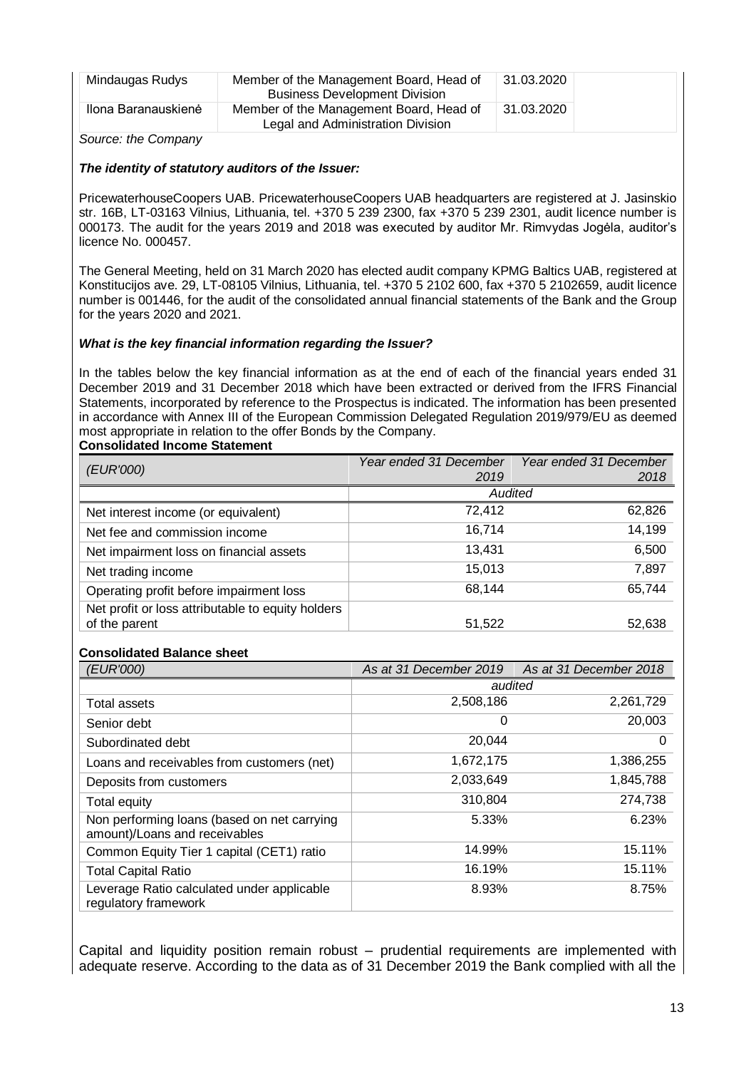| Mindaugas Rudys | Member of the Management Board, Head of Business Development Division | 31.03.2020 | |
|---|---|---|---|
| Ilona Baranauskienė | Member of the Management Board, Head of Legal and Administration Division | 31.03.2020 | |

*Source: the Company*

***The identity of statutory auditors of the Issuer:***

PricewaterhouseCoopers UAB. PricewaterhouseCoopers UAB headquarters are registered at J. Jasinskio str. 16B, LT-03163 Vilnius, Lithuania, tel. +370 5 239 2300, fax +370 5 239 2301, audit licence number is 000173. The audit for the years 2019 and 2018 was executed by auditor Mr. Rimvydas Jogėla, auditor's licence No. 000457.

The General Meeting, held on 31 March 2020 has elected audit company KPMG Baltics UAB, registered at Konstitucijos ave. 29, LT-08105 Vilnius, Lithuania, tel. +370 5 2102 600, fax +370 5 2102659, audit licence number is 001446, for the audit of the consolidated annual financial statements of the Bank and the Group for the years 2020 and 2021.

***What is the key financial information regarding the Issuer?***

In the tables below the key financial information as at the end of each of the financial years ended 31 December 2019 and 31 December 2018 which have been extracted or derived from the IFRS Financial Statements, incorporated by reference to the Prospectus is indicated. The information has been presented in accordance with Annex III of the European Commission Delegated Regulation 2019/979/EU as deemed most appropriate in relation to the offer Bonds by the Company.

**Consolidated Income Statement**

| *(EUR'000)* | *Year ended 31 December 2019* | *Year ended 31 December 2018* |
|---|---|---|
| | *Audited* | |
| Net interest income (or equivalent) | 72,412 | 62,826 |
| Net fee and commission income | 16,714 | 14,199 |
| Net impairment loss on financial assets | 13,431 | 6,500 |
| Net trading income | 15,013 | 7,897 |
| Operating profit before impairment loss | 68,144 | 65,744 |
| Net profit or loss attributable to equity holders of the parent | 51,522 | 52,638 |

**Consolidated Balance sheet**

| *(EUR'000)* | *As at 31 December 2019* | *As at 31 December 2018* |
|---|---|---|
| | *audited* | |
| Total assets | 2,508,186 | 2,261,729 |
| Senior debt | 0 | 20,003 |
| Subordinated debt | 20,044 | 0 |
| Loans and receivables from customers (net) | 1,672,175 | 1,386,255 |
| Deposits from customers | 2,033,649 | 1,845,788 |
| Total equity | 310,804 | 274,738 |
| Non performing loans (based on net carrying amount)/Loans and receivables | 5.33% | 6.23% |
| Common Equity Tier 1 capital (CET1) ratio | 14.99% | 15.11% |
| Total Capital Ratio | 16.19% | 15.11% |
| Leverage Ratio calculated under applicable regulatory framework | 8.93% | 8.75% |

Capital and liquidity position remain robust – prudential requirements are implemented with adequate reserve. According to the data as of 31 December 2019 the Bank complied with all the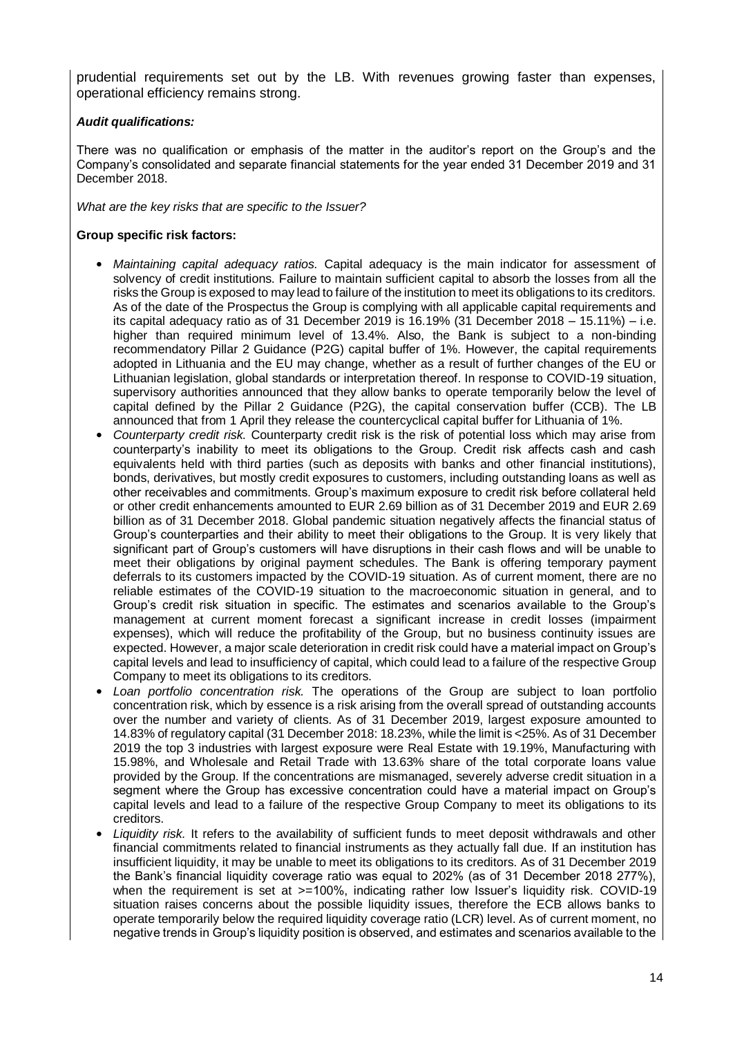prudential requirements set out by the LB. With revenues growing faster than expenses, operational efficiency remains strong.

***Audit qualifications:***

There was no qualification or emphasis of the matter in the auditor's report on the Group's and the Company's consolidated and separate financial statements for the year ended 31 December 2019 and 31 December 2018.

*What are the key risks that are specific to the Issuer?*

**Group specific risk factors:**

- *Maintaining capital adequacy ratios.* Capital adequacy is the main indicator for assessment of solvency of credit institutions. Failure to maintain sufficient capital to absorb the losses from all the risks the Group is exposed to may lead to failure of the institution to meet its obligations to its creditors. As of the date of the Prospectus the Group is complying with all applicable capital requirements and its capital adequacy ratio as of 31 December 2019 is 16.19% (31 December 2018 – 15.11%) – i.e. higher than required minimum level of 13.4%. Also, the Bank is subject to a non-binding recommendatory Pillar 2 Guidance (P2G) capital buffer of 1%. However, the capital requirements adopted in Lithuania and the EU may change, whether as a result of further changes of the EU or Lithuanian legislation, global standards or interpretation thereof. In response to COVID-19 situation, supervisory authorities announced that they allow banks to operate temporarily below the level of capital defined by the Pillar 2 Guidance (P2G), the capital conservation buffer (CCB). The LB announced that from 1 April they release the countercyclical capital buffer for Lithuania of 1%.
- *Counterparty credit risk.* Counterparty credit risk is the risk of potential loss which may arise from counterparty's inability to meet its obligations to the Group. Credit risk affects cash and cash equivalents held with third parties (such as deposits with banks and other financial institutions), bonds, derivatives, but mostly credit exposures to customers, including outstanding loans as well as other receivables and commitments. Group's maximum exposure to credit risk before collateral held or other credit enhancements amounted to EUR 2.69 billion as of 31 December 2019 and EUR 2.69 billion as of 31 December 2018. Global pandemic situation negatively affects the financial status of Group's counterparties and their ability to meet their obligations to the Group. It is very likely that significant part of Group's customers will have disruptions in their cash flows and will be unable to meet their obligations by original payment schedules. The Bank is offering temporary payment deferrals to its customers impacted by the COVID-19 situation. As of current moment, there are no reliable estimates of the COVID-19 situation to the macroeconomic situation in general, and to Group's credit risk situation in specific. The estimates and scenarios available to the Group's management at current moment forecast a significant increase in credit losses (impairment expenses), which will reduce the profitability of the Group, but no business continuity issues are expected. However, a major scale deterioration in credit risk could have a material impact on Group's capital levels and lead to insufficiency of capital, which could lead to a failure of the respective Group Company to meet its obligations to its creditors.
- *Loan portfolio concentration risk.* The operations of the Group are subject to loan portfolio concentration risk, which by essence is a risk arising from the overall spread of outstanding accounts over the number and variety of clients. As of 31 December 2019, largest exposure amounted to 14.83% of regulatory capital (31 December 2018: 18.23%, while the limit is <25%. As of 31 December 2019 the top 3 industries with largest exposure were Real Estate with 19.19%, Manufacturing with 15.98%, and Wholesale and Retail Trade with 13.63% share of the total corporate loans value provided by the Group. If the concentrations are mismanaged, severely adverse credit situation in a segment where the Group has excessive concentration could have a material impact on Group's capital levels and lead to a failure of the respective Group Company to meet its obligations to its creditors.
- *Liquidity risk.* It refers to the availability of sufficient funds to meet deposit withdrawals and other financial commitments related to financial instruments as they actually fall due. If an institution has insufficient liquidity, it may be unable to meet its obligations to its creditors. As of 31 December 2019 the Bank's financial liquidity coverage ratio was equal to 202% (as of 31 December 2018 277%), when the requirement is set at >=100%, indicating rather low Issuer's liquidity risk. COVID-19 situation raises concerns about the possible liquidity issues, therefore the ECB allows banks to operate temporarily below the required liquidity coverage ratio (LCR) level. As of current moment, no negative trends in Group's liquidity position is observed, and estimates and scenarios available to the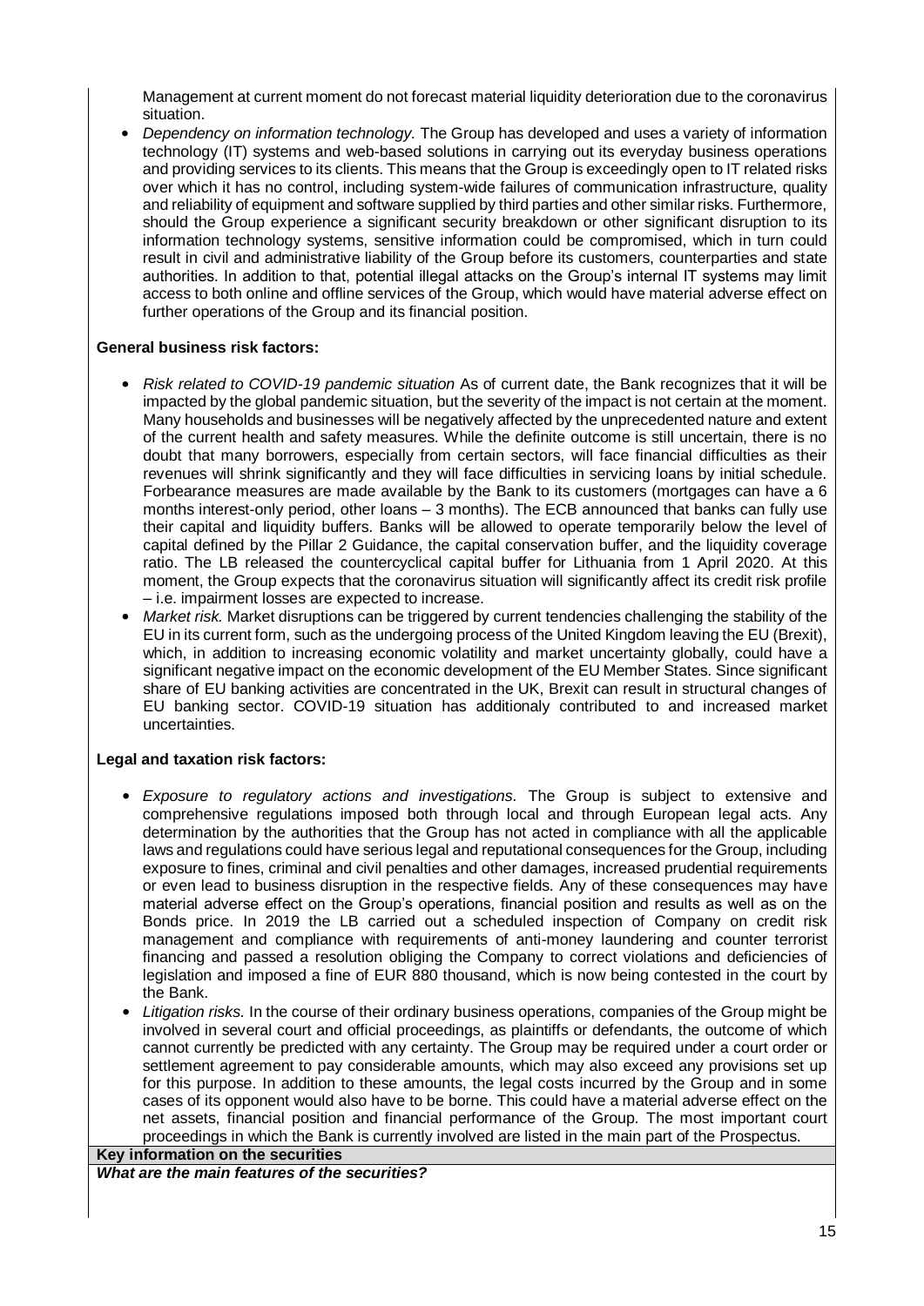Management at current moment do not forecast material liquidity deterioration due to the coronavirus situation.

- *Dependency on information technology.* The Group has developed and uses a variety of information technology (IT) systems and web-based solutions in carrying out its everyday business operations and providing services to its clients. This means that the Group is exceedingly open to IT related risks over which it has no control, including system-wide failures of communication infrastructure, quality and reliability of equipment and software supplied by third parties and other similar risks. Furthermore, should the Group experience a significant security breakdown or other significant disruption to its information technology systems, sensitive information could be compromised, which in turn could result in civil and administrative liability of the Group before its customers, counterparties and state authorities. In addition to that, potential illegal attacks on the Group's internal IT systems may limit access to both online and offline services of the Group, which would have material adverse effect on further operations of the Group and its financial position.

**General business risk factors:**

- *Risk related to COVID-19 pandemic situation* As of current date, the Bank recognizes that it will be impacted by the global pandemic situation, but the severity of the impact is not certain at the moment. Many households and businesses will be negatively affected by the unprecedented nature and extent of the current health and safety measures. While the definite outcome is still uncertain, there is no doubt that many borrowers, especially from certain sectors, will face financial difficulties as their revenues will shrink significantly and they will face difficulties in servicing loans by initial schedule. Forbearance measures are made available by the Bank to its customers (mortgages can have a 6 months interest-only period, other loans – 3 months). The ECB announced that banks can fully use their capital and liquidity buffers. Banks will be allowed to operate temporarily below the level of capital defined by the Pillar 2 Guidance, the capital conservation buffer, and the liquidity coverage ratio. The LB released the countercyclical capital buffer for Lithuania from 1 April 2020. At this moment, the Group expects that the coronavirus situation will significantly affect its credit risk profile – i.e. impairment losses are expected to increase.
- *Market risk.* Market disruptions can be triggered by current tendencies challenging the stability of the EU in its current form, such as the undergoing process of the United Kingdom leaving the EU (Brexit), which, in addition to increasing economic volatility and market uncertainty globally, could have a significant negative impact on the economic development of the EU Member States. Since significant share of EU banking activities are concentrated in the UK, Brexit can result in structural changes of EU banking sector. COVID-19 situation has additionaly contributed to and increased market uncertainties.

**Legal and taxation risk factors:**

- *Exposure to regulatory actions and investigations.* The Group is subject to extensive and comprehensive regulations imposed both through local and through European legal acts. Any determination by the authorities that the Group has not acted in compliance with all the applicable laws and regulations could have serious legal and reputational consequences for the Group, including exposure to fines, criminal and civil penalties and other damages, increased prudential requirements or even lead to business disruption in the respective fields. Any of these consequences may have material adverse effect on the Group's operations, financial position and results as well as on the Bonds price. In 2019 the LB carried out a scheduled inspection of Company on credit risk management and compliance with requirements of anti-money laundering and counter terrorist financing and passed a resolution obliging the Company to correct violations and deficiencies of legislation and imposed a fine of EUR 880 thousand, which is now being contested in the court by the Bank.
- *Litigation risks.* In the course of their ordinary business operations, companies of the Group might be involved in several court and official proceedings, as plaintiffs or defendants, the outcome of which cannot currently be predicted with any certainty. The Group may be required under a court order or settlement agreement to pay considerable amounts, which may also exceed any provisions set up for this purpose. In addition to these amounts, the legal costs incurred by the Group and in some cases of its opponent would also have to be borne. This could have a material adverse effect on the net assets, financial position and financial performance of the Group. The most important court proceedings in which the Bank is currently involved are listed in the main part of the Prospectus.

**Key information on the securities**

***What are the main features of the securities?***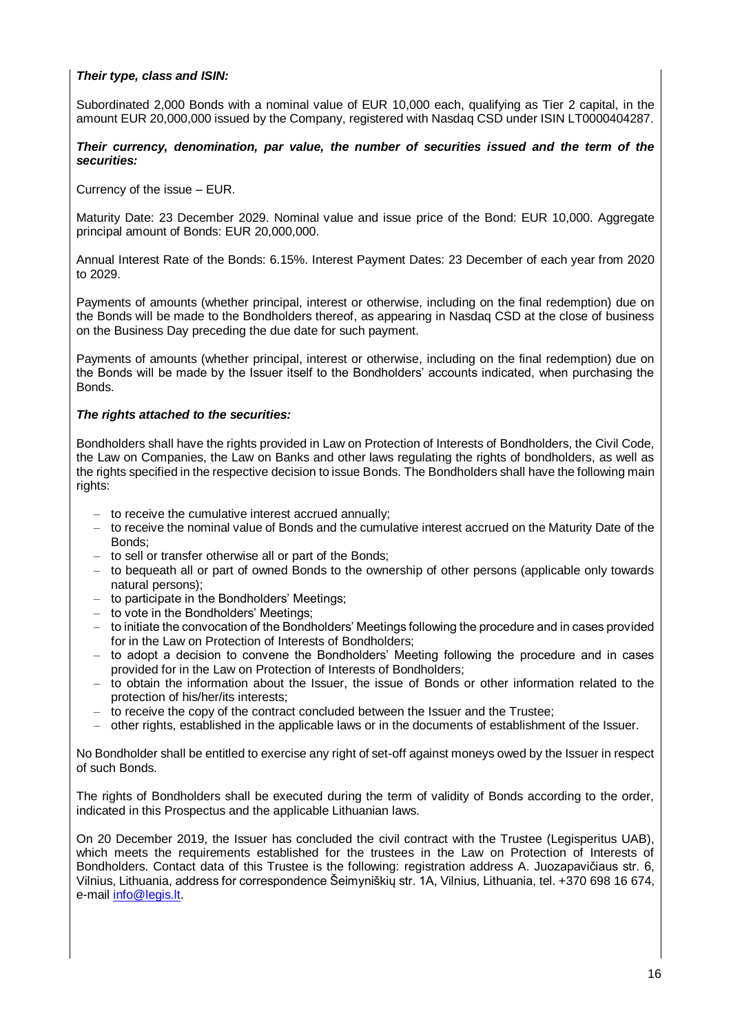***Their type, class and ISIN:***

Subordinated 2,000 Bonds with a nominal value of EUR 10,000 each, qualifying as Tier 2 capital, in the amount EUR 20,000,000 issued by the Company, registered with Nasdaq CSD under ISIN LT0000404287.

***Their currency, denomination, par value, the number of securities issued and the term of the securities:***

Currency of the issue – EUR.

Maturity Date: 23 December 2029. Nominal value and issue price of the Bond: EUR 10,000. Aggregate principal amount of Bonds: EUR 20,000,000.

Annual Interest Rate of the Bonds: 6.15%. Interest Payment Dates: 23 December of each year from 2020 to 2029.

Payments of amounts (whether principal, interest or otherwise, including on the final redemption) due on the Bonds will be made to the Bondholders thereof, as appearing in Nasdaq CSD at the close of business on the Business Day preceding the due date for such payment.

Payments of amounts (whether principal, interest or otherwise, including on the final redemption) due on the Bonds will be made by the Issuer itself to the Bondholders' accounts indicated, when purchasing the Bonds.

***The rights attached to the securities:***

Bondholders shall have the rights provided in Law on Protection of Interests of Bondholders, the Civil Code, the Law on Companies, the Law on Banks and other laws regulating the rights of bondholders, as well as the rights specified in the respective decision to issue Bonds. The Bondholders shall have the following main rights:

- to receive the cumulative interest accrued annually;
- to receive the nominal value of Bonds and the cumulative interest accrued on the Maturity Date of the Bonds;
- to sell or transfer otherwise all or part of the Bonds;
- to bequeath all or part of owned Bonds to the ownership of other persons (applicable only towards natural persons);
- to participate in the Bondholders' Meetings;
- to vote in the Bondholders' Meetings;
- to initiate the convocation of the Bondholders' Meetings following the procedure and in cases provided for in the Law on Protection of Interests of Bondholders;
- to adopt a decision to convene the Bondholders' Meeting following the procedure and in cases provided for in the Law on Protection of Interests of Bondholders;
- to obtain the information about the Issuer, the issue of Bonds or other information related to the protection of his/her/its interests;
- to receive the copy of the contract concluded between the Issuer and the Trustee;
- other rights, established in the applicable laws or in the documents of establishment of the Issuer.

No Bondholder shall be entitled to exercise any right of set-off against moneys owed by the Issuer in respect of such Bonds.

The rights of Bondholders shall be executed during the term of validity of Bonds according to the order, indicated in this Prospectus and the applicable Lithuanian laws.

On 20 December 2019, the Issuer has concluded the civil contract with the Trustee (Legisperitus UAB), which meets the requirements established for the trustees in the Law on Protection of Interests of Bondholders. Contact data of this Trustee is the following: registration address A. Juozapavičiaus str. 6, Vilnius, Lithuania, address for correspondence Šeimyniškių str. 1A, Vilnius, Lithuania, tel. +370 698 16 674, e-mail info@legis.lt.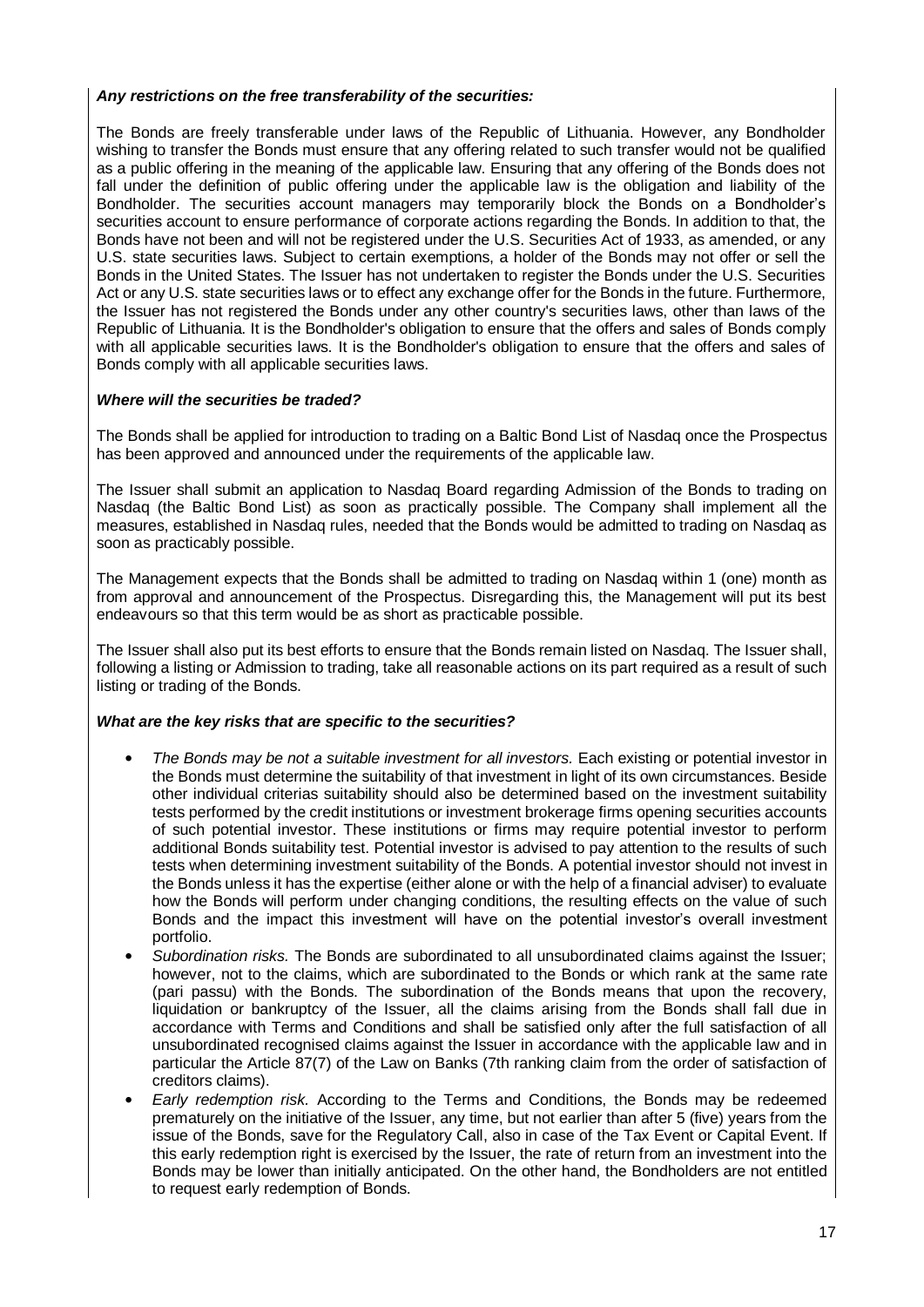***Any restrictions on the free transferability of the securities:***

The Bonds are freely transferable under laws of the Republic of Lithuania. However, any Bondholder wishing to transfer the Bonds must ensure that any offering related to such transfer would not be qualified as a public offering in the meaning of the applicable law. Ensuring that any offering of the Bonds does not fall under the definition of public offering under the applicable law is the obligation and liability of the Bondholder. The securities account managers may temporarily block the Bonds on a Bondholder's securities account to ensure performance of corporate actions regarding the Bonds. In addition to that, the Bonds have not been and will not be registered under the U.S. Securities Act of 1933, as amended, or any U.S. state securities laws. Subject to certain exemptions, a holder of the Bonds may not offer or sell the Bonds in the United States. The Issuer has not undertaken to register the Bonds under the U.S. Securities Act or any U.S. state securities laws or to effect any exchange offer for the Bonds in the future. Furthermore, the Issuer has not registered the Bonds under any other country's securities laws, other than laws of the Republic of Lithuania. It is the Bondholder's obligation to ensure that the offers and sales of Bonds comply with all applicable securities laws. It is the Bondholder's obligation to ensure that the offers and sales of Bonds comply with all applicable securities laws.

***Where will the securities be traded?***

The Bonds shall be applied for introduction to trading on a Baltic Bond List of Nasdaq once the Prospectus has been approved and announced under the requirements of the applicable law.

The Issuer shall submit an application to Nasdaq Board regarding Admission of the Bonds to trading on Nasdaq (the Baltic Bond List) as soon as practically possible. The Company shall implement all the measures, established in Nasdaq rules, needed that the Bonds would be admitted to trading on Nasdaq as soon as practicably possible.

The Management expects that the Bonds shall be admitted to trading on Nasdaq within 1 (one) month as from approval and announcement of the Prospectus. Disregarding this, the Management will put its best endeavours so that this term would be as short as practicable possible.

The Issuer shall also put its best efforts to ensure that the Bonds remain listed on Nasdaq. The Issuer shall, following a listing or Admission to trading, take all reasonable actions on its part required as a result of such listing or trading of the Bonds.

***What are the key risks that are specific to the securities?***

- *The Bonds may be not a suitable investment for all investors.* Each existing or potential investor in the Bonds must determine the suitability of that investment in light of its own circumstances. Beside other individual criterias suitability should also be determined based on the investment suitability tests performed by the credit institutions or investment brokerage firms opening securities accounts of such potential investor. These institutions or firms may require potential investor to perform additional Bonds suitability test. Potential investor is advised to pay attention to the results of such tests when determining investment suitability of the Bonds. A potential investor should not invest in the Bonds unless it has the expertise (either alone or with the help of a financial adviser) to evaluate how the Bonds will perform under changing conditions, the resulting effects on the value of such Bonds and the impact this investment will have on the potential investor's overall investment portfolio.
- *Subordination risks.* The Bonds are subordinated to all unsubordinated claims against the Issuer; however, not to the claims, which are subordinated to the Bonds or which rank at the same rate (pari passu) with the Bonds. The subordination of the Bonds means that upon the recovery, liquidation or bankruptcy of the Issuer, all the claims arising from the Bonds shall fall due in accordance with Terms and Conditions and shall be satisfied only after the full satisfaction of all unsubordinated recognised claims against the Issuer in accordance with the applicable law and in particular the Article 87(7) of the Law on Banks (7th ranking claim from the order of satisfaction of creditors claims).
- *Early redemption risk.* According to the Terms and Conditions, the Bonds may be redeemed prematurely on the initiative of the Issuer, any time, but not earlier than after 5 (five) years from the issue of the Bonds, save for the Regulatory Call, also in case of the Tax Event or Capital Event. If this early redemption right is exercised by the Issuer, the rate of return from an investment into the Bonds may be lower than initially anticipated. On the other hand, the Bondholders are not entitled to request early redemption of Bonds.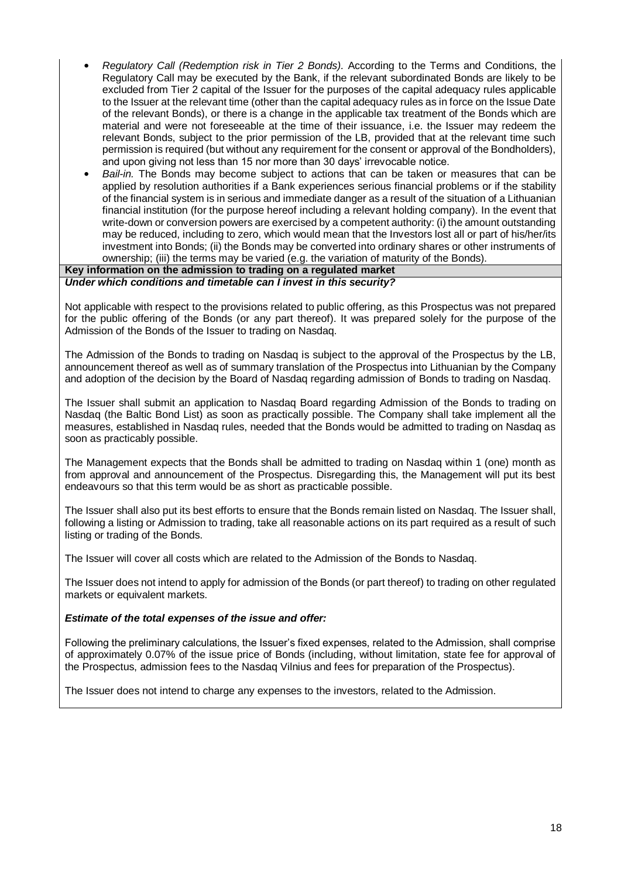- *Regulatory Call (Redemption risk in Tier 2 Bonds).* According to the Terms and Conditions, the Regulatory Call may be executed by the Bank, if the relevant subordinated Bonds are likely to be excluded from Tier 2 capital of the Issuer for the purposes of the capital adequacy rules applicable to the Issuer at the relevant time (other than the capital adequacy rules as in force on the Issue Date of the relevant Bonds), or there is a change in the applicable tax treatment of the Bonds which are material and were not foreseeable at the time of their issuance, i.e. the Issuer may redeem the relevant Bonds, subject to the prior permission of the LB, provided that at the relevant time such permission is required (but without any requirement for the consent or approval of the Bondholders), and upon giving not less than 15 nor more than 30 days' irrevocable notice.
- *Bail-in.* The Bonds may become subject to actions that can be taken or measures that can be applied by resolution authorities if a Bank experiences serious financial problems or if the stability of the financial system is in serious and immediate danger as a result of the situation of a Lithuanian financial institution (for the purpose hereof including a relevant holding company). In the event that write-down or conversion powers are exercised by a competent authority: (i) the amount outstanding may be reduced, including to zero, which would mean that the Investors lost all or part of his/her/its investment into Bonds; (ii) the Bonds may be converted into ordinary shares or other instruments of ownership; (iii) the terms may be varied (e.g. the variation of maturity of the Bonds).

**Key information on the admission to trading on a regulated market**

***Under which conditions and timetable can I invest in this security?***

Not applicable with respect to the provisions related to public offering, as this Prospectus was not prepared for the public offering of the Bonds (or any part thereof). It was prepared solely for the purpose of the Admission of the Bonds of the Issuer to trading on Nasdaq.

The Admission of the Bonds to trading on Nasdaq is subject to the approval of the Prospectus by the LB, announcement thereof as well as of summary translation of the Prospectus into Lithuanian by the Company and adoption of the decision by the Board of Nasdaq regarding admission of Bonds to trading on Nasdaq.

The Issuer shall submit an application to Nasdaq Board regarding Admission of the Bonds to trading on Nasdaq (the Baltic Bond List) as soon as practically possible. The Company shall take implement all the measures, established in Nasdaq rules, needed that the Bonds would be admitted to trading on Nasdaq as soon as practicably possible.

The Management expects that the Bonds shall be admitted to trading on Nasdaq within 1 (one) month as from approval and announcement of the Prospectus. Disregarding this, the Management will put its best endeavours so that this term would be as short as practicable possible.

The Issuer shall also put its best efforts to ensure that the Bonds remain listed on Nasdaq. The Issuer shall, following a listing or Admission to trading, take all reasonable actions on its part required as a result of such listing or trading of the Bonds.

The Issuer will cover all costs which are related to the Admission of the Bonds to Nasdaq.

The Issuer does not intend to apply for admission of the Bonds (or part thereof) to trading on other regulated markets or equivalent markets.

***Estimate of the total expenses of the issue and offer:***

Following the preliminary calculations, the Issuer's fixed expenses, related to the Admission, shall comprise of approximately 0.07% of the issue price of Bonds (including, without limitation, state fee for approval of the Prospectus, admission fees to the Nasdaq Vilnius and fees for preparation of the Prospectus).

The Issuer does not intend to charge any expenses to the investors, related to the Admission.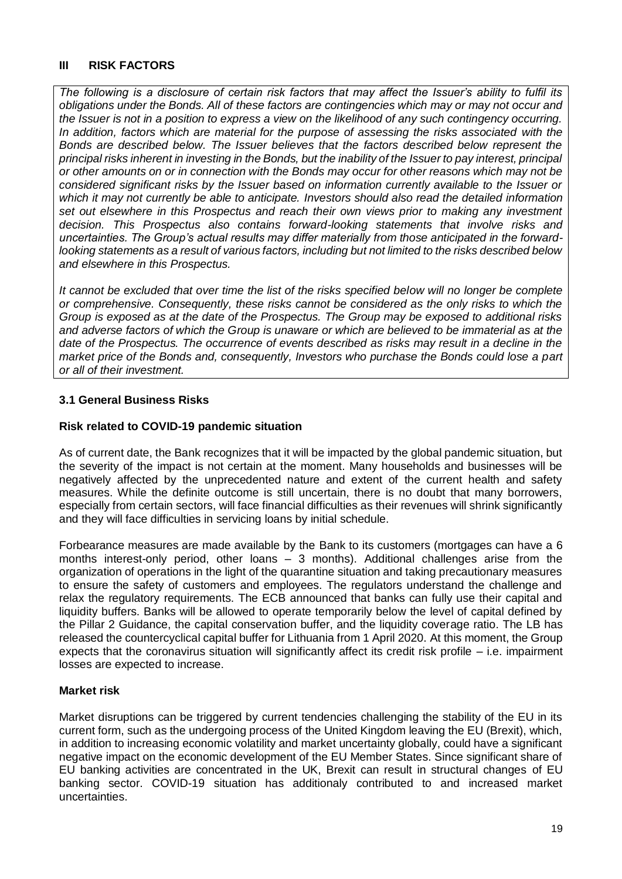## III RISK FACTORS

*The following is a disclosure of certain risk factors that may affect the Issuer's ability to fulfil its obligations under the Bonds. All of these factors are contingencies which may or may not occur and the Issuer is not in a position to express a view on the likelihood of any such contingency occurring. In addition, factors which are material for the purpose of assessing the risks associated with the Bonds are described below. The Issuer believes that the factors described below represent the principal risks inherent in investing in the Bonds, but the inability of the Issuer to pay interest, principal or other amounts on or in connection with the Bonds may occur for other reasons which may not be considered significant risks by the Issuer based on information currently available to the Issuer or which it may not currently be able to anticipate. Investors should also read the detailed information set out elsewhere in this Prospectus and reach their own views prior to making any investment decision. This Prospectus also contains forward-looking statements that involve risks and uncertainties. The Group's actual results may differ materially from those anticipated in the forward-looking statements as a result of various factors, including but not limited to the risks described below and elsewhere in this Prospectus.*

*It cannot be excluded that over time the list of the risks specified below will no longer be complete or comprehensive. Consequently, these risks cannot be considered as the only risks to which the Group is exposed as at the date of the Prospectus. The Group may be exposed to additional risks and adverse factors of which the Group is unaware or which are believed to be immaterial as at the date of the Prospectus. The occurrence of events described as risks may result in a decline in the market price of the Bonds and, consequently, Investors who purchase the Bonds could lose a part or all of their investment.*

### 3.1 General Business Risks

**Risk related to COVID-19 pandemic situation**

As of current date, the Bank recognizes that it will be impacted by the global pandemic situation, but the severity of the impact is not certain at the moment. Many households and businesses will be negatively affected by the unprecedented nature and extent of the current health and safety measures. While the definite outcome is still uncertain, there is no doubt that many borrowers, especially from certain sectors, will face financial difficulties as their revenues will shrink significantly and they will face difficulties in servicing loans by initial schedule.

Forbearance measures are made available by the Bank to its customers (mortgages can have a 6 months interest-only period, other loans – 3 months). Additional challenges arise from the organization of operations in the light of the quarantine situation and taking precautionary measures to ensure the safety of customers and employees. The regulators understand the challenge and relax the regulatory requirements. The ECB announced that banks can fully use their capital and liquidity buffers. Banks will be allowed to operate temporarily below the level of capital defined by the Pillar 2 Guidance, the capital conservation buffer, and the liquidity coverage ratio. The LB has released the countercyclical capital buffer for Lithuania from 1 April 2020. At this moment, the Group expects that the coronavirus situation will significantly affect its credit risk profile – i.e. impairment losses are expected to increase.

**Market risk**

Market disruptions can be triggered by current tendencies challenging the stability of the EU in its current form, such as the undergoing process of the United Kingdom leaving the EU (Brexit), which, in addition to increasing economic volatility and market uncertainty globally, could have a significant negative impact on the economic development of the EU Member States. Since significant share of EU banking activities are concentrated in the UK, Brexit can result in structural changes of EU banking sector. COVID-19 situation has additionaly contributed to and increased market uncertainties.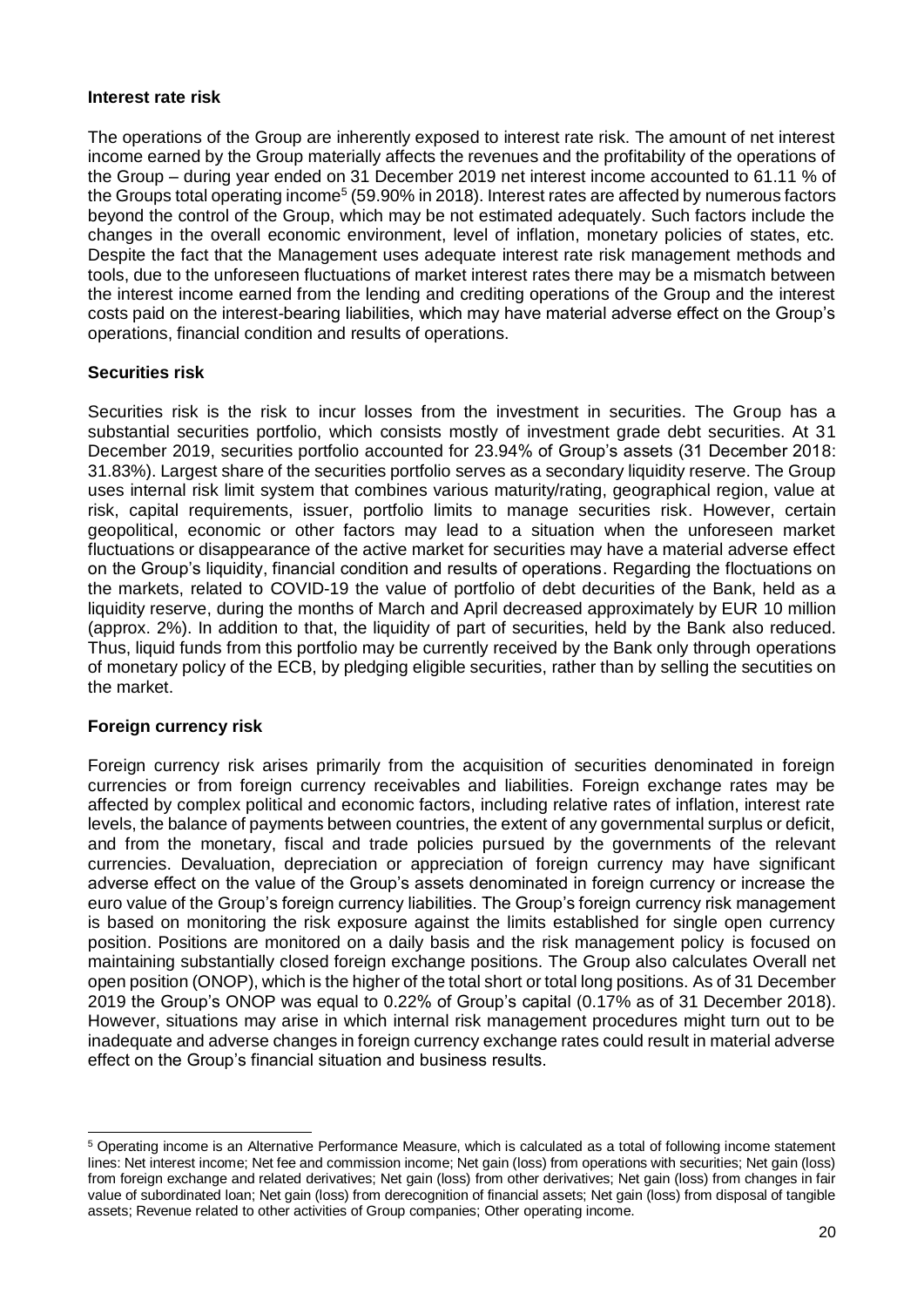**Interest rate risk**

The operations of the Group are inherently exposed to interest rate risk. The amount of net interest income earned by the Group materially affects the revenues and the profitability of the operations of the Group – during year ended on 31 December 2019 net interest income accounted to 61.11 % of the Groups total operating income[5] (59.90% in 2018). Interest rates are affected by numerous factors beyond the control of the Group, which may be not estimated adequately. Such factors include the changes in the overall economic environment, level of inflation, monetary policies of states, etc. Despite the fact that the Management uses adequate interest rate risk management methods and tools, due to the unforeseen fluctuations of market interest rates there may be a mismatch between the interest income earned from the lending and crediting operations of the Group and the interest costs paid on the interest-bearing liabilities, which may have material adverse effect on the Group's operations, financial condition and results of operations.

**Securities risk**

Securities risk is the risk to incur losses from the investment in securities. The Group has a substantial securities portfolio, which consists mostly of investment grade debt securities. At 31 December 2019, securities portfolio accounted for 23.94% of Group's assets (31 December 2018: 31.83%). Largest share of the securities portfolio serves as a secondary liquidity reserve. The Group uses internal risk limit system that combines various maturity/rating, geographical region, value at risk, capital requirements, issuer, portfolio limits to manage securities risk. However, certain geopolitical, economic or other factors may lead to a situation when the unforeseen market fluctuations or disappearance of the active market for securities may have a material adverse effect on the Group's liquidity, financial condition and results of operations. Regarding the floctuations on the markets, related to COVID-19 the value of portfolio of debt decurities of the Bank, held as a liquidity reserve, during the months of March and April decreased approximately by EUR 10 million (approx. 2%). In addition to that, the liquidity of part of securities, held by the Bank also reduced. Thus, liquid funds from this portfolio may be currently received by the Bank only through operations of monetary policy of the ECB, by pledging eligible securities, rather than by selling the secutities on the market.

**Foreign currency risk**

Foreign currency risk arises primarily from the acquisition of securities denominated in foreign currencies or from foreign currency receivables and liabilities. Foreign exchange rates may be affected by complex political and economic factors, including relative rates of inflation, interest rate levels, the balance of payments between countries, the extent of any governmental surplus or deficit, and from the monetary, fiscal and trade policies pursued by the governments of the relevant currencies. Devaluation, depreciation or appreciation of foreign currency may have significant adverse effect on the value of the Group's assets denominated in foreign currency or increase the euro value of the Group's foreign currency liabilities. The Group's foreign currency risk management is based on monitoring the risk exposure against the limits established for single open currency position. Positions are monitored on a daily basis and the risk management policy is focused on maintaining substantially closed foreign exchange positions. The Group also calculates Overall net open position (ONOP), which is the higher of the total short or total long positions. As of 31 December 2019 the Group's ONOP was equal to 0.22% of Group's capital (0.17% as of 31 December 2018). However, situations may arise in which internal risk management procedures might turn out to be inadequate and adverse changes in foreign currency exchange rates could result in material adverse effect on the Group's financial situation and business results.

[5] Operating income is an Alternative Performance Measure, which is calculated as a total of following income statement lines: Net interest income; Net fee and commission income; Net gain (loss) from operations with securities; Net gain (loss) from foreign exchange and related derivatives; Net gain (loss) from other derivatives; Net gain (loss) from changes in fair value of subordinated loan; Net gain (loss) from derecognition of financial assets; Net gain (loss) from disposal of tangible assets; Revenue related to other activities of Group companies; Other operating income.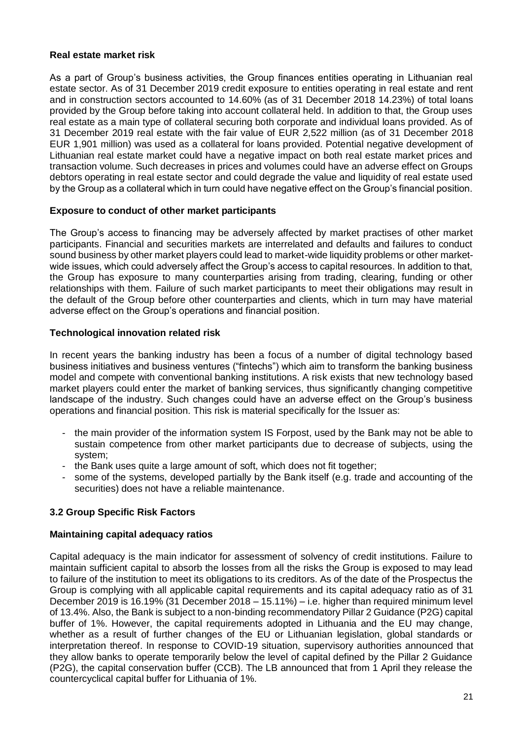**Real estate market risk**

As a part of Group's business activities, the Group finances entities operating in Lithuanian real estate sector. As of 31 December 2019 credit exposure to entities operating in real estate and rent and in construction sectors accounted to 14.60% (as of 31 December 2018 14.23%) of total loans provided by the Group before taking into account collateral held. In addition to that, the Group uses real estate as a main type of collateral securing both corporate and individual loans provided. As of 31 December 2019 real estate with the fair value of EUR 2,522 million (as of 31 December 2018 EUR 1,901 million) was used as a collateral for loans provided. Potential negative development of Lithuanian real estate market could have a negative impact on both real estate market prices and transaction volume. Such decreases in prices and volumes could have an adverse effect on Groups debtors operating in real estate sector and could degrade the value and liquidity of real estate used by the Group as a collateral which in turn could have negative effect on the Group's financial position.

**Exposure to conduct of other market participants**

The Group's access to financing may be adversely affected by market practises of other market participants. Financial and securities markets are interrelated and defaults and failures to conduct sound business by other market players could lead to market-wide liquidity problems or other market-wide issues, which could adversely affect the Group's access to capital resources. In addition to that, the Group has exposure to many counterparties arising from trading, clearing, funding or other relationships with them. Failure of such market participants to meet their obligations may result in the default of the Group before other counterparties and clients, which in turn may have material adverse effect on the Group's operations and financial position.

**Technological innovation related risk**

In recent years the banking industry has been a focus of a number of digital technology based business initiatives and business ventures ("fintechs") which aim to transform the banking business model and compete with conventional banking institutions. A risk exists that new technology based market players could enter the market of banking services, thus significantly changing competitive landscape of the industry. Such changes could have an adverse effect on the Group's business operations and financial position. This risk is material specifically for the Issuer as:

- the main provider of the information system IS Forpost, used by the Bank may not be able to sustain competence from other market participants due to decrease of subjects, using the system;
- the Bank uses quite a large amount of soft, which does not fit together;
- some of the systems, developed partially by the Bank itself (e.g. trade and accounting of the securities) does not have a reliable maintenance.

**3.2 Group Specific Risk Factors**

**Maintaining capital adequacy ratios**

Capital adequacy is the main indicator for assessment of solvency of credit institutions. Failure to maintain sufficient capital to absorb the losses from all the risks the Group is exposed to may lead to failure of the institution to meet its obligations to its creditors. As of the date of the Prospectus the Group is complying with all applicable capital requirements and its capital adequacy ratio as of 31 December 2019 is 16.19% (31 December 2018 – 15.11%) – i.e. higher than required minimum level of 13.4%. Also, the Bank is subject to a non-binding recommendatory Pillar 2 Guidance (P2G) capital buffer of 1%. However, the capital requirements adopted in Lithuania and the EU may change, whether as a result of further changes of the EU or Lithuanian legislation, global standards or interpretation thereof. In response to COVID-19 situation, supervisory authorities announced that they allow banks to operate temporarily below the level of capital defined by the Pillar 2 Guidance (P2G), the capital conservation buffer (CCB). The LB announced that from 1 April they release the countercyclical capital buffer for Lithuania of 1%.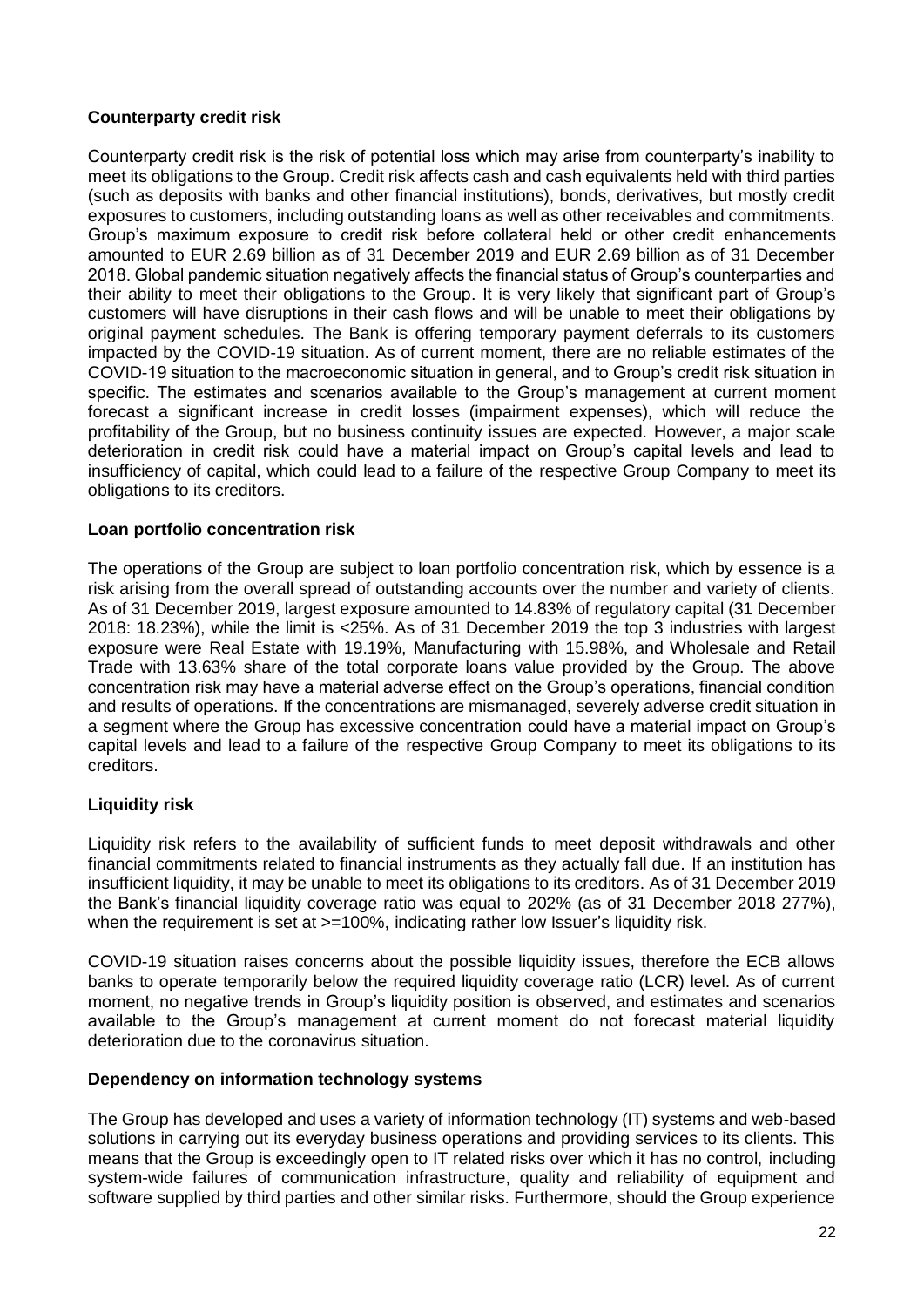**Counterparty credit risk**

Counterparty credit risk is the risk of potential loss which may arise from counterparty's inability to meet its obligations to the Group. Credit risk affects cash and cash equivalents held with third parties (such as deposits with banks and other financial institutions), bonds, derivatives, but mostly credit exposures to customers, including outstanding loans as well as other receivables and commitments. Group's maximum exposure to credit risk before collateral held or other credit enhancements amounted to EUR 2.69 billion as of 31 December 2019 and EUR 2.69 billion as of 31 December 2018. Global pandemic situation negatively affects the financial status of Group's counterparties and their ability to meet their obligations to the Group. It is very likely that significant part of Group's customers will have disruptions in their cash flows and will be unable to meet their obligations by original payment schedules. The Bank is offering temporary payment deferrals to its customers impacted by the COVID-19 situation. As of current moment, there are no reliable estimates of the COVID-19 situation to the macroeconomic situation in general, and to Group's credit risk situation in specific. The estimates and scenarios available to the Group's management at current moment forecast a significant increase in credit losses (impairment expenses), which will reduce the profitability of the Group, but no business continuity issues are expected. However, a major scale deterioration in credit risk could have a material impact on Group's capital levels and lead to insufficiency of capital, which could lead to a failure of the respective Group Company to meet its obligations to its creditors.

**Loan portfolio concentration risk**

The operations of the Group are subject to loan portfolio concentration risk, which by essence is a risk arising from the overall spread of outstanding accounts over the number and variety of clients. As of 31 December 2019, largest exposure amounted to 14.83% of regulatory capital (31 December 2018: 18.23%), while the limit is <25%. As of 31 December 2019 the top 3 industries with largest exposure were Real Estate with 19.19%, Manufacturing with 15.98%, and Wholesale and Retail Trade with 13.63% share of the total corporate loans value provided by the Group. The above concentration risk may have a material adverse effect on the Group's operations, financial condition and results of operations. If the concentrations are mismanaged, severely adverse credit situation in a segment where the Group has excessive concentration could have a material impact on Group's capital levels and lead to a failure of the respective Group Company to meet its obligations to its creditors.

**Liquidity risk**

Liquidity risk refers to the availability of sufficient funds to meet deposit withdrawals and other financial commitments related to financial instruments as they actually fall due. If an institution has insufficient liquidity, it may be unable to meet its obligations to its creditors. As of 31 December 2019 the Bank's financial liquidity coverage ratio was equal to 202% (as of 31 December 2018 277%), when the requirement is set at >=100%, indicating rather low Issuer's liquidity risk.

COVID-19 situation raises concerns about the possible liquidity issues, therefore the ECB allows banks to operate temporarily below the required liquidity coverage ratio (LCR) level. As of current moment, no negative trends in Group's liquidity position is observed, and estimates and scenarios available to the Group's management at current moment do not forecast material liquidity deterioration due to the coronavirus situation.

**Dependency on information technology systems**

The Group has developed and uses a variety of information technology (IT) systems and web-based solutions in carrying out its everyday business operations and providing services to its clients. This means that the Group is exceedingly open to IT related risks over which it has no control, including system-wide failures of communication infrastructure, quality and reliability of equipment and software supplied by third parties and other similar risks. Furthermore, should the Group experience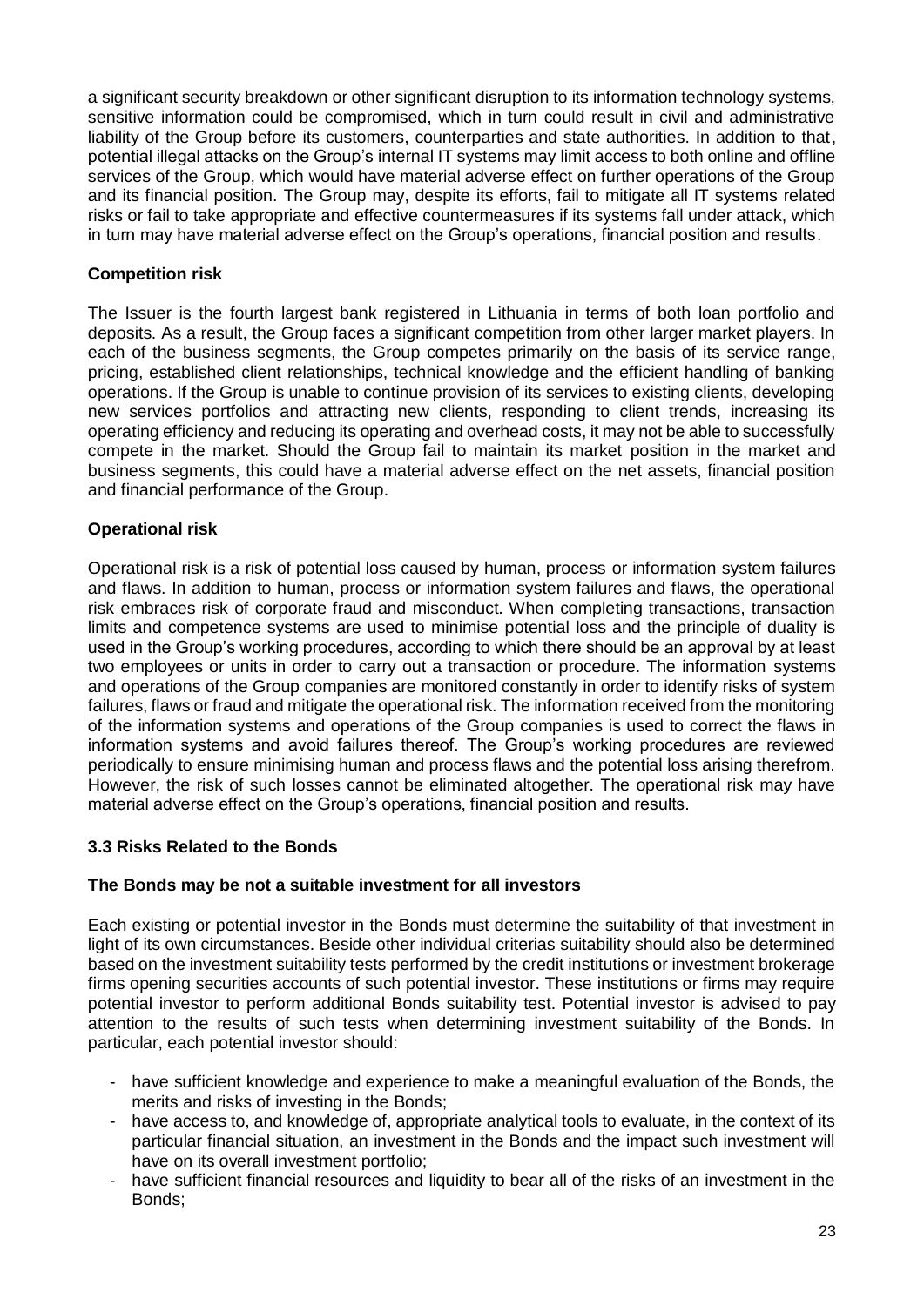a significant security breakdown or other significant disruption to its information technology systems, sensitive information could be compromised, which in turn could result in civil and administrative liability of the Group before its customers, counterparties and state authorities. In addition to that, potential illegal attacks on the Group's internal IT systems may limit access to both online and offline services of the Group, which would have material adverse effect on further operations of the Group and its financial position. The Group may, despite its efforts, fail to mitigate all IT systems related risks or fail to take appropriate and effective countermeasures if its systems fall under attack, which in turn may have material adverse effect on the Group's operations, financial position and results.

**Competition risk**

The Issuer is the fourth largest bank registered in Lithuania in terms of both loan portfolio and deposits. As a result, the Group faces a significant competition from other larger market players. In each of the business segments, the Group competes primarily on the basis of its service range, pricing, established client relationships, technical knowledge and the efficient handling of banking operations. If the Group is unable to continue provision of its services to existing clients, developing new services portfolios and attracting new clients, responding to client trends, increasing its operating efficiency and reducing its operating and overhead costs, it may not be able to successfully compete in the market. Should the Group fail to maintain its market position in the market and business segments, this could have a material adverse effect on the net assets, financial position and financial performance of the Group.

**Operational risk**

Operational risk is a risk of potential loss caused by human, process or information system failures and flaws. In addition to human, process or information system failures and flaws, the operational risk embraces risk of corporate fraud and misconduct. When completing transactions, transaction limits and competence systems are used to minimise potential loss and the principle of duality is used in the Group's working procedures, according to which there should be an approval by at least two employees or units in order to carry out a transaction or procedure. The information systems and operations of the Group companies are monitored constantly in order to identify risks of system failures, flaws or fraud and mitigate the operational risk. The information received from the monitoring of the information systems and operations of the Group companies is used to correct the flaws in information systems and avoid failures thereof. The Group's working procedures are reviewed periodically to ensure minimising human and process flaws and the potential loss arising therefrom. However, the risk of such losses cannot be eliminated altogether. The operational risk may have material adverse effect on the Group's operations, financial position and results.

### 3.3 Risks Related to the Bonds

**The Bonds may be not a suitable investment for all investors**

Each existing or potential investor in the Bonds must determine the suitability of that investment in light of its own circumstances. Beside other individual criterias suitability should also be determined based on the investment suitability tests performed by the credit institutions or investment brokerage firms opening securities accounts of such potential investor. These institutions or firms may require potential investor to perform additional Bonds suitability test. Potential investor is advised to pay attention to the results of such tests when determining investment suitability of the Bonds. In particular, each potential investor should:

- have sufficient knowledge and experience to make a meaningful evaluation of the Bonds, the merits and risks of investing in the Bonds;
- have access to, and knowledge of, appropriate analytical tools to evaluate, in the context of its particular financial situation, an investment in the Bonds and the impact such investment will have on its overall investment portfolio;
- have sufficient financial resources and liquidity to bear all of the risks of an investment in the Bonds;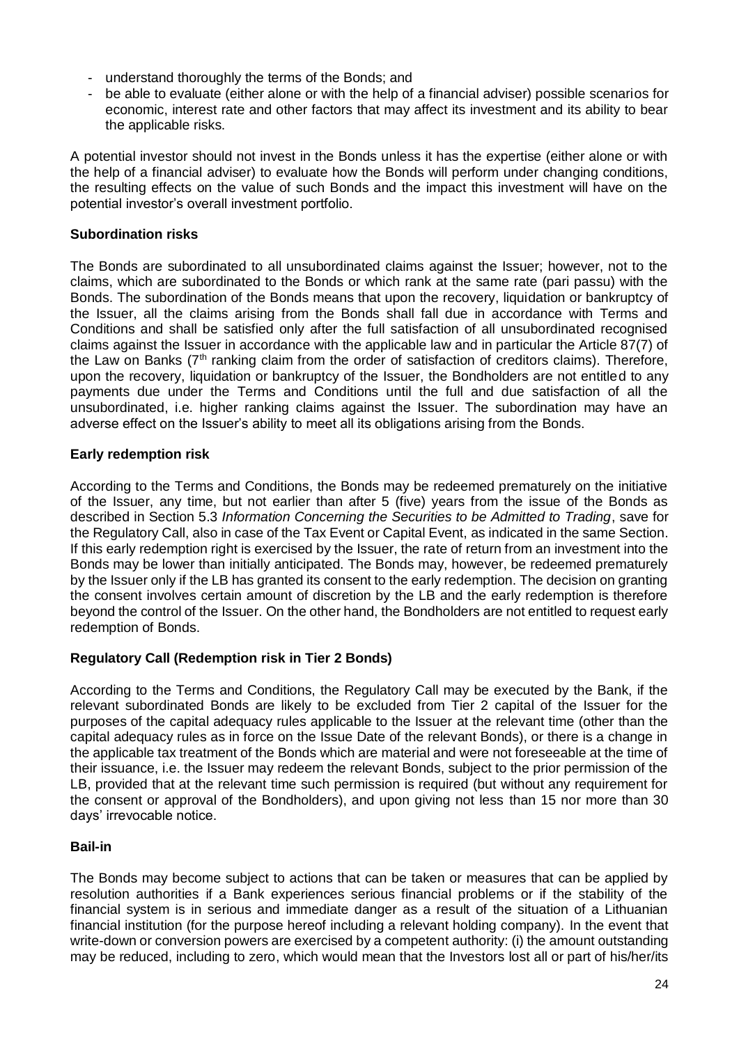- understand thoroughly the terms of the Bonds; and
- be able to evaluate (either alone or with the help of a financial adviser) possible scenarios for economic, interest rate and other factors that may affect its investment and its ability to bear the applicable risks.

A potential investor should not invest in the Bonds unless it has the expertise (either alone or with the help of a financial adviser) to evaluate how the Bonds will perform under changing conditions, the resulting effects on the value of such Bonds and the impact this investment will have on the potential investor's overall investment portfolio.

**Subordination risks**

The Bonds are subordinated to all unsubordinated claims against the Issuer; however, not to the claims, which are subordinated to the Bonds or which rank at the same rate (pari passu) with the Bonds. The subordination of the Bonds means that upon the recovery, liquidation or bankruptcy of the Issuer, all the claims arising from the Bonds shall fall due in accordance with Terms and Conditions and shall be satisfied only after the full satisfaction of all unsubordinated recognised claims against the Issuer in accordance with the applicable law and in particular the Article 87(7) of the Law on Banks (7th ranking claim from the order of satisfaction of creditors claims). Therefore, upon the recovery, liquidation or bankruptcy of the Issuer, the Bondholders are not entitled to any payments due under the Terms and Conditions until the full and due satisfaction of all the unsubordinated, i.e. higher ranking claims against the Issuer. The subordination may have an adverse effect on the Issuer's ability to meet all its obligations arising from the Bonds.

**Early redemption risk**

According to the Terms and Conditions, the Bonds may be redeemed prematurely on the initiative of the Issuer, any time, but not earlier than after 5 (five) years from the issue of the Bonds as described in Section 5.3 *Information Concerning the Securities to be Admitted to Trading*, save for the Regulatory Call, also in case of the Tax Event or Capital Event, as indicated in the same Section. If this early redemption right is exercised by the Issuer, the rate of return from an investment into the Bonds may be lower than initially anticipated. The Bonds may, however, be redeemed prematurely by the Issuer only if the LB has granted its consent to the early redemption. The decision on granting the consent involves certain amount of discretion by the LB and the early redemption is therefore beyond the control of the Issuer. On the other hand, the Bondholders are not entitled to request early redemption of Bonds.

**Regulatory Call (Redemption risk in Tier 2 Bonds)**

According to the Terms and Conditions, the Regulatory Call may be executed by the Bank, if the relevant subordinated Bonds are likely to be excluded from Tier 2 capital of the Issuer for the purposes of the capital adequacy rules applicable to the Issuer at the relevant time (other than the capital adequacy rules as in force on the Issue Date of the relevant Bonds), or there is a change in the applicable tax treatment of the Bonds which are material and were not foreseeable at the time of their issuance, i.e. the Issuer may redeem the relevant Bonds, subject to the prior permission of the LB, provided that at the relevant time such permission is required (but without any requirement for the consent or approval of the Bondholders), and upon giving not less than 15 nor more than 30 days' irrevocable notice.

**Bail-in**

The Bonds may become subject to actions that can be taken or measures that can be applied by resolution authorities if a Bank experiences serious financial problems or if the stability of the financial system is in serious and immediate danger as a result of the situation of a Lithuanian financial institution (for the purpose hereof including a relevant holding company). In the event that write-down or conversion powers are exercised by a competent authority: (i) the amount outstanding may be reduced, including to zero, which would mean that the Investors lost all or part of his/her/its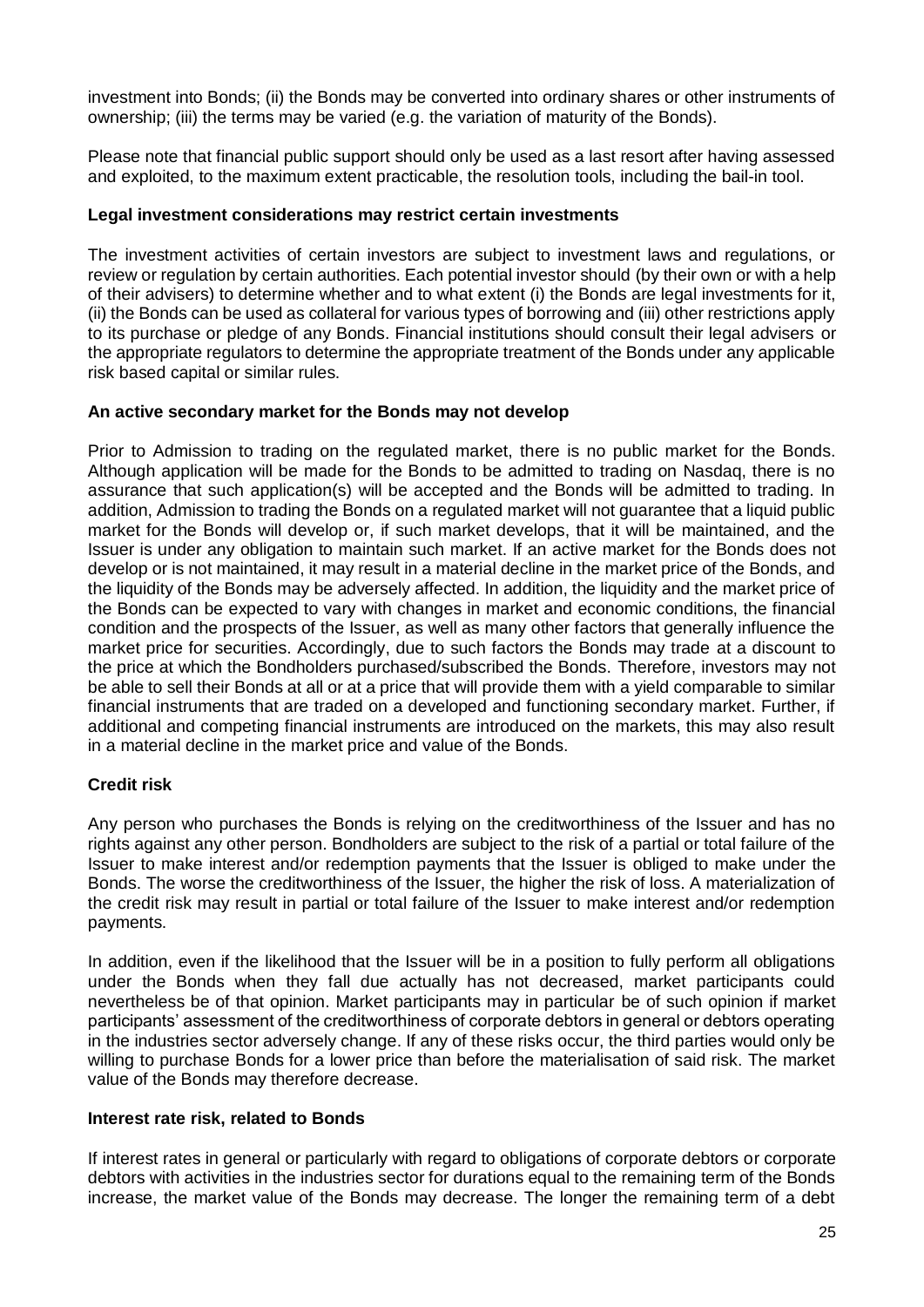investment into Bonds; (ii) the Bonds may be converted into ordinary shares or other instruments of ownership; (iii) the terms may be varied (e.g. the variation of maturity of the Bonds).

Please note that financial public support should only be used as a last resort after having assessed and exploited, to the maximum extent practicable, the resolution tools, including the bail-in tool.

**Legal investment considerations may restrict certain investments**

The investment activities of certain investors are subject to investment laws and regulations, or review or regulation by certain authorities. Each potential investor should (by their own or with a help of their advisers) to determine whether and to what extent (i) the Bonds are legal investments for it, (ii) the Bonds can be used as collateral for various types of borrowing and (iii) other restrictions apply to its purchase or pledge of any Bonds. Financial institutions should consult their legal advisers or the appropriate regulators to determine the appropriate treatment of the Bonds under any applicable risk based capital or similar rules.

**An active secondary market for the Bonds may not develop**

Prior to Admission to trading on the regulated market, there is no public market for the Bonds. Although application will be made for the Bonds to be admitted to trading on Nasdaq, there is no assurance that such application(s) will be accepted and the Bonds will be admitted to trading. In addition, Admission to trading the Bonds on a regulated market will not guarantee that a liquid public market for the Bonds will develop or, if such market develops, that it will be maintained, and the Issuer is under any obligation to maintain such market. If an active market for the Bonds does not develop or is not maintained, it may result in a material decline in the market price of the Bonds, and the liquidity of the Bonds may be adversely affected. In addition, the liquidity and the market price of the Bonds can be expected to vary with changes in market and economic conditions, the financial condition and the prospects of the Issuer, as well as many other factors that generally influence the market price for securities. Accordingly, due to such factors the Bonds may trade at a discount to the price at which the Bondholders purchased/subscribed the Bonds. Therefore, investors may not be able to sell their Bonds at all or at a price that will provide them with a yield comparable to similar financial instruments that are traded on a developed and functioning secondary market. Further, if additional and competing financial instruments are introduced on the markets, this may also result in a material decline in the market price and value of the Bonds.

**Credit risk**

Any person who purchases the Bonds is relying on the creditworthiness of the Issuer and has no rights against any other person. Bondholders are subject to the risk of a partial or total failure of the Issuer to make interest and/or redemption payments that the Issuer is obliged to make under the Bonds. The worse the creditworthiness of the Issuer, the higher the risk of loss. A materialization of the credit risk may result in partial or total failure of the Issuer to make interest and/or redemption payments.

In addition, even if the likelihood that the Issuer will be in a position to fully perform all obligations under the Bonds when they fall due actually has not decreased, market participants could nevertheless be of that opinion. Market participants may in particular be of such opinion if market participants' assessment of the creditworthiness of corporate debtors in general or debtors operating in the industries sector adversely change. If any of these risks occur, the third parties would only be willing to purchase Bonds for a lower price than before the materialisation of said risk. The market value of the Bonds may therefore decrease.

**Interest rate risk, related to Bonds**

If interest rates in general or particularly with regard to obligations of corporate debtors or corporate debtors with activities in the industries sector for durations equal to the remaining term of the Bonds increase, the market value of the Bonds may decrease. The longer the remaining term of a debt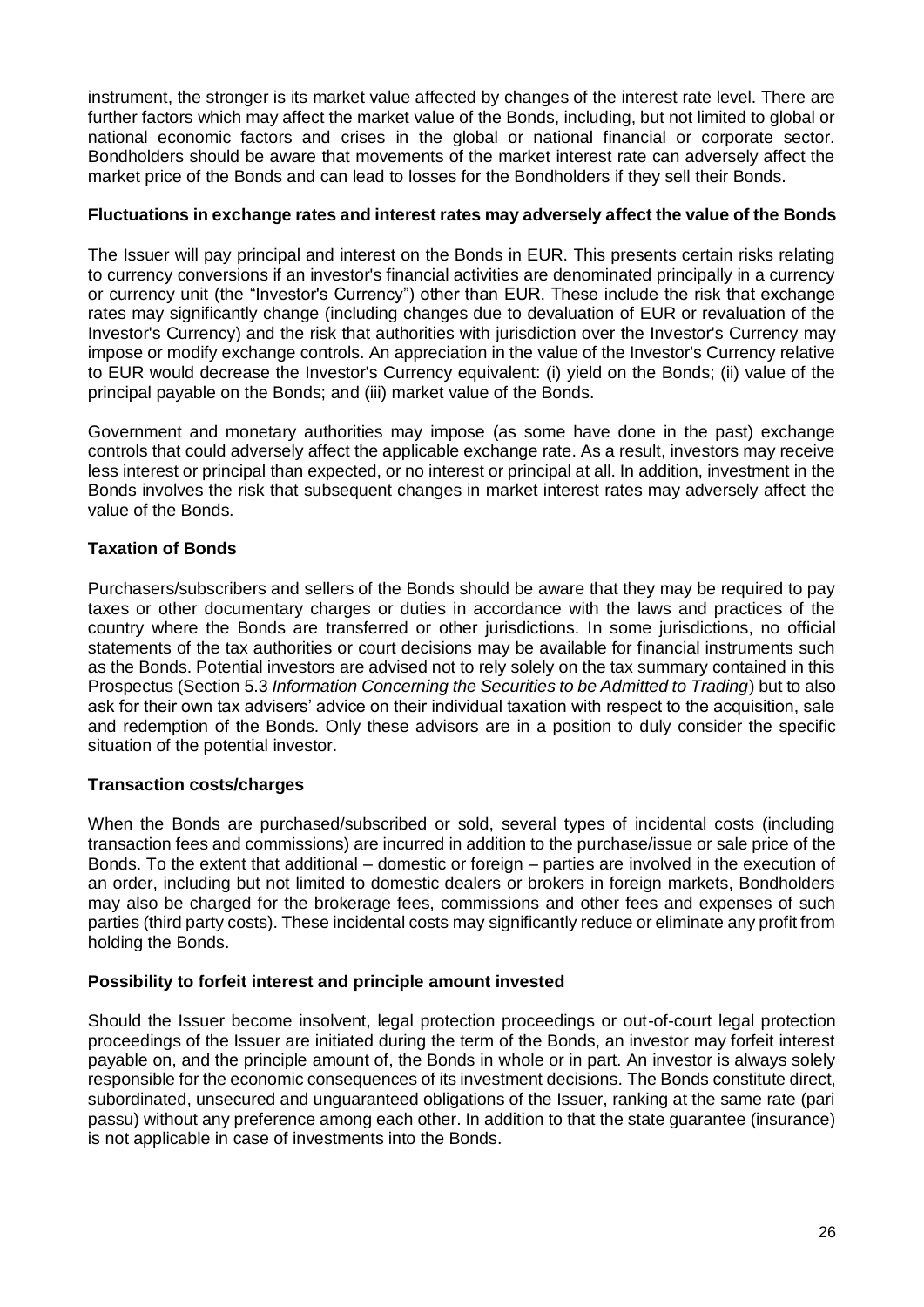instrument, the stronger is its market value affected by changes of the interest rate level. There are further factors which may affect the market value of the Bonds, including, but not limited to global or national economic factors and crises in the global or national financial or corporate sector. Bondholders should be aware that movements of the market interest rate can adversely affect the market price of the Bonds and can lead to losses for the Bondholders if they sell their Bonds.

**Fluctuations in exchange rates and interest rates may adversely affect the value of the Bonds**

The Issuer will pay principal and interest on the Bonds in EUR. This presents certain risks relating to currency conversions if an investor's financial activities are denominated principally in a currency or currency unit (the "Investor's Currency") other than EUR. These include the risk that exchange rates may significantly change (including changes due to devaluation of EUR or revaluation of the Investor's Currency) and the risk that authorities with jurisdiction over the Investor's Currency may impose or modify exchange controls. An appreciation in the value of the Investor's Currency relative to EUR would decrease the Investor's Currency equivalent: (i) yield on the Bonds; (ii) value of the principal payable on the Bonds; and (iii) market value of the Bonds.

Government and monetary authorities may impose (as some have done in the past) exchange controls that could adversely affect the applicable exchange rate. As a result, investors may receive less interest or principal than expected, or no interest or principal at all. In addition, investment in the Bonds involves the risk that subsequent changes in market interest rates may adversely affect the value of the Bonds.

**Taxation of Bonds**

Purchasers/subscribers and sellers of the Bonds should be aware that they may be required to pay taxes or other documentary charges or duties in accordance with the laws and practices of the country where the Bonds are transferred or other jurisdictions. In some jurisdictions, no official statements of the tax authorities or court decisions may be available for financial instruments such as the Bonds. Potential investors are advised not to rely solely on the tax summary contained in this Prospectus (Section 5.3 *Information Concerning the Securities to be Admitted to Trading*) but to also ask for their own tax advisers' advice on their individual taxation with respect to the acquisition, sale and redemption of the Bonds. Only these advisors are in a position to duly consider the specific situation of the potential investor.

**Transaction costs/charges**

When the Bonds are purchased/subscribed or sold, several types of incidental costs (including transaction fees and commissions) are incurred in addition to the purchase/issue or sale price of the Bonds. To the extent that additional – domestic or foreign – parties are involved in the execution of an order, including but not limited to domestic dealers or brokers in foreign markets, Bondholders may also be charged for the brokerage fees, commissions and other fees and expenses of such parties (third party costs). These incidental costs may significantly reduce or eliminate any profit from holding the Bonds.

**Possibility to forfeit interest and principle amount invested**

Should the Issuer become insolvent, legal protection proceedings or out-of-court legal protection proceedings of the Issuer are initiated during the term of the Bonds, an investor may forfeit interest payable on, and the principle amount of, the Bonds in whole or in part. An investor is always solely responsible for the economic consequences of its investment decisions. The Bonds constitute direct, subordinated, unsecured and unguaranteed obligations of the Issuer, ranking at the same rate (pari passu) without any preference among each other. In addition to that the state guarantee (insurance) is not applicable in case of investments into the Bonds.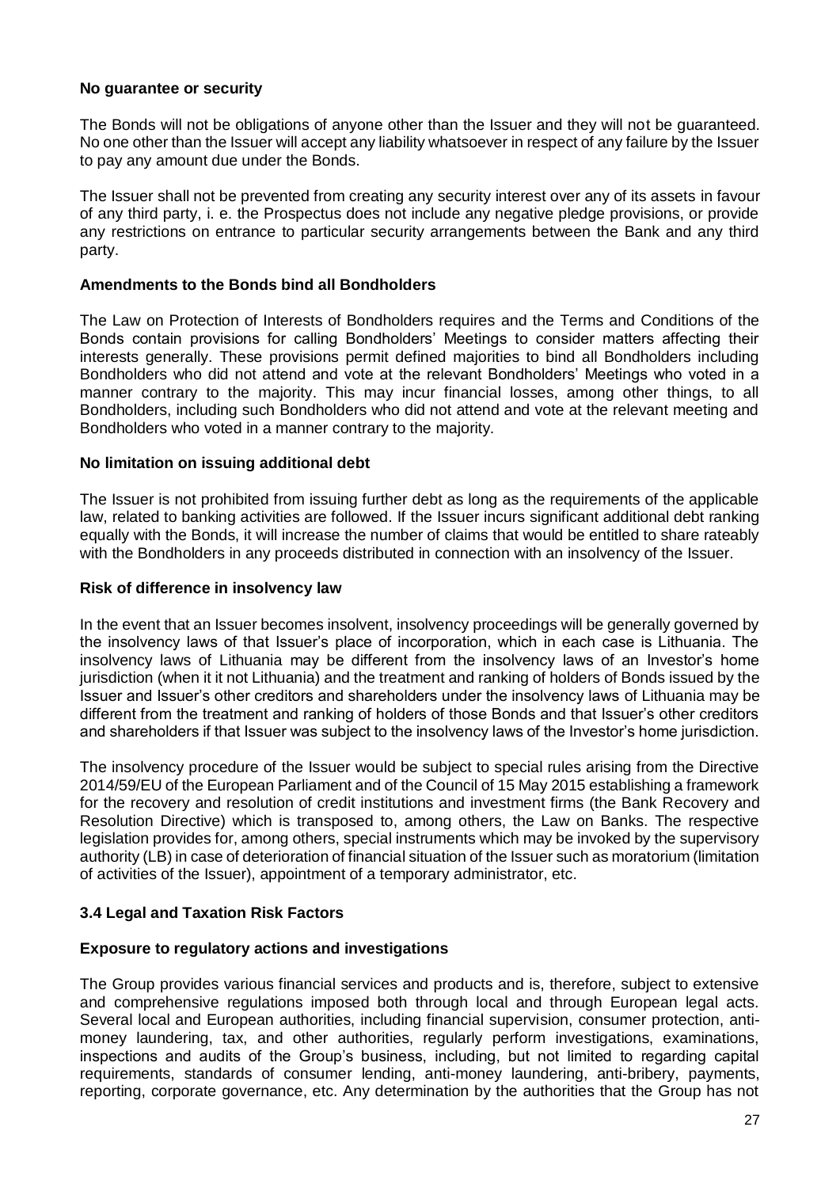**No guarantee or security**

The Bonds will not be obligations of anyone other than the Issuer and they will not be guaranteed. No one other than the Issuer will accept any liability whatsoever in respect of any failure by the Issuer to pay any amount due under the Bonds.

The Issuer shall not be prevented from creating any security interest over any of its assets in favour of any third party, i. e. the Prospectus does not include any negative pledge provisions, or provide any restrictions on entrance to particular security arrangements between the Bank and any third party.

**Amendments to the Bonds bind all Bondholders**

The Law on Protection of Interests of Bondholders requires and the Terms and Conditions of the Bonds contain provisions for calling Bondholders' Meetings to consider matters affecting their interests generally. These provisions permit defined majorities to bind all Bondholders including Bondholders who did not attend and vote at the relevant Bondholders' Meetings who voted in a manner contrary to the majority. This may incur financial losses, among other things, to all Bondholders, including such Bondholders who did not attend and vote at the relevant meeting and Bondholders who voted in a manner contrary to the majority.

**No limitation on issuing additional debt**

The Issuer is not prohibited from issuing further debt as long as the requirements of the applicable law, related to banking activities are followed. If the Issuer incurs significant additional debt ranking equally with the Bonds, it will increase the number of claims that would be entitled to share rateably with the Bondholders in any proceeds distributed in connection with an insolvency of the Issuer.

**Risk of difference in insolvency law**

In the event that an Issuer becomes insolvent, insolvency proceedings will be generally governed by the insolvency laws of that Issuer's place of incorporation, which in each case is Lithuania. The insolvency laws of Lithuania may be different from the insolvency laws of an Investor's home jurisdiction (when it it not Lithuania) and the treatment and ranking of holders of Bonds issued by the Issuer and Issuer's other creditors and shareholders under the insolvency laws of Lithuania may be different from the treatment and ranking of holders of those Bonds and that Issuer's other creditors and shareholders if that Issuer was subject to the insolvency laws of the Investor's home jurisdiction.

The insolvency procedure of the Issuer would be subject to special rules arising from the Directive 2014/59/EU of the European Parliament and of the Council of 15 May 2015 establishing a framework for the recovery and resolution of credit institutions and investment firms (the Bank Recovery and Resolution Directive) which is transposed to, among others, the Law on Banks. The respective legislation provides for, among others, special instruments which may be invoked by the supervisory authority (LB) in case of deterioration of financial situation of the Issuer such as moratorium (limitation of activities of the Issuer), appointment of a temporary administrator, etc.

### 3.4 Legal and Taxation Risk Factors

**Exposure to regulatory actions and investigations**

The Group provides various financial services and products and is, therefore, subject to extensive and comprehensive regulations imposed both through local and through European legal acts. Several local and European authorities, including financial supervision, consumer protection, anti-money laundering, tax, and other authorities, regularly perform investigations, examinations, inspections and audits of the Group's business, including, but not limited to regarding capital requirements, standards of consumer lending, anti-money laundering, anti-bribery, payments, reporting, corporate governance, etc. Any determination by the authorities that the Group has not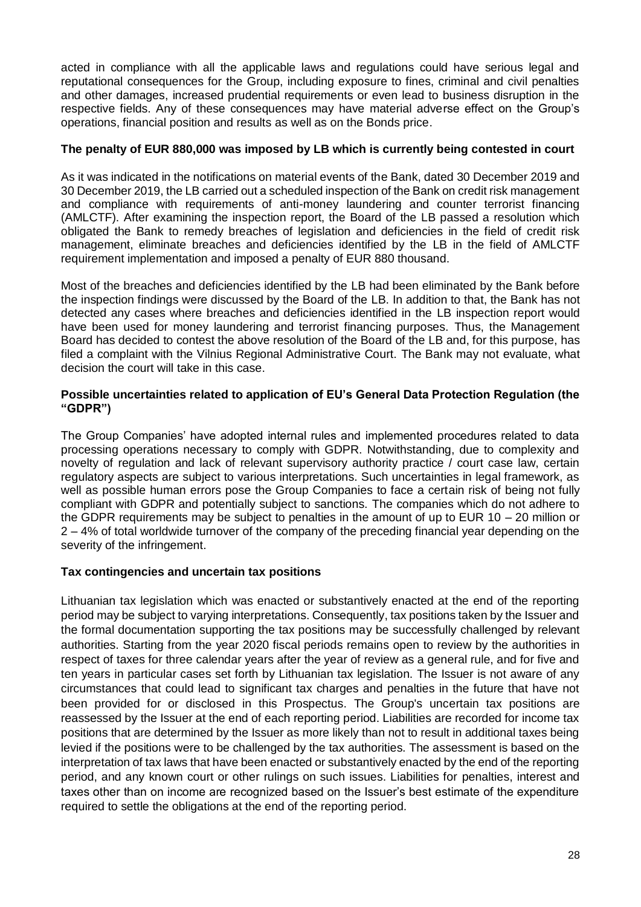acted in compliance with all the applicable laws and regulations could have serious legal and reputational consequences for the Group, including exposure to fines, criminal and civil penalties and other damages, increased prudential requirements or even lead to business disruption in the respective fields. Any of these consequences may have material adverse effect on the Group's operations, financial position and results as well as on the Bonds price.

**The penalty of EUR 880,000 was imposed by LB which is currently being contested in court**

As it was indicated in the notifications on material events of the Bank, dated 30 December 2019 and 30 December 2019, the LB carried out a scheduled inspection of the Bank on credit risk management and compliance with requirements of anti-money laundering and counter terrorist financing (AMLCTF). After examining the inspection report, the Board of the LB passed a resolution which obligated the Bank to remedy breaches of legislation and deficiencies in the field of credit risk management, eliminate breaches and deficiencies identified by the LB in the field of AMLCTF requirement implementation and imposed a penalty of EUR 880 thousand.

Most of the breaches and deficiencies identified by the LB had been eliminated by the Bank before the inspection findings were discussed by the Board of the LB. In addition to that, the Bank has not detected any cases where breaches and deficiencies identified in the LB inspection report would have been used for money laundering and terrorist financing purposes. Thus, the Management Board has decided to contest the above resolution of the Board of the LB and, for this purpose, has filed a complaint with the Vilnius Regional Administrative Court. The Bank may not evaluate, what decision the court will take in this case.

**Possible uncertainties related to application of EU's General Data Protection Regulation (the "GDPR")**

The Group Companies' have adopted internal rules and implemented procedures related to data processing operations necessary to comply with GDPR. Notwithstanding, due to complexity and novelty of regulation and lack of relevant supervisory authority practice / court case law, certain regulatory aspects are subject to various interpretations. Such uncertainties in legal framework, as well as possible human errors pose the Group Companies to face a certain risk of being not fully compliant with GDPR and potentially subject to sanctions. The companies which do not adhere to the GDPR requirements may be subject to penalties in the amount of up to EUR 10 – 20 million or 2 – 4% of total worldwide turnover of the company of the preceding financial year depending on the severity of the infringement.

**Tax contingencies and uncertain tax positions**

Lithuanian tax legislation which was enacted or substantively enacted at the end of the reporting period may be subject to varying interpretations. Consequently, tax positions taken by the Issuer and the formal documentation supporting the tax positions may be successfully challenged by relevant authorities. Starting from the year 2020 fiscal periods remains open to review by the authorities in respect of taxes for three calendar years after the year of review as a general rule, and for five and ten years in particular cases set forth by Lithuanian tax legislation. The Issuer is not aware of any circumstances that could lead to significant tax charges and penalties in the future that have not been provided for or disclosed in this Prospectus. The Group's uncertain tax positions are reassessed by the Issuer at the end of each reporting period. Liabilities are recorded for income tax positions that are determined by the Issuer as more likely than not to result in additional taxes being levied if the positions were to be challenged by the tax authorities. The assessment is based on the interpretation of tax laws that have been enacted or substantively enacted by the end of the reporting period, and any known court or other rulings on such issues. Liabilities for penalties, interest and taxes other than on income are recognized based on the Issuer's best estimate of the expenditure required to settle the obligations at the end of the reporting period.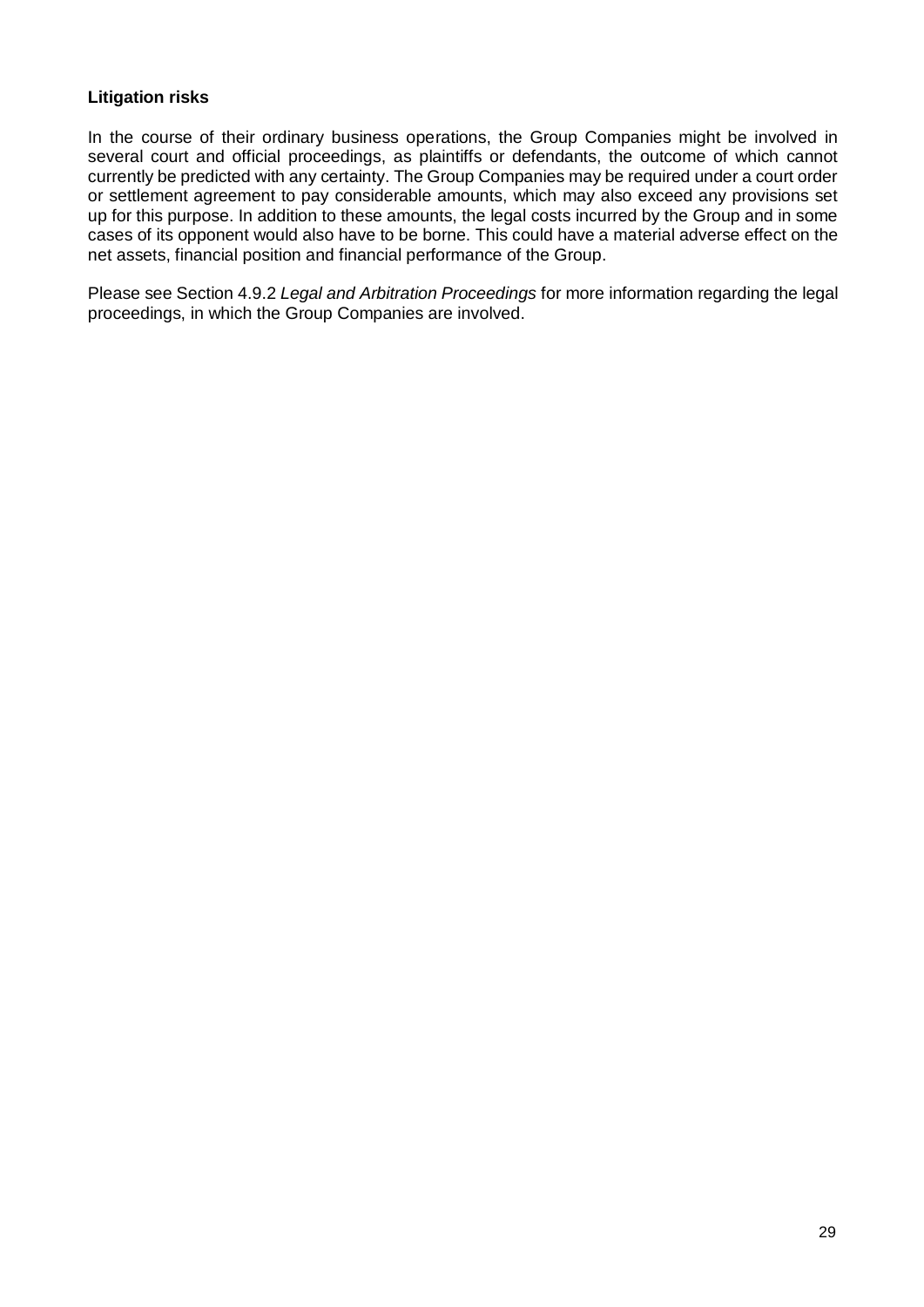**Litigation risks**

In the course of their ordinary business operations, the Group Companies might be involved in several court and official proceedings, as plaintiffs or defendants, the outcome of which cannot currently be predicted with any certainty. The Group Companies may be required under a court order or settlement agreement to pay considerable amounts, which may also exceed any provisions set up for this purpose. In addition to these amounts, the legal costs incurred by the Group and in some cases of its opponent would also have to be borne. This could have a material adverse effect on the net assets, financial position and financial performance of the Group.

Please see Section 4.9.2 *Legal and Arbitration Proceedings* for more information regarding the legal proceedings, in which the Group Companies are involved.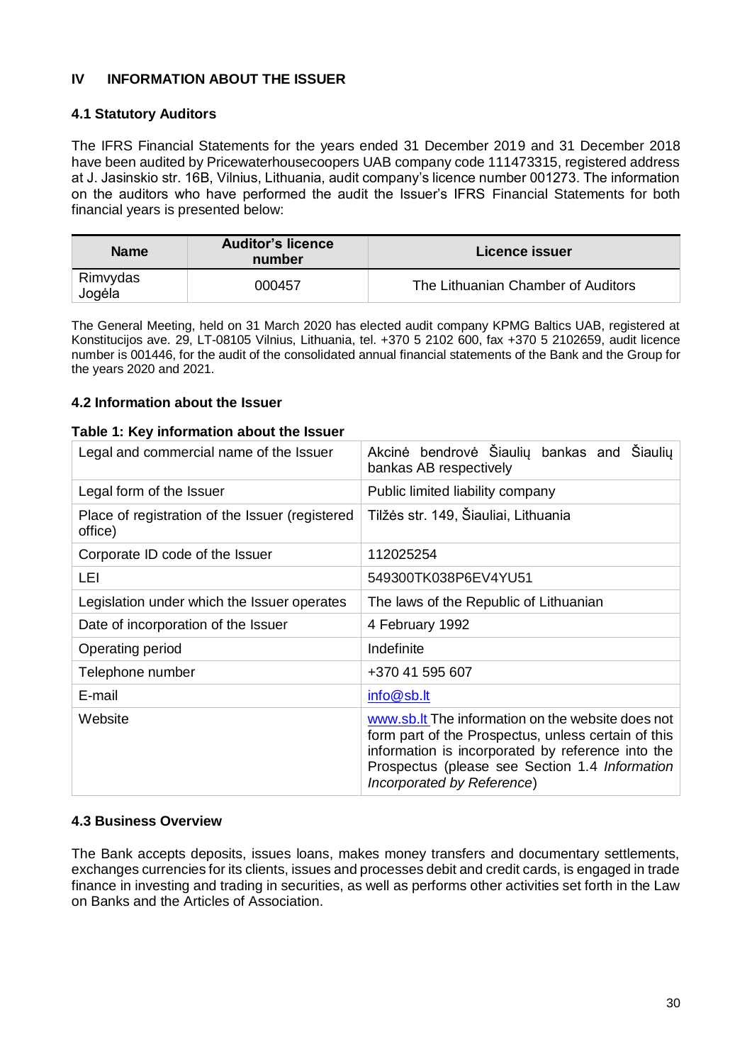# IV INFORMATION ABOUT THE ISSUER

## 4.1 Statutory Auditors

The IFRS Financial Statements for the years ended 31 December 2019 and 31 December 2018 have been audited by Pricewaterhousecoopers UAB company code 111473315, registered address at J. Jasinskio str. 16B, Vilnius, Lithuania, audit company's licence number 001273. The information on the auditors who have performed the audit the Issuer's IFRS Financial Statements for both financial years is presented below:

| Name | Auditor's licence number | Licence issuer |
|---|---|---|
| Rimvydas Jogėla | 000457 | The Lithuanian Chamber of Auditors |

The General Meeting, held on 31 March 2020 has elected audit company KPMG Baltics UAB, registered at Konstitucijos ave. 29, LT-08105 Vilnius, Lithuania, tel. +370 5 2102 600, fax +370 5 2102659, audit licence number is 001446, for the audit of the consolidated annual financial statements of the Bank and the Group for the years 2020 and 2021.

## 4.2 Information about the Issuer

**Table 1: Key information about the Issuer**

| | |
|---|---|
| Legal and commercial name of the Issuer | Akcinė bendrovė Šiaulių bankas and Šiaulių bankas AB respectively |
| Legal form of the Issuer | Public limited liability company |
| Place of registration of the Issuer (registered office) | Tilžės str. 149, Šiauliai, Lithuania |
| Corporate ID code of the Issuer | 112025254 |
| LEI | 549300TK038P6EV4YU51 |
| Legislation under which the Issuer operates | The laws of the Republic of Lithuanian |
| Date of incorporation of the Issuer | 4 February 1992 |
| Operating period | Indefinite |
| Telephone number | +370 41 595 607 |
| E-mail | info@sb.lt |
| Website | www.sb.lt The information on the website does not form part of the Prospectus, unless certain of this information is incorporated by reference into the Prospectus (please see Section 1.4 *Information Incorporated by Reference*) |

## 4.3 Business Overview

The Bank accepts deposits, issues loans, makes money transfers and documentary settlements, exchanges currencies for its clients, issues and processes debit and credit cards, is engaged in trade finance in investing and trading in securities, as well as performs other activities set forth in the Law on Banks and the Articles of Association.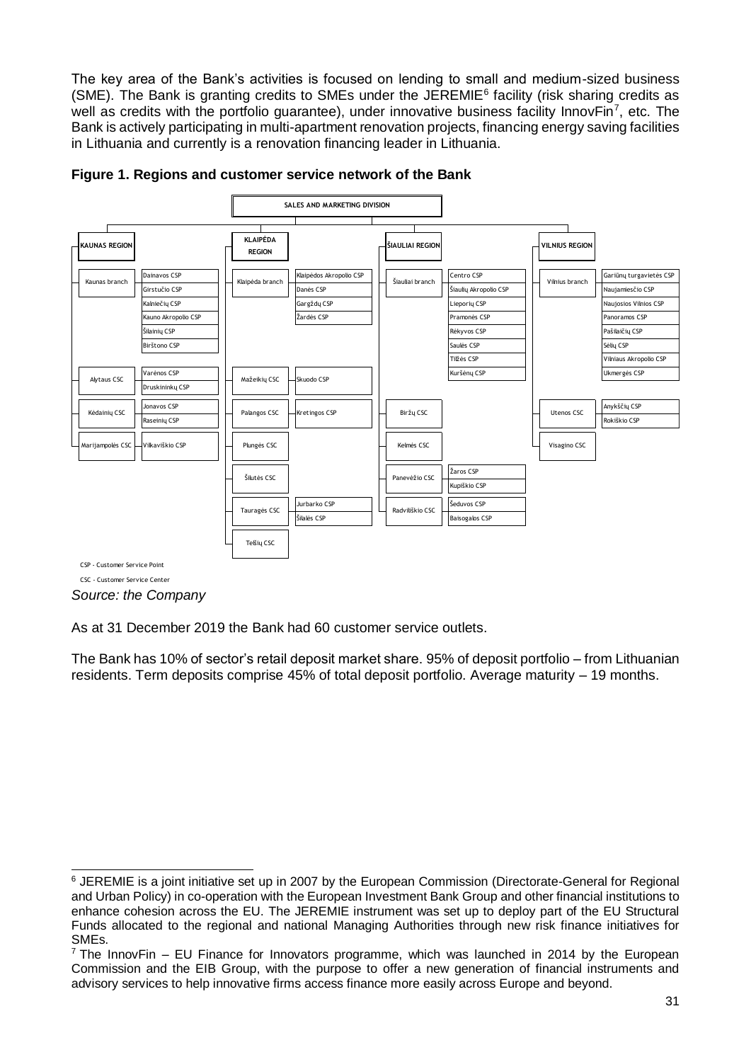The key area of the Bank's activities is focused on lending to small and medium-sized business (SME). The Bank is granting credits to SMEs under the JEREMIE[6] facility (risk sharing credits as well as credits with the portfolio guarantee), under innovative business facility InnovFin[7], etc. The Bank is actively participating in multi-apartment renovation projects, financing energy saving facilities in Lithuania and currently is a renovation financing leader in Lithuania.

**Figure 1. Regions and customer service network of the Bank**

**SALES AND MARKETING DIVISION**

- **KAUNAS REGION**
  - Kaunas branch
    - Dainavos CSP
    - Girstučio CSP
    - Kalniečių CSP
    - Kauno Akropolio CSP
    - Šilainių CSP
    - Birštono CSP
  - Alytaus CSC
    - Varėnos CSP
    - Druskininkų CSP
  - Kėdainių CSC
    - Jonavos CSP
    - Raseinių CSP
  - Marijampolės CSC
    - Vilkaviškio CSP
- **KLAIPĖDA REGION**
  - Klaipėda branch
    - Klaipėdos Akropolio CSP
    - Danės CSP
    - Gargždų CSP
    - Žardės CSP
  - Mažeikių CSC
    - Skuodo CSP
  - Palangos CSC
    - Kretingos CSP
  - Plungės CSC
  - Šilutės CSC
  - Tauragės CSC
    - Jurbarko CSP
    - Šilalės CSP
  - Telšių CSC
- **ŠIAULIAI REGION**
  - Šiauliai branch
    - Centro CSP
    - Šiaulių Akropolio CSP
    - Lieporių CSP
    - Pramonės CSP
    - Rėkyvos CSP
    - Saulės CSP
    - Tilžės CSP
    - Kuršėnų CSP
  - Biržų CSC
  - Kelmės CSC
  - Panevėžio CSC
    - Žaros CSP
    - Kupiškio CSP
  - Radviliškio CSC
    - Šeduvos CSP
    - Baisogalos CSP
- **VILNIUS REGION**
  - Vilnius branch
    - Gariūnų turgavietės CSP
    - Naujamiesčio CSP
    - Naujosios Vilnios CSP
    - Panoramos CSP
    - Pašilaičių CSP
    - Sėlių CSP
    - Vilniaus Akropolio CSP
    - Ukmergės CSP
  - Utenos CSC
    - Anykščių CSP
    - Rokiškio CSP
  - Visagino CSC

CSP - Customer Service Point

CSC - Customer Service Center

*Source: the Company*

As at 31 December 2019 the Bank had 60 customer service outlets.

The Bank has 10% of sector's retail deposit market share. 95% of deposit portfolio – from Lithuanian residents. Term deposits comprise 45% of total deposit portfolio. Average maturity – 19 months.

---

[6] JEREMIE is a joint initiative set up in 2007 by the European Commission (Directorate-General for Regional and Urban Policy) in co-operation with the European Investment Bank Group and other financial institutions to enhance cohesion across the EU. The JEREMIE instrument was set up to deploy part of the EU Structural Funds allocated to the regional and national Managing Authorities through new risk finance initiatives for SMEs.

[7] The InnovFin – EU Finance for Innovators programme, which was launched in 2014 by the European Commission and the EIB Group, with the purpose to offer a new generation of financial instruments and advisory services to help innovative firms access finance more easily across Europe and beyond.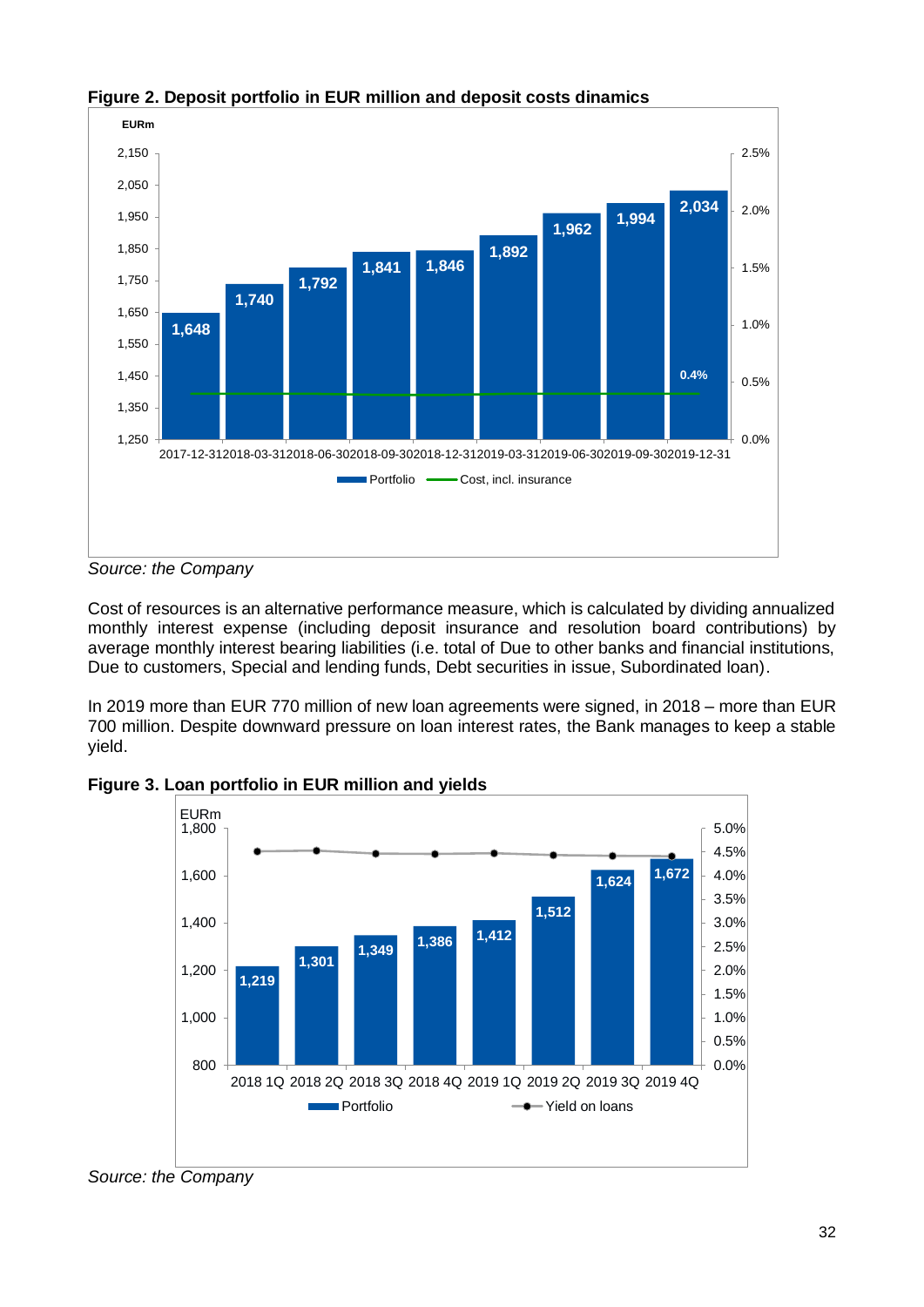**Figure 2. Deposit portfolio in EUR million and deposit costs dinamics**

*Source: the Company*

Cost of resources is an alternative performance measure, which is calculated by dividing annualized monthly interest expense (including deposit insurance and resolution board contributions) by average monthly interest bearing liabilities (i.e. total of Due to other banks and financial institutions, Due to customers, Special and lending funds, Debt securities in issue, Subordinated loan).

In 2019 more than EUR 770 million of new loan agreements were signed, in 2018 – more than EUR 700 million. Despite downward pressure on loan interest rates, the Bank manages to keep a stable yield.

**Figure 3. Loan portfolio in EUR million and yields**

*Source: the Company*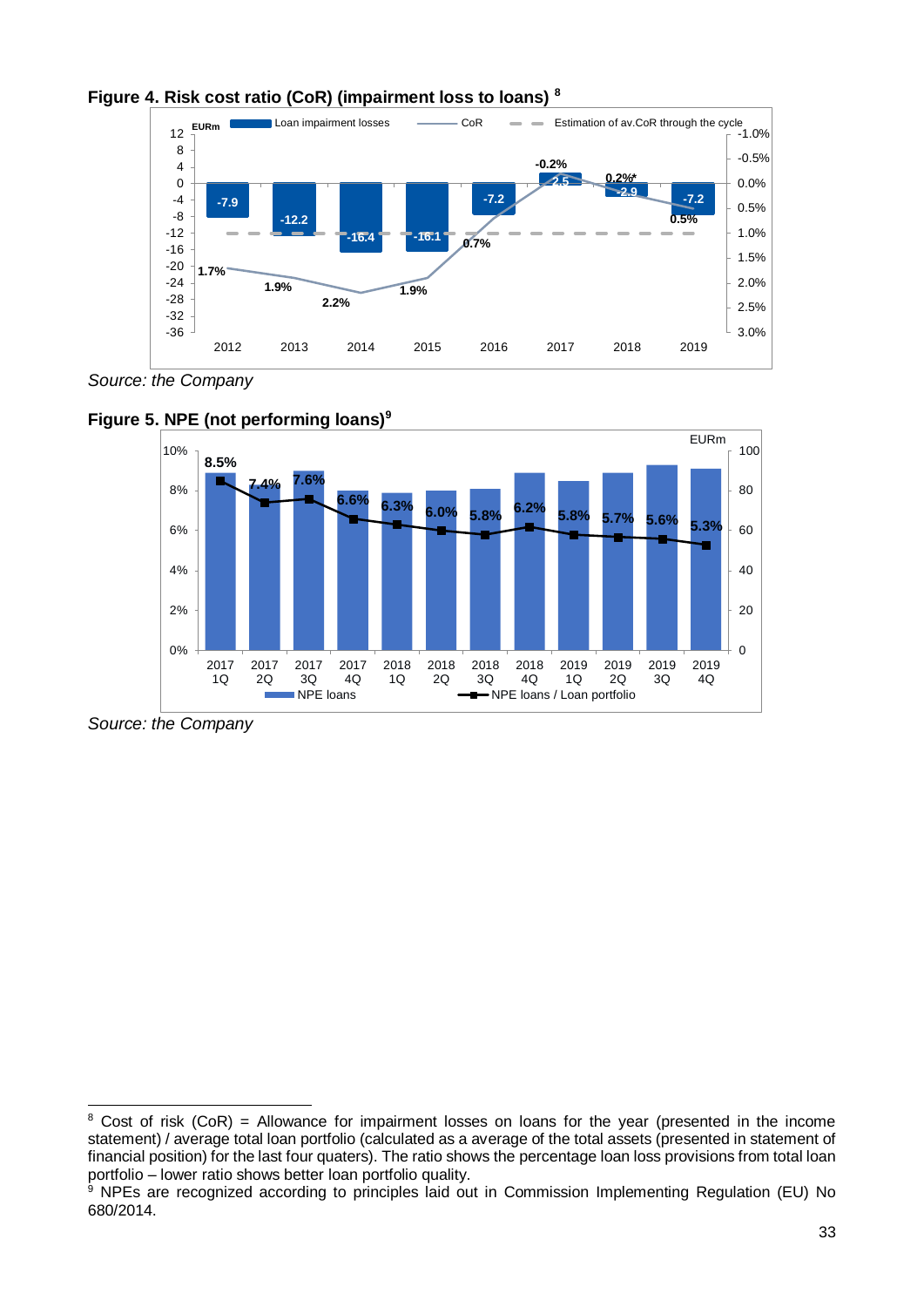**Figure 4. Risk cost ratio (CoR) (impairment loss to loans) [8]**

| | 2012 | 2013 | 2014 | 2015 | 2016 | 2017 | 2018 | 2019 |
|---|---|---|---|---|---|---|---|---|
| Loan impairment losses (EURm) | -7.9 | -12.2 | -16.4 | -16.1 | -7.2 | 2.5 | -2.9 | -7.2 |
| CoR | 1.7% | 1.9% | 2.2% | 1.9% | 0.7% | -0.2% | 0.2%* | 0.5% |

Source: the Company

**Figure 5. NPE (not performing loans)[9]**

| | 2017 1Q | 2017 2Q | 2017 3Q | 2017 4Q | 2018 1Q | 2018 2Q | 2018 3Q | 2018 4Q | 2019 1Q | 2019 2Q | 2019 3Q | 2019 4Q |
|---|---|---|---|---|---|---|---|---|---|---|---|---|
| NPE loans / Loan portfolio | 8.5% | 7.4% | 7.6% | 6.6% | 6.3% | 6.0% | 5.8% | 6.2% | 5.8% | 5.7% | 5.6% | 5.3% |

Source: the Company

---

[8] Cost of risk (CoR) = Allowance for impairment losses on loans for the year (presented in the income statement) / average total loan portfolio (calculated as a average of the total assets (presented in statement of financial position) for the last four quaters). The ratio shows the percentage loan loss provisions from total loan portfolio – lower ratio shows better loan portfolio quality.

[9] NPEs are recognized according to principles laid out in Commission Implementing Regulation (EU) No 680/2014.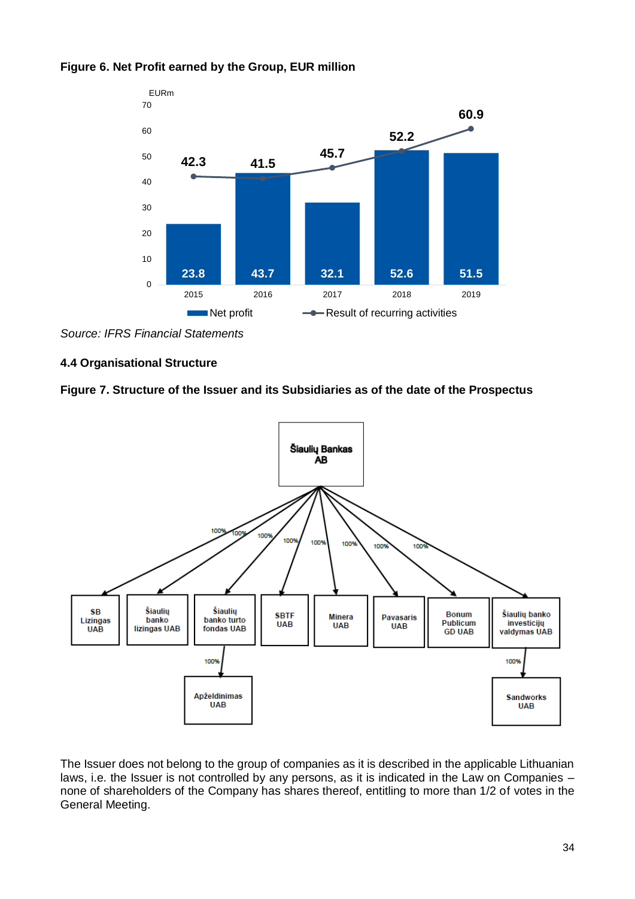**Figure 6. Net Profit earned by the Group, EUR million**

| Year | Net profit (EURm) | Result of recurring activities (EURm) |
|---|---|---|
| 2015 | 23.8 | 42.3 |
| 2016 | 43.7 | 41.5 |
| 2017 | 32.1 | 45.7 |
| 2018 | 52.6 | 52.2 |
| 2019 | 51.5 | 60.9 |

*Source: IFRS Financial Statements*

### 4.4 Organisational Structure

**Figure 7. Structure of the Issuer and its Subsidiaries as of the date of the Prospectus**

Šiaulių Bankas AB owns 100% of each of the following:

- SB Lizingas UAB
- Šiaulių banko lizingas UAB
- Šiaulių banko turto fondas UAB
  - Apželdinimas UAB (100%)
- SBTF UAB
- Minera UAB
- Pavasaris UAB
- Bonum Publicum GD UAB
- Šiaulių banko investicijų valdymas UAB
  - Sandworks UAB (100%)

The Issuer does not belong to the group of companies as it is described in the applicable Lithuanian laws, i.e. the Issuer is not controlled by any persons, as it is indicated in the Law on Companies – none of shareholders of the Company has shares thereof, entitling to more than 1/2 of votes in the General Meeting.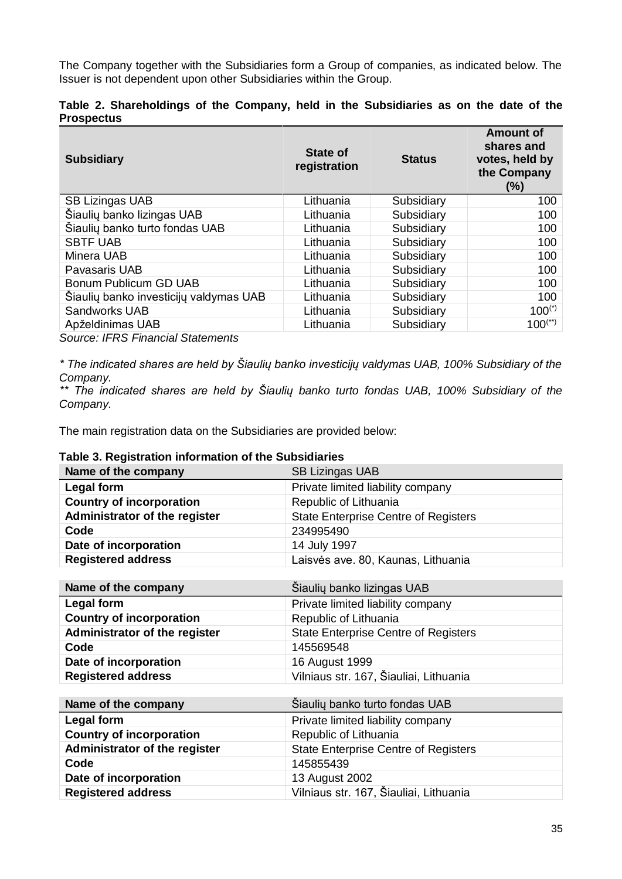The Company together with the Subsidiaries form a Group of companies, as indicated below. The Issuer is not dependent upon other Subsidiaries within the Group.

**Table 2. Shareholdings of the Company, held in the Subsidiaries as on the date of the Prospectus**

| Subsidiary | State of registration | Status | Amount of shares and votes, held by the Company (%) |
|---|---|---|---|
| SB Lizingas UAB | Lithuania | Subsidiary | 100 |
| Šiaulių banko lizingas UAB | Lithuania | Subsidiary | 100 |
| Šiaulių banko turto fondas UAB | Lithuania | Subsidiary | 100 |
| SBTF UAB | Lithuania | Subsidiary | 100 |
| Minera UAB | Lithuania | Subsidiary | 100 |
| Pavasaris UAB | Lithuania | Subsidiary | 100 |
| Bonum Publicum GD UAB | Lithuania | Subsidiary | 100 |
| Šiaulių banko investicijų valdymas UAB | Lithuania | Subsidiary | 100 |
| Sandworks UAB | Lithuania | Subsidiary | 100(*) |
| Apželdinimas UAB | Lithuania | Subsidiary | 100(**) |

*Source: IFRS Financial Statements*

*\* The indicated shares are held by Šiaulių banko investicijų valdymas UAB, 100% Subsidiary of the Company.*
*\*\* The indicated shares are held by Šiaulių banko turto fondas UAB, 100% Subsidiary of the Company.*

The main registration data on the Subsidiaries are provided below:

**Table 3. Registration information of the Subsidiaries**

| Name of the company | SB Lizingas UAB |
|---|---|
| **Legal form** | Private limited liability company |
| **Country of incorporation** | Republic of Lithuania |
| **Administrator of the register** | State Enterprise Centre of Registers |
| **Code** | 234995490 |
| **Date of incorporation** | 14 July 1997 |
| **Registered address** | Laisvės ave. 80, Kaunas, Lithuania |

| Name of the company | Šiaulių banko lizingas UAB |
|---|---|
| **Legal form** | Private limited liability company |
| **Country of incorporation** | Republic of Lithuania |
| **Administrator of the register** | State Enterprise Centre of Registers |
| **Code** | 145569548 |
| **Date of incorporation** | 16 August 1999 |
| **Registered address** | Vilniaus str. 167, Šiauliai, Lithuania |

| Name of the company | Šiaulių banko turto fondas UAB |
|---|---|
| **Legal form** | Private limited liability company |
| **Country of incorporation** | Republic of Lithuania |
| **Administrator of the register** | State Enterprise Centre of Registers |
| **Code** | 145855439 |
| **Date of incorporation** | 13 August 2002 |
| **Registered address** | Vilniaus str. 167, Šiauliai, Lithuania |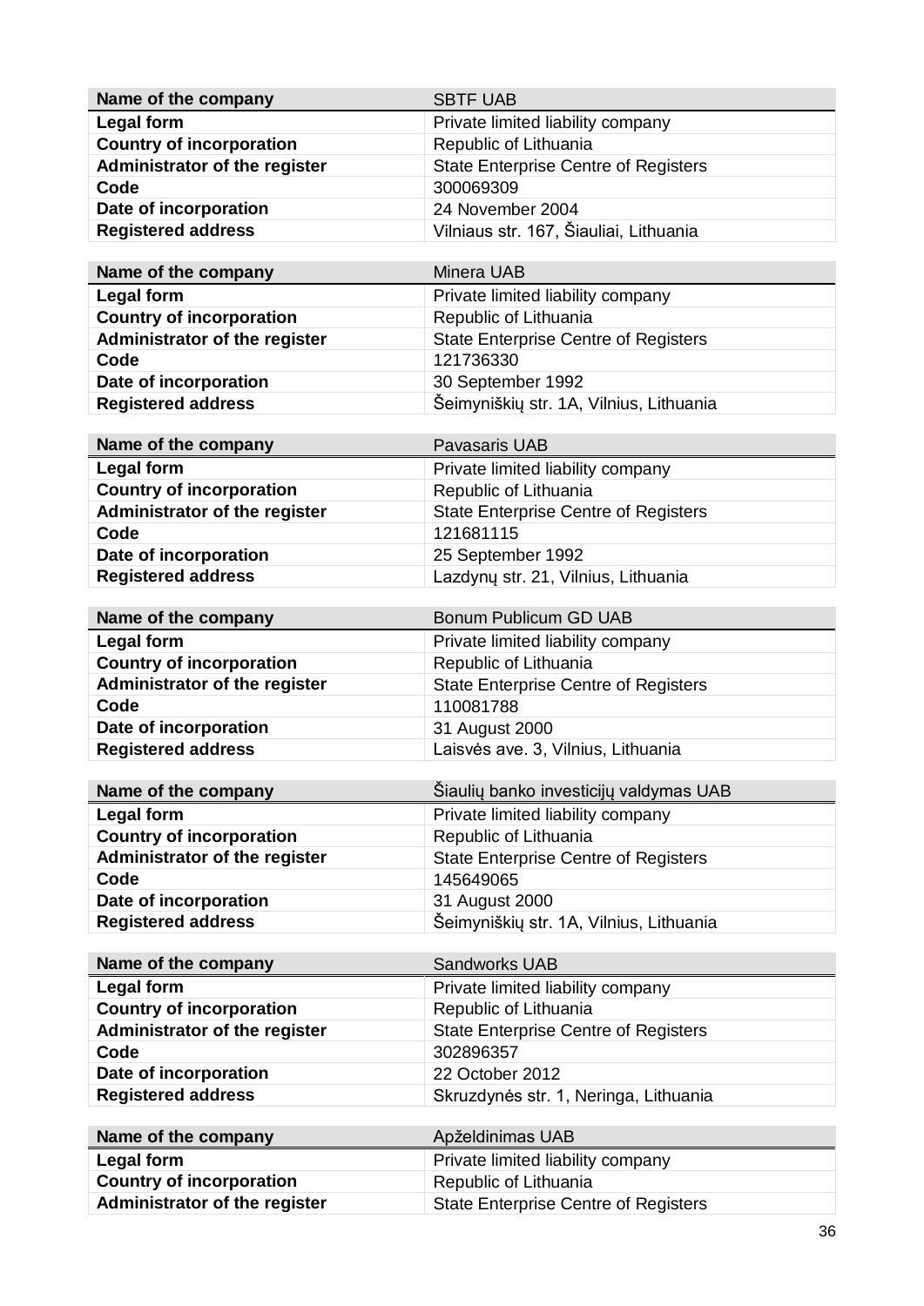| Name of the company | SBTF UAB |
| --- | --- |
| Legal form | Private limited liability company |
| Country of incorporation | Republic of Lithuania |
| Administrator of the register | State Enterprise Centre of Registers |
| Code | 300069309 |
| Date of incorporation | 24 November 2004 |
| Registered address | Vilniaus str. 167, Šiauliai, Lithuania |

| Name of the company | Minera UAB |
| --- | --- |
| Legal form | Private limited liability company |
| Country of incorporation | Republic of Lithuania |
| Administrator of the register | State Enterprise Centre of Registers |
| Code | 121736330 |
| Date of incorporation | 30 September 1992 |
| Registered address | Šeimyniškių str. 1A, Vilnius, Lithuania |

| Name of the company | Pavasaris UAB |
| --- | --- |
| Legal form | Private limited liability company |
| Country of incorporation | Republic of Lithuania |
| Administrator of the register | State Enterprise Centre of Registers |
| Code | 121681115 |
| Date of incorporation | 25 September 1992 |
| Registered address | Lazdynų str. 21, Vilnius, Lithuania |

| Name of the company | Bonum Publicum GD UAB |
| --- | --- |
| Legal form | Private limited liability company |
| Country of incorporation | Republic of Lithuania |
| Administrator of the register | State Enterprise Centre of Registers |
| Code | 110081788 |
| Date of incorporation | 31 August 2000 |
| Registered address | Laisvės ave. 3, Vilnius, Lithuania |

| Name of the company | Šiaulių banko investicijų valdymas UAB |
| --- | --- |
| Legal form | Private limited liability company |
| Country of incorporation | Republic of Lithuania |
| Administrator of the register | State Enterprise Centre of Registers |
| Code | 145649065 |
| Date of incorporation | 31 August 2000 |
| Registered address | Šeimyniškių str. 1A, Vilnius, Lithuania |

| Name of the company | Sandworks UAB |
| --- | --- |
| Legal form | Private limited liability company |
| Country of incorporation | Republic of Lithuania |
| Administrator of the register | State Enterprise Centre of Registers |
| Code | 302896357 |
| Date of incorporation | 22 October 2012 |
| Registered address | Skruzdynės str. 1, Neringa, Lithuania |

| Name of the company | Apželdinimas UAB |
| --- | --- |
| Legal form | Private limited liability company |
| Country of incorporation | Republic of Lithuania |
| Administrator of the register | State Enterprise Centre of Registers |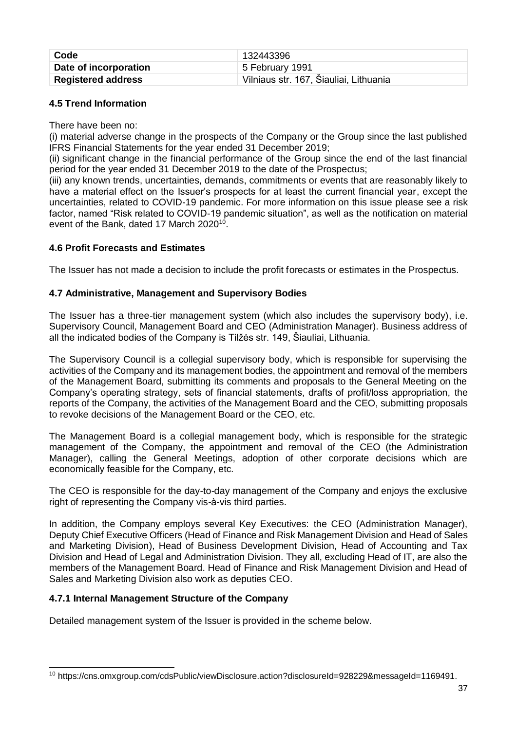| Code | 132443396 |
| --- | --- |
| Date of incorporation | 5 February 1991 |
| Registered address | Vilniaus str. 167, Šiauliai, Lithuania |

### 4.5 Trend Information

There have been no:

(i) material adverse change in the prospects of the Company or the Group since the last published IFRS Financial Statements for the year ended 31 December 2019;

(ii) significant change in the financial performance of the Group since the end of the last financial period for the year ended 31 December 2019 to the date of the Prospectus;

(iii) any known trends, uncertainties, demands, commitments or events that are reasonably likely to have a material effect on the Issuer's prospects for at least the current financial year, except the uncertainties, related to COVID-19 pandemic. For more information on this issue please see a risk factor, named "Risk related to COVID-19 pandemic situation", as well as the notification on material event of the Bank, dated 17 March 2020[10].

### 4.6 Profit Forecasts and Estimates

The Issuer has not made a decision to include the profit forecasts or estimates in the Prospectus.

### 4.7 Administrative, Management and Supervisory Bodies

The Issuer has a three-tier management system (which also includes the supervisory body), i.e. Supervisory Council, Management Board and CEO (Administration Manager). Business address of all the indicated bodies of the Company is Tilžės str. 149, Šiauliai, Lithuania.

The Supervisory Council is a collegial supervisory body, which is responsible for supervising the activities of the Company and its management bodies, the appointment and removal of the members of the Management Board, submitting its comments and proposals to the General Meeting on the Company's operating strategy, sets of financial statements, drafts of profit/loss appropriation, the reports of the Company, the activities of the Management Board and the CEO, submitting proposals to revoke decisions of the Management Board or the CEO, etc.

The Management Board is a collegial management body, which is responsible for the strategic management of the Company, the appointment and removal of the CEO (the Administration Manager), calling the General Meetings, adoption of other corporate decisions which are economically feasible for the Company, etc.

The CEO is responsible for the day-to-day management of the Company and enjoys the exclusive right of representing the Company vis-à-vis third parties.

In addition, the Company employs several Key Executives: the CEO (Administration Manager), Deputy Chief Executive Officers (Head of Finance and Risk Management Division and Head of Sales and Marketing Division), Head of Business Development Division, Head of Accounting and Tax Division and Head of Legal and Administration Division. They all, excluding Head of IT, are also the members of the Management Board. Head of Finance and Risk Management Division and Head of Sales and Marketing Division also work as deputies CEO.

#### 4.7.1 Internal Management Structure of the Company

Detailed management system of the Issuer is provided in the scheme below.

[10] https://cns.omxgroup.com/cdsPublic/viewDisclosure.action?disclosureId=928229&messageId=1169491.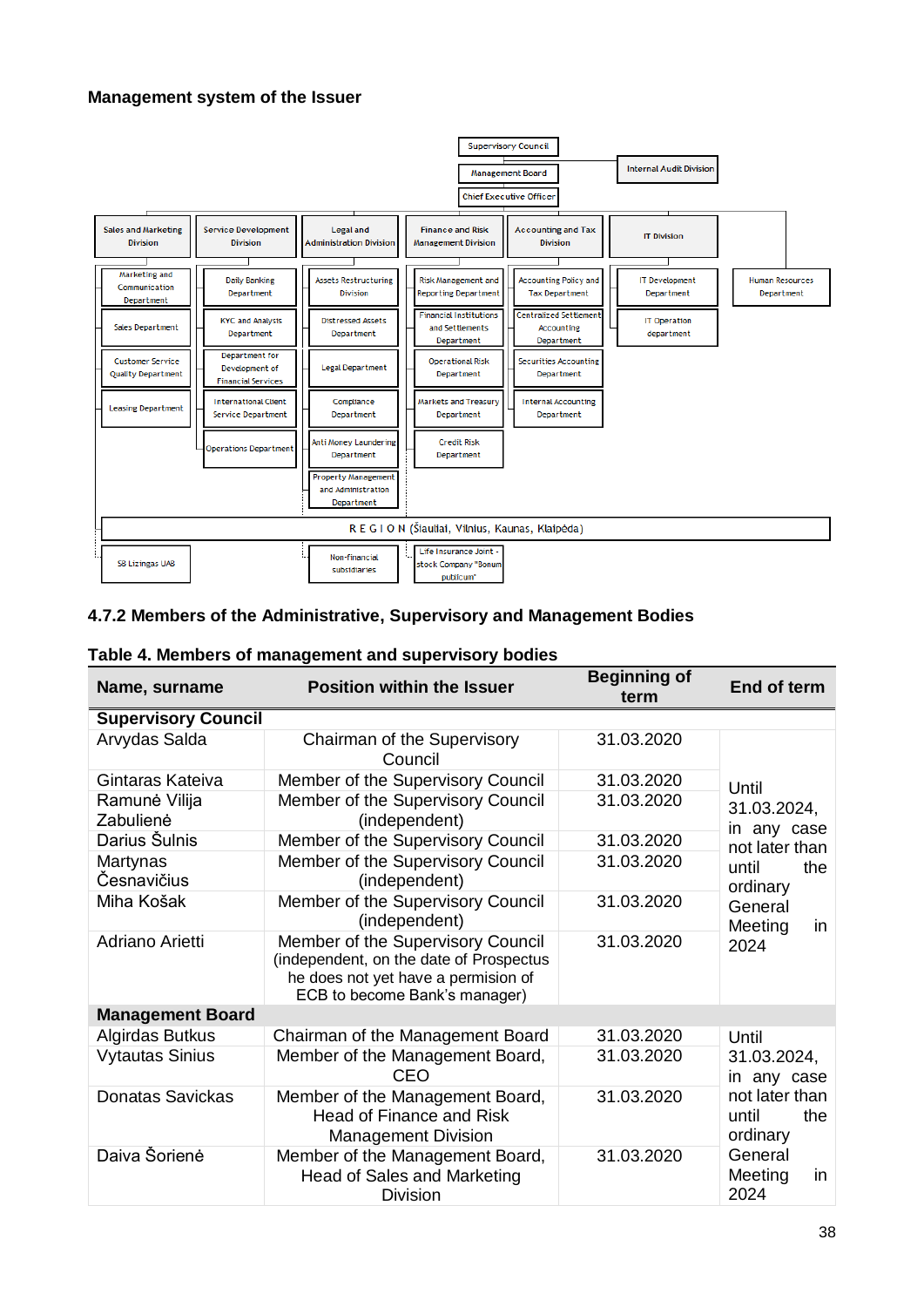**Management system of the Issuer**

- Supervisory Council
  - Management Board
    - Chief Executive Officer
- Internal Audit Division

- **Sales and Marketing Division**
  - Marketing and Communication Department
  - Sales Department
  - Customer Service Quality Department
  - Leasing Department
- **Service Development Division**
  - Daily Banking Department
  - KYC and Analysis Department
  - Department for Development of Financial Services
  - International Client Service Department
  - Operations Department
- **Legal and Administration Division**
  - Assets Restructuring Division
  - Distressed Assets Department
  - Legal Department
  - Compliance Department
  - Anti Money Laundering Department
  - Property Management and Administration Department
- **Finance and Risk Management Division**
  - Risk Management and Reporting Department
  - Financial Institutions and Settlements Department
  - Operational Risk Department
  - Markets and Treasury Department
  - Credit Risk Department
- **Accounting and Tax Division**
  - Accounting Policy and Tax Department
  - Centralized Settlement Accounting Department
  - Securities Accounting Department
  - Internal Accounting Department
- **IT Division**
  - IT Development Department
  - IT Operation department
- Human Resources Department

R E G I O N (Šiauliai, Vilnius, Kaunas, Klaipėda)

- SB Lizingas UAB
- Non-financial subsidiaries
- Life Insurance Joint - stock Company "Bonum publicum"

### 4.7.2 Members of the Administrative, Supervisory and Management Bodies

**Table 4. Members of management and supervisory bodies**

| Name, surname | Position within the Issuer | Beginning of term | End of term |
|---|---|---|---|
| **Supervisory Council** | | | |
| Arvydas Salda | Chairman of the Supervisory Council | 31.03.2020 | Until 31.03.2024, in any case not later than until the ordinary General Meeting in 2024 |
| Gintaras Kateiva | Member of the Supervisory Council | 31.03.2020 | |
| Ramunė Vilija Zabulienė | Member of the Supervisory Council (independent) | 31.03.2020 | |
| Darius Šulnis | Member of the Supervisory Council | 31.03.2020 | |
| Martynas Česnavičius | Member of the Supervisory Council (independent) | 31.03.2020 | |
| Miha Košak | Member of the Supervisory Council (independent) | 31.03.2020 | |
| Adriano Arietti | Member of the Supervisory Council (independent, on the date of Prospectus he does not yet have a permision of ECB to become Bank's manager) | 31.03.2020 | |
| **Management Board** | | | |
| Algirdas Butkus | Chairman of the Management Board | 31.03.2020 | Until 31.03.2024, in any case not later than until the ordinary General Meeting in 2024 |
| Vytautas Sinius | Member of the Management Board, CEO | 31.03.2020 | |
| Donatas Savickas | Member of the Management Board, Head of Finance and Risk Management Division | 31.03.2020 | |
| Daiva Šorienė | Member of the Management Board, Head of Sales and Marketing Division | 31.03.2020 | |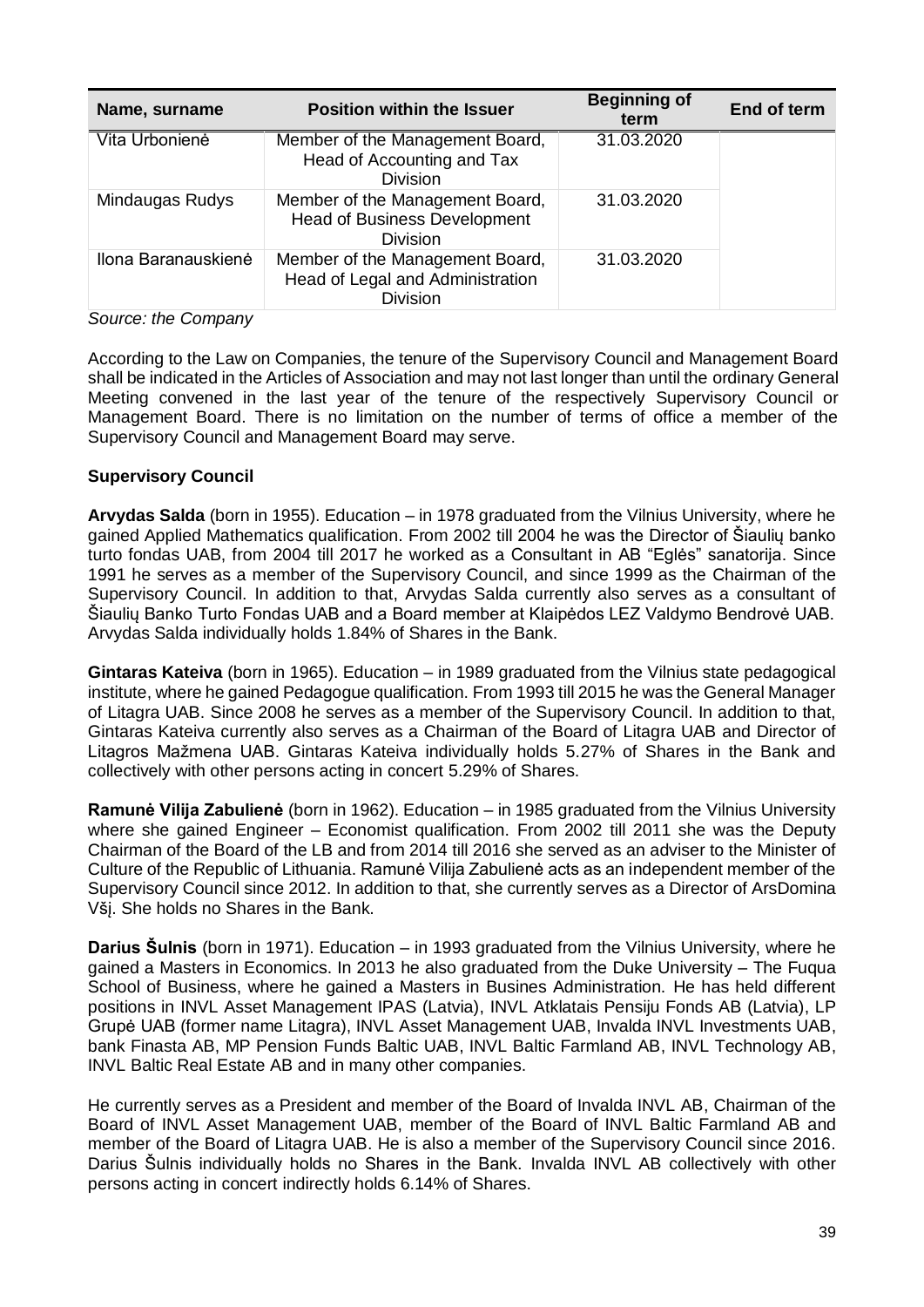| Name, surname | Position within the Issuer | Beginning of term | End of term |
| --- | --- | --- | --- |
| Vita Urbonienė | Member of the Management Board, Head of Accounting and Tax Division | 31.03.2020 | |
| Mindaugas Rudys | Member of the Management Board, Head of Business Development Division | 31.03.2020 | |
| Ilona Baranauskienė | Member of the Management Board, Head of Legal and Administration Division | 31.03.2020 | |

*Source: the Company*

According to the Law on Companies, the tenure of the Supervisory Council and Management Board shall be indicated in the Articles of Association and may not last longer than until the ordinary General Meeting convened in the last year of the tenure of the respectively Supervisory Council or Management Board. There is no limitation on the number of terms of office a member of the Supervisory Council and Management Board may serve.

**Supervisory Council**

**Arvydas Salda** (born in 1955). Education – in 1978 graduated from the Vilnius University, where he gained Applied Mathematics qualification. From 2002 till 2004 he was the Director of Šiaulių banko turto fondas UAB, from 2004 till 2017 he worked as a Consultant in AB "Eglės" sanatorija. Since 1991 he serves as a member of the Supervisory Council, and since 1999 as the Chairman of the Supervisory Council. In addition to that, Arvydas Salda currently also serves as a consultant of Šiaulių Banko Turto Fondas UAB and a Board member at Klaipėdos LEZ Valdymo Bendrovė UAB. Arvydas Salda individually holds 1.84% of Shares in the Bank.

**Gintaras Kateiva** (born in 1965). Education – in 1989 graduated from the Vilnius state pedagogical institute, where he gained Pedagogue qualification. From 1993 till 2015 he was the General Manager of Litagra UAB. Since 2008 he serves as a member of the Supervisory Council. In addition to that, Gintaras Kateiva currently also serves as a Chairman of the Board of Litagra UAB and Director of Litagros Mažmena UAB. Gintaras Kateiva individually holds 5.27% of Shares in the Bank and collectively with other persons acting in concert 5.29% of Shares.

**Ramunė Vilija Zabulienė** (born in 1962). Education – in 1985 graduated from the Vilnius University where she gained Engineer – Economist qualification. From 2002 till 2011 she was the Deputy Chairman of the Board of the LB and from 2014 till 2016 she served as an adviser to the Minister of Culture of the Republic of Lithuania. Ramunė Vilija Zabulienė acts as an independent member of the Supervisory Council since 2012. In addition to that, she currently serves as a Director of ArsDomina VšĮ. She holds no Shares in the Bank.

**Darius Šulnis** (born in 1971). Education – in 1993 graduated from the Vilnius University, where he gained a Masters in Economics. In 2013 he also graduated from the Duke University – The Fuqua School of Business, where he gained a Masters in Busines Administration. He has held different positions in INVL Asset Management IPAS (Latvia), INVL Atklatais Pensiju Fonds AB (Latvia), LP Grupė UAB (former name Litagra), INVL Asset Management UAB, Invalda INVL Investments UAB, bank Finasta AB, MP Pension Funds Baltic UAB, INVL Baltic Farmland AB, INVL Technology AB, INVL Baltic Real Estate AB and in many other companies.

He currently serves as a President and member of the Board of Invalda INVL AB, Chairman of the Board of INVL Asset Management UAB, member of the Board of INVL Baltic Farmland AB and member of the Board of Litagra UAB. He is also a member of the Supervisory Council since 2016. Darius Šulnis individually holds no Shares in the Bank. Invalda INVL AB collectively with other persons acting in concert indirectly holds 6.14% of Shares.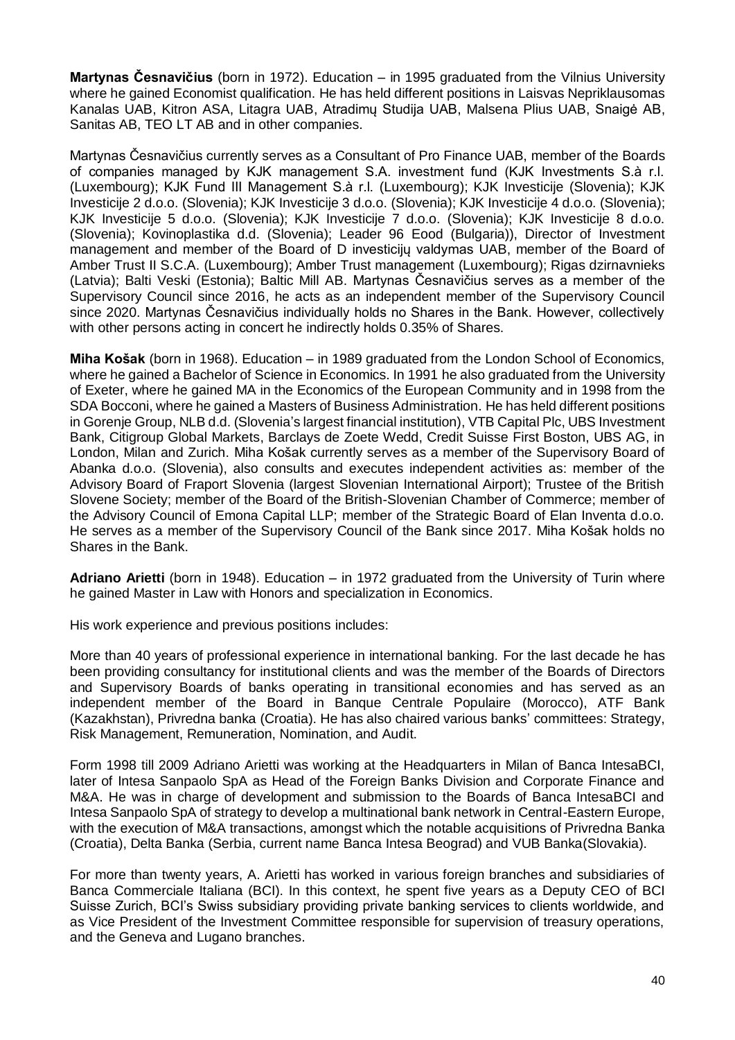**Martynas Česnavičius** (born in 1972). Education – in 1995 graduated from the Vilnius University where he gained Economist qualification. He has held different positions in Laisvas Nepriklausomas Kanalas UAB, Kitron ASA, Litagra UAB, Atradimų Studija UAB, Malsena Plius UAB, Snaigė AB, Sanitas AB, TEO LT AB and in other companies.

Martynas Česnavičius currently serves as a Consultant of Pro Finance UAB, member of the Boards of companies managed by KJK management S.A. investment fund (KJK Investments S.à r.l. (Luxembourg); KJK Fund III Management S.à r.l. (Luxembourg); KJK Investicije (Slovenia); KJK Investicije 2 d.o.o. (Slovenia); KJK Investicije 3 d.o.o. (Slovenia); KJK Investicije 4 d.o.o. (Slovenia); KJK Investicije 5 d.o.o. (Slovenia); KJK Investicije 7 d.o.o. (Slovenia); KJK Investicije 8 d.o.o. (Slovenia); Kovinoplastika d.d. (Slovenia); Leader 96 Eood (Bulgaria)), Director of Investment management and member of the Board of D investicijų valdymas UAB, member of the Board of Amber Trust II S.C.A. (Luxembourg); Amber Trust management (Luxembourg); Rigas dzirnavnieks (Latvia); Balti Veski (Estonia); Baltic Mill AB. Martynas Česnavičius serves as a member of the Supervisory Council since 2016, he acts as an independent member of the Supervisory Council since 2020. Martynas Česnavičius individually holds no Shares in the Bank. However, collectively with other persons acting in concert he indirectly holds 0.35% of Shares.

**Miha Košak** (born in 1968). Education – in 1989 graduated from the London School of Economics, where he gained a Bachelor of Science in Economics. In 1991 he also graduated from the University of Exeter, where he gained MA in the Economics of the European Community and in 1998 from the SDA Bocconi, where he gained a Masters of Business Administration. He has held different positions in Gorenje Group, NLB d.d. (Slovenia's largest financial institution), VTB Capital Plc, UBS Investment Bank, Citigroup Global Markets, Barclays de Zoete Wedd, Credit Suisse First Boston, UBS AG, in London, Milan and Zurich. Miha Košak currently serves as a member of the Supervisory Board of Abanka d.o.o. (Slovenia), also consults and executes independent activities as: member of the Advisory Board of Fraport Slovenia (largest Slovenian International Airport); Trustee of the British Slovene Society; member of the Board of the British-Slovenian Chamber of Commerce; member of the Advisory Council of Emona Capital LLP; member of the Strategic Board of Elan Inventa d.o.o. He serves as a member of the Supervisory Council of the Bank since 2017. Miha Košak holds no Shares in the Bank.

**Adriano Arietti** (born in 1948). Education – in 1972 graduated from the University of Turin where he gained Master in Law with Honors and specialization in Economics.

His work experience and previous positions includes:

More than 40 years of professional experience in international banking. For the last decade he has been providing consultancy for institutional clients and was the member of the Boards of Directors and Supervisory Boards of banks operating in transitional economies and has served as an independent member of the Board in Banque Centrale Populaire (Morocco), ATF Bank (Kazakhstan), Privredna banka (Croatia). He has also chaired various banks' committees: Strategy, Risk Management, Remuneration, Nomination, and Audit.

Form 1998 till 2009 Adriano Arietti was working at the Headquarters in Milan of Banca IntesaBCI, later of Intesa Sanpaolo SpA as Head of the Foreign Banks Division and Corporate Finance and M&A. He was in charge of development and submission to the Boards of Banca IntesaBCI and Intesa Sanpaolo SpA of strategy to develop a multinational bank network in Central-Eastern Europe, with the execution of M&A transactions, amongst which the notable acquisitions of Privredna Banka (Croatia), Delta Banka (Serbia, current name Banca Intesa Beograd) and VUB Banka(Slovakia).

For more than twenty years, A. Arietti has worked in various foreign branches and subsidiaries of Banca Commerciale Italiana (BCI). In this context, he spent five years as a Deputy CEO of BCI Suisse Zurich, BCI's Swiss subsidiary providing private banking services to clients worldwide, and as Vice President of the Investment Committee responsible for supervision of treasury operations, and the Geneva and Lugano branches.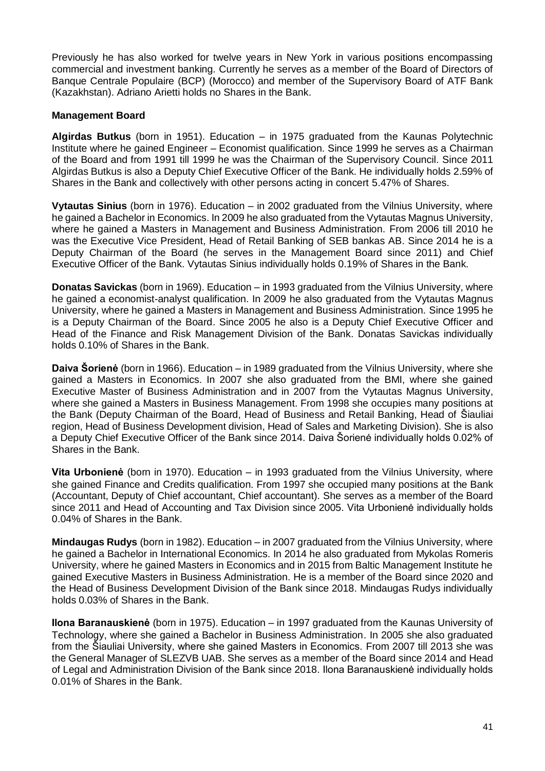Previously he has also worked for twelve years in New York in various positions encompassing commercial and investment banking. Currently he serves as a member of the Board of Directors of Banque Centrale Populaire (BCP) (Morocco) and member of the Supervisory Board of ATF Bank (Kazakhstan). Adriano Arietti holds no Shares in the Bank.

**Management Board**

**Algirdas Butkus** (born in 1951). Education – in 1975 graduated from the Kaunas Polytechnic Institute where he gained Engineer – Economist qualification. Since 1999 he serves as a Chairman of the Board and from 1991 till 1999 he was the Chairman of the Supervisory Council. Since 2011 Algirdas Butkus is also a Deputy Chief Executive Officer of the Bank. He individually holds 2.59% of Shares in the Bank and collectively with other persons acting in concert 5.47% of Shares.

**Vytautas Sinius** (born in 1976). Education – in 2002 graduated from the Vilnius University, where he gained a Bachelor in Economics. In 2009 he also graduated from the Vytautas Magnus University, where he gained a Masters in Management and Business Administration. From 2006 till 2010 he was the Executive Vice President, Head of Retail Banking of SEB bankas AB. Since 2014 he is a Deputy Chairman of the Board (he serves in the Management Board since 2011) and Chief Executive Officer of the Bank. Vytautas Sinius individually holds 0.19% of Shares in the Bank.

**Donatas Savickas** (born in 1969). Education – in 1993 graduated from the Vilnius University, where he gained a economist-analyst qualification. In 2009 he also graduated from the Vytautas Magnus University, where he gained a Masters in Management and Business Administration. Since 1995 he is a Deputy Chairman of the Board. Since 2005 he also is a Deputy Chief Executive Officer and Head of the Finance and Risk Management Division of the Bank. Donatas Savickas individually holds 0.10% of Shares in the Bank.

**Daiva Šorienė** (born in 1966). Education – in 1989 graduated from the Vilnius University, where she gained a Masters in Economics. In 2007 she also graduated from the BMI, where she gained Executive Master of Business Administration and in 2007 from the Vytautas Magnus University, where she gained a Masters in Business Management. From 1998 she occupies many positions at the Bank (Deputy Chairman of the Board, Head of Business and Retail Banking, Head of Šiauliai region, Head of Business Development division, Head of Sales and Marketing Division). She is also a Deputy Chief Executive Officer of the Bank since 2014. Daiva Šorienė individually holds 0.02% of Shares in the Bank.

**Vita Urbonienė** (born in 1970). Education – in 1993 graduated from the Vilnius University, where she gained Finance and Credits qualification. From 1997 she occupied many positions at the Bank (Accountant, Deputy of Chief accountant, Chief accountant). She serves as a member of the Board since 2011 and Head of Accounting and Tax Division since 2005. Vita Urbonienė individually holds 0.04% of Shares in the Bank.

**Mindaugas Rudys** (born in 1982). Education – in 2007 graduated from the Vilnius University, where he gained a Bachelor in International Economics. In 2014 he also graduated from Mykolas Romeris University, where he gained Masters in Economics and in 2015 from Baltic Management Institute he gained Executive Masters in Business Administration. He is a member of the Board since 2020 and the Head of Business Development Division of the Bank since 2018. Mindaugas Rudys individually holds 0.03% of Shares in the Bank.

**Ilona Baranauskienė** (born in 1975). Education – in 1997 graduated from the Kaunas University of Technology, where she gained a Bachelor in Business Administration. In 2005 she also graduated from the Šiauliai University, where she gained Masters in Economics. From 2007 till 2013 she was the General Manager of SLEZVB UAB. She serves as a member of the Board since 2014 and Head of Legal and Administration Division of the Bank since 2018. Ilona Baranauskienė individually holds 0.01% of Shares in the Bank.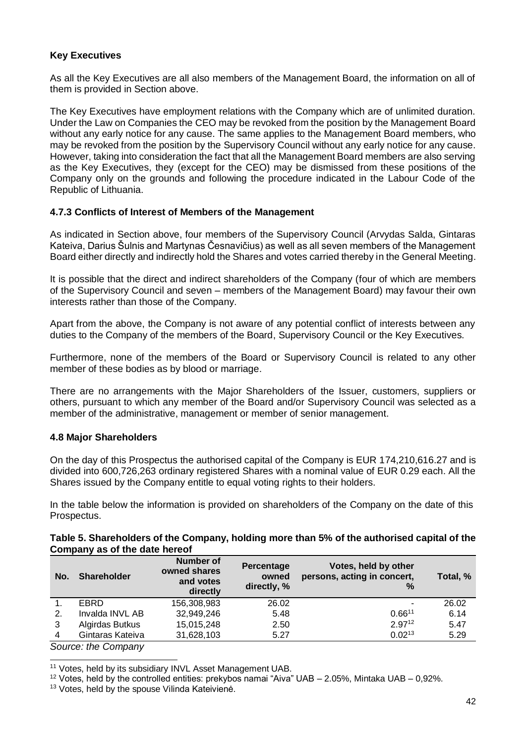**Key Executives**

As all the Key Executives are all also members of the Management Board, the information on all of them is provided in Section above.

The Key Executives have employment relations with the Company which are of unlimited duration. Under the Law on Companies the CEO may be revoked from the position by the Management Board without any early notice for any cause. The same applies to the Management Board members, who may be revoked from the position by the Supervisory Council without any early notice for any cause. However, taking into consideration the fact that all the Management Board members are also serving as the Key Executives, they (except for the CEO) may be dismissed from these positions of the Company only on the grounds and following the procedure indicated in the Labour Code of the Republic of Lithuania.

### 4.7.3 Conflicts of Interest of Members of the Management

As indicated in Section above, four members of the Supervisory Council (Arvydas Salda, Gintaras Kateiva, Darius Šulnis and Martynas Česnavičius) as well as all seven members of the Management Board either directly and indirectly hold the Shares and votes carried thereby in the General Meeting.

It is possible that the direct and indirect shareholders of the Company (four of which are members of the Supervisory Council and seven – members of the Management Board) may favour their own interests rather than those of the Company.

Apart from the above, the Company is not aware of any potential conflict of interests between any duties to the Company of the members of the Board, Supervisory Council or the Key Executives.

Furthermore, none of the members of the Board or Supervisory Council is related to any other member of these bodies as by blood or marriage.

There are no arrangements with the Major Shareholders of the Issuer, customers, suppliers or others, pursuant to which any member of the Board and/or Supervisory Council was selected as a member of the administrative, management or member of senior management.

### 4.8 Major Shareholders

On the day of this Prospectus the authorised capital of the Company is EUR 174,210,616.27 and is divided into 600,726,263 ordinary registered Shares with a nominal value of EUR 0.29 each. All the Shares issued by the Company entitle to equal voting rights to their holders.

In the table below the information is provided on shareholders of the Company on the date of this Prospectus.

**Table 5. Shareholders of the Company, holding more than 5% of the authorised capital of the Company as of the date hereof**

| No. | Shareholder | Number of owned shares and votes directly | Percentage owned directly, % | Votes, held by other persons, acting in concert, % | Total, % |
|---|---|---|---|---|---|
| 1. | EBRD | 156,308,983 | 26.02 | - | 26.02 |
| 2. | Invalda INVL AB | 32,949,246 | 5.48 | 0.66[11] | 6.14 |
| 3 | Algirdas Butkus | 15,015,248 | 2.50 | 2.97[12] | 5.47 |
| 4 | Gintaras Kateiva | 31,628,103 | 5.27 | 0.02[13] | 5.29 |

*Source: the Company*

[11] Votes, held by its subsidiary INVL Asset Management UAB.

[12] Votes, held by the controlled entities: prekybos namai "Aiva" UAB – 2.05%, Mintaka UAB – 0,92%.

[13] Votes, held by the spouse Vilinda Kateivienė.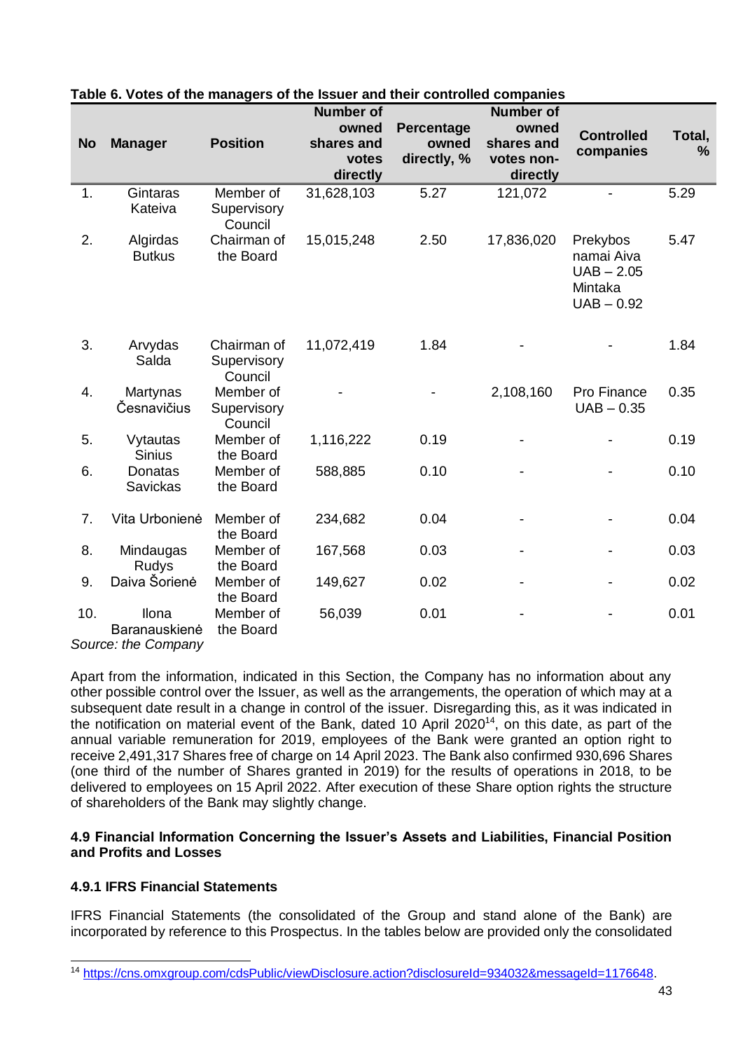**Table 6. Votes of the managers of the Issuer and their controlled companies**

| No | Manager | Position | Number of owned shares and votes directly | Percentage owned directly, % | Number of owned shares and votes non-directly | Controlled companies | Total, % |
|---|---|---|---|---|---|---|---|
| 1. | Gintaras Kateiva | Member of Supervisory Council | 31,628,103 | 5.27 | 121,072 | - | 5.29 |
| 2. | Algirdas Butkus | Chairman of the Board | 15,015,248 | 2.50 | 17,836,020 | Prekybos namai Aiva UAB – 2.05 Mintaka UAB – 0.92 | 5.47 |
| 3. | Arvydas Salda | Chairman of Supervisory Council | 11,072,419 | 1.84 | - | - | 1.84 |
| 4. | Martynas Česnavičius | Member of Supervisory Council | - | - | 2,108,160 | Pro Finance UAB – 0.35 | 0.35 |
| 5. | Vytautas Sinius | Member of the Board | 1,116,222 | 0.19 | - | - | 0.19 |
| 6. | Donatas Savickas | Member of the Board | 588,885 | 0.10 | - | - | 0.10 |
| 7. | Vita Urbonienė | Member of the Board | 234,682 | 0.04 | - | - | 0.04 |
| 8. | Mindaugas Rudys | Member of the Board | 167,568 | 0.03 | - | - | 0.03 |
| 9. | Daiva Šorienė | Member of the Board | 149,627 | 0.02 | - | - | 0.02 |
| 10. | Ilona Baranauskienė | Member of the Board | 56,039 | 0.01 | - | - | 0.01 |

*Source: the Company*

Apart from the information, indicated in this Section, the Company has no information about any other possible control over the Issuer, as well as the arrangements, the operation of which may at a subsequent date result in a change in control of the issuer. Disregarding this, as it was indicated in the notification on material event of the Bank, dated 10 April 2020[14], on this date, as part of the annual variable remuneration for 2019, employees of the Bank were granted an option right to receive 2,491,317 Shares free of charge on 14 April 2023. The Bank also confirmed 930,696 Shares (one third of the number of Shares granted in 2019) for the results of operations in 2018, to be delivered to employees on 15 April 2022. After execution of these Share option rights the structure of shareholders of the Bank may slightly change.

### 4.9 Financial Information Concerning the Issuer's Assets and Liabilities, Financial Position and Profits and Losses

#### 4.9.1 IFRS Financial Statements

IFRS Financial Statements (the consolidated of the Group and stand alone of the Bank) are incorporated by reference to this Prospectus. In the tables below are provided only the consolidated

[14] https://cns.omxgroup.com/cdsPublic/viewDisclosure.action?disclosureId=934032&messageId=1176648.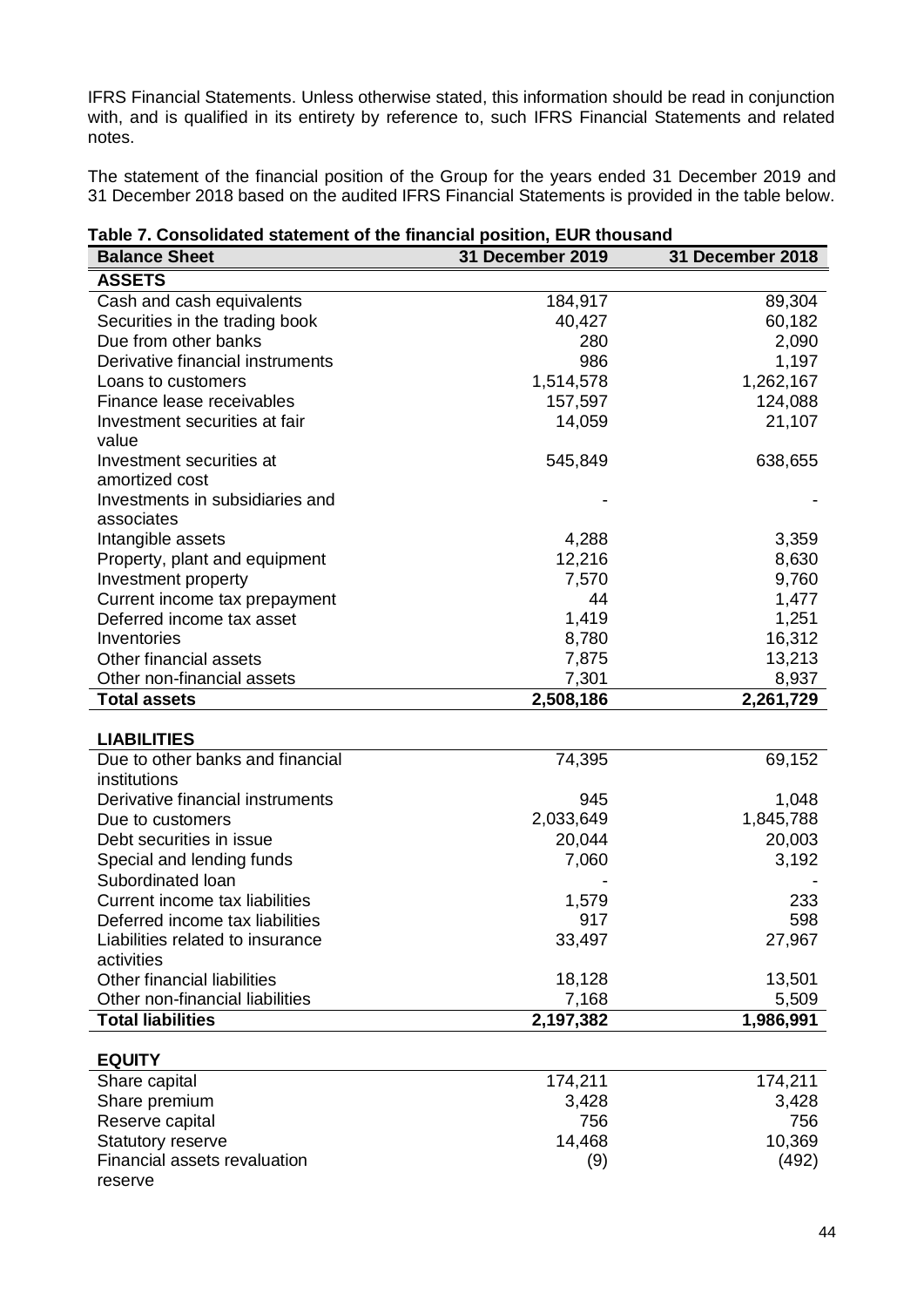IFRS Financial Statements. Unless otherwise stated, this information should be read in conjunction with, and is qualified in its entirety by reference to, such IFRS Financial Statements and related notes.

The statement of the financial position of the Group for the years ended 31 December 2019 and 31 December 2018 based on the audited IFRS Financial Statements is provided in the table below.

**Table 7. Consolidated statement of the financial position, EUR thousand**

| Balance Sheet | 31 December 2019 | 31 December 2018 |
|---|---|---|
| **ASSETS** | | |
| Cash and cash equivalents | 184,917 | 89,304 |
| Securities in the trading book | 40,427 | 60,182 |
| Due from other banks | 280 | 2,090 |
| Derivative financial instruments | 986 | 1,197 |
| Loans to customers | 1,514,578 | 1,262,167 |
| Finance lease receivables | 157,597 | 124,088 |
| Investment securities at fair value | 14,059 | 21,107 |
| Investment securities at amortized cost | 545,849 | 638,655 |
| Investments in subsidiaries and associates | - | - |
| Intangible assets | 4,288 | 3,359 |
| Property, plant and equipment | 12,216 | 8,630 |
| Investment property | 7,570 | 9,760 |
| Current income tax prepayment | 44 | 1,477 |
| Deferred income tax asset | 1,419 | 1,251 |
| Inventories | 8,780 | 16,312 |
| Other financial assets | 7,875 | 13,213 |
| Other non-financial assets | 7,301 | 8,937 |
| **Total assets** | **2,508,186** | **2,261,729** |
| | | |
| **LIABILITIES** | | |
| Due to other banks and financial institutions | 74,395 | 69,152 |
| Derivative financial instruments | 945 | 1,048 |
| Due to customers | 2,033,649 | 1,845,788 |
| Debt securities in issue | 20,044 | 20,003 |
| Special and lending funds | 7,060 | 3,192 |
| Subordinated loan | - | - |
| Current income tax liabilities | 1,579 | 233 |
| Deferred income tax liabilities | 917 | 598 |
| Liabilities related to insurance activities | 33,497 | 27,967 |
| Other financial liabilities | 18,128 | 13,501 |
| Other non-financial liabilities | 7,168 | 5,509 |
| **Total liabilities** | **2,197,382** | **1,986,991** |
| | | |
| **EQUITY** | | |
| Share capital | 174,211 | 174,211 |
| Share premium | 3,428 | 3,428 |
| Reserve capital | 756 | 756 |
| Statutory reserve | 14,468 | 10,369 |
| Financial assets revaluation reserve | (9) | (492) |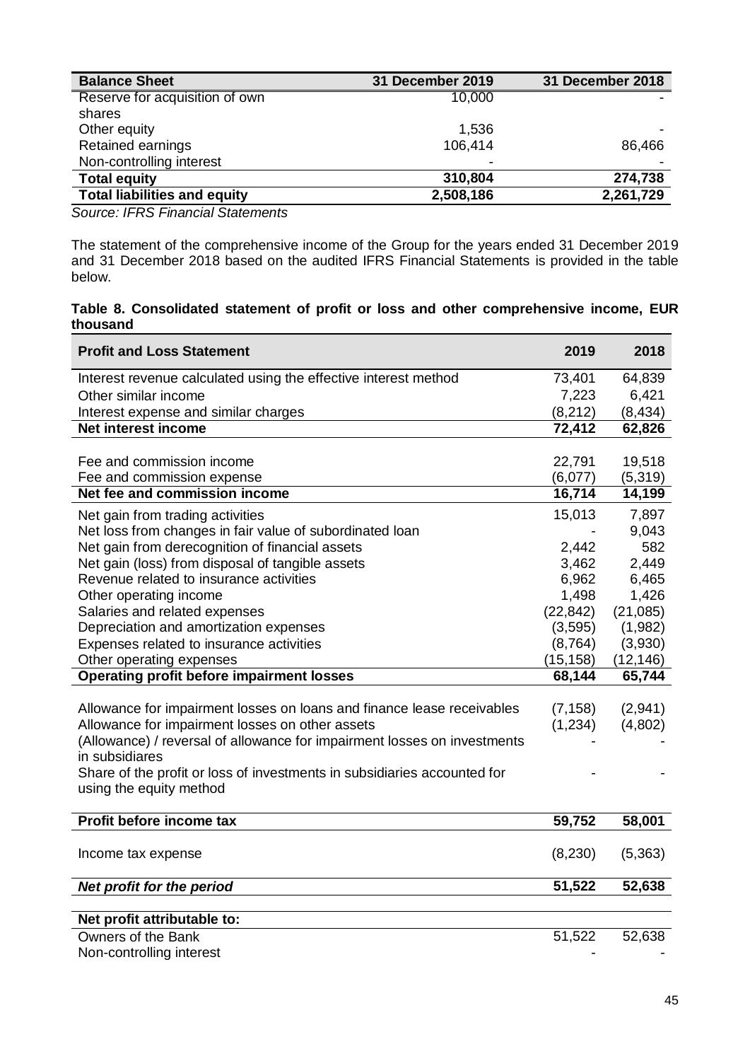| Balance Sheet | 31 December 2019 | 31 December 2018 |
|---|---|---|
| Reserve for acquisition of own shares | 10,000 | - |
| Other equity | 1,536 | - |
| Retained earnings | 106,414 | 86,466 |
| Non-controlling interest | - | - |
| **Total equity** | **310,804** | **274,738** |
| **Total liabilities and equity** | **2,508,186** | **2,261,729** |

*Source: IFRS Financial Statements*

The statement of the comprehensive income of the Group for the years ended 31 December 2019 and 31 December 2018 based on the audited IFRS Financial Statements is provided in the table below.

**Table 8. Consolidated statement of profit or loss and other comprehensive income, EUR thousand**

| Profit and Loss Statement | 2019 | 2018 |
|---|---|---|
| Interest revenue calculated using the effective interest method | 73,401 | 64,839 |
| Other similar income | 7,223 | 6,421 |
| Interest expense and similar charges | (8,212) | (8,434) |
| **Net interest income** | **72,412** | **62,826** |
| Fee and commission income | 22,791 | 19,518 |
| Fee and commission expense | (6,077) | (5,319) |
| **Net fee and commission income** | **16,714** | **14,199** |
| Net gain from trading activities | 15,013 | 7,897 |
| Net loss from changes in fair value of subordinated loan | - | 9,043 |
| Net gain from derecognition of financial assets | 2,442 | 582 |
| Net gain (loss) from disposal of tangible assets | 3,462 | 2,449 |
| Revenue related to insurance activities | 6,962 | 6,465 |
| Other operating income | 1,498 | 1,426 |
| Salaries and related expenses | (22,842) | (21,085) |
| Depreciation and amortization expenses | (3,595) | (1,982) |
| Expenses related to insurance activities | (8,764) | (3,930) |
| Other operating expenses | (15,158) | (12,146) |
| **Operating profit before impairment losses** | **68,144** | **65,744** |
| Allowance for impairment losses on loans and finance lease receivables | (7,158) | (2,941) |
| Allowance for impairment losses on other assets | (1,234) | (4,802) |
| (Allowance) / reversal of allowance for impairment losses on investments in subsidiares | - | - |
| Share of the profit or loss of investments in subsidiaries accounted for using the equity method | - | - |
| **Profit before income tax** | **59,752** | **58,001** |
| Income tax expense | (8,230) | (5,363) |
| ***Net profit for the period*** | **51,522** | **52,638** |
| **Net profit attributable to:** | | |
| Owners of the Bank | 51,522 | 52,638 |
| Non-controlling interest | - | - |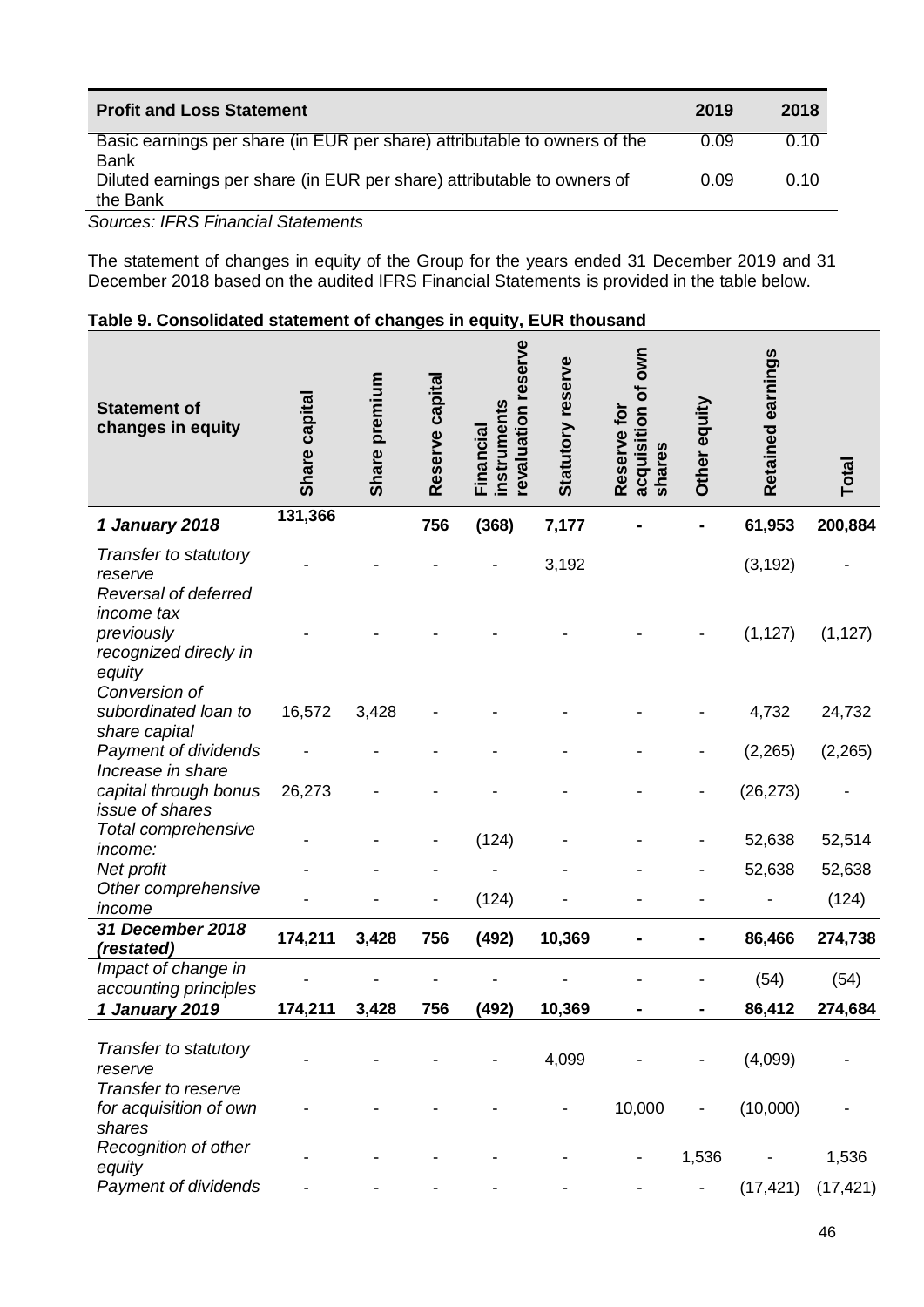| Profit and Loss Statement | 2019 | 2018 |
|---|---|---|
| Basic earnings per share (in EUR per share) attributable to owners of the Bank | 0.09 | 0.10 |
| Diluted earnings per share (in EUR per share) attributable to owners of the Bank | 0.09 | 0.10 |

*Sources: IFRS Financial Statements*

The statement of changes in equity of the Group for the years ended 31 December 2019 and 31 December 2018 based on the audited IFRS Financial Statements is provided in the table below.

**Table 9. Consolidated statement of changes in equity, EUR thousand**

| Statement of changes in equity | Share capital | Share premium | Reserve capital | Financial instruments revaluation reserve | Statutory reserve | Reserve for acquisition of own shares | Other equity | Retained earnings | Total |
|---|---|---|---|---|---|---|---|---|---|
| ***1 January 2018*** | **131,366** | | **756** | **(368)** | **7,177** | **-** | **-** | **61,953** | **200,884** |
| *Transfer to statutory reserve* | - | - | - | - | 3,192 | | | (3,192) | - |
| *Reversal of deferred income tax previously recognized direcly in equity* | - | - | - | - | - | - | - | (1,127) | (1,127) |
| *Conversion of subordinated loan to share capital* | 16,572 | 3,428 | - | - | - | - | - | 4,732 | 24,732 |
| *Payment of dividends* | - | - | - | - | - | - | - | (2,265) | (2,265) |
| *Increase in share capital through bonus issue of shares* | 26,273 | - | - | - | - | - | - | (26,273) | - |
| *Total comprehensive income:* | - | - | - | (124) | - | - | - | 52,638 | 52,514 |
| *Net profit* | - | - | - | - | - | - | - | 52,638 | 52,638 |
| *Other comprehensive income* | - | - | - | (124) | - | - | - | - | (124) |
| ***31 December 2018 (restated)*** | **174,211** | **3,428** | **756** | **(492)** | **10,369** | **-** | **-** | **86,466** | **274,738** |
| *Impact of change in accounting principles* | - | - | - | - | - | - | - | (54) | (54) |
| ***1 January 2019*** | **174,211** | **3,428** | **756** | **(492)** | **10,369** | **-** | **-** | **86,412** | **274,684** |
| *Transfer to statutory reserve* | - | - | - | - | 4,099 | - | - | (4,099) | - |
| *Transfer to reserve for acquisition of own shares* | - | - | - | - | - | 10,000 | - | (10,000) | - |
| *Recognition of other equity* | - | - | - | - | - | - | 1,536 | - | 1,536 |
| *Payment of dividends* | - | - | - | - | - | - | - | (17,421) | (17,421) |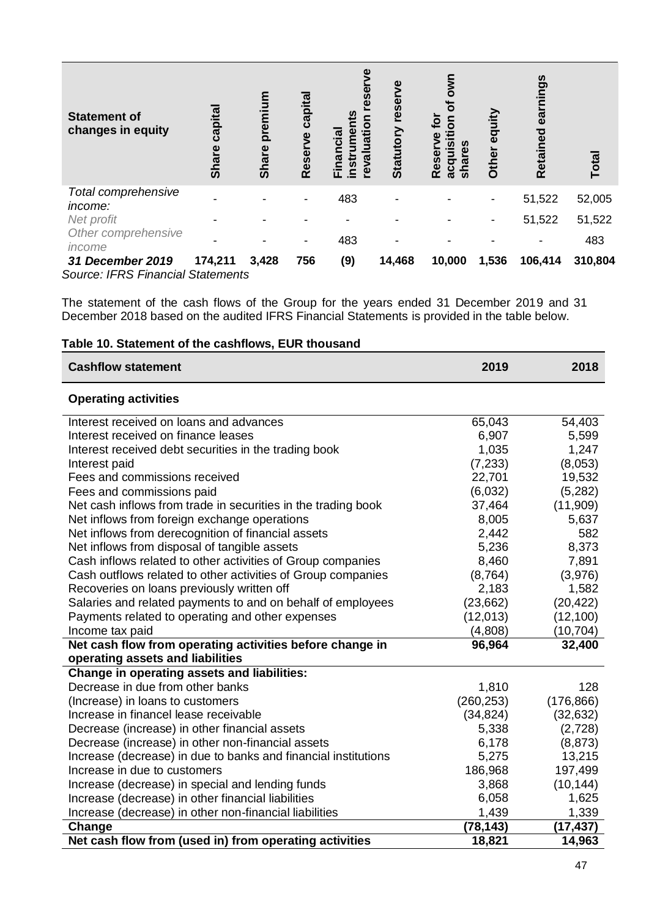| Statement of changes in equity | Share capital | Share premium | Reserve capital | Financial instruments revaluation reserve | Statutory reserve | Reserve for acquisition of own shares | Other equity | Retained earnings | Total |
|---|---|---|---|---|---|---|---|---|---|
| *Total comprehensive income:* | - | - | - | 483 | - | - | - | 51,522 | 52,005 |
| *Net profit* | - | - | - | - | - | - | - | 51,522 | 51,522 |
| *Other comprehensive income* | - | - | - | 483 | - | - | - | - | 483 |
| ***31 December 2019*** | **174,211** | **3,428** | **756** | **(9)** | **14,468** | **10,000** | **1,536** | **106,414** | **310,804** |

*Source: IFRS Financial Statements*

The statement of the cash flows of the Group for the years ended 31 December 2019 and 31 December 2018 based on the audited IFRS Financial Statements is provided in the table below.

**Table 10. Statement of the cashflows, EUR thousand**

| Cashflow statement | 2019 | 2018 |
|---|---|---|
| **Operating activities** | | |
| Interest received on loans and advances | 65,043 | 54,403 |
| Interest received on finance leases | 6,907 | 5,599 |
| Interest received debt securities in the trading book | 1,035 | 1,247 |
| Interest paid | (7,233) | (8,053) |
| Fees and commissions received | 22,701 | 19,532 |
| Fees and commissions paid | (6,032) | (5,282) |
| Net cash inflows from trade in securities in the trading book | 37,464 | (11,909) |
| Net inflows from foreign exchange operations | 8,005 | 5,637 |
| Net inflows from derecognition of financial assets | 2,442 | 582 |
| Net inflows from disposal of tangible assets | 5,236 | 8,373 |
| Cash inflows related to other activities of Group companies | 8,460 | 7,891 |
| Cash outflows related to other activities of Group companies | (8,764) | (3,976) |
| Recoveries on loans previously written off | 2,183 | 1,582 |
| Salaries and related payments to and on behalf of employees | (23,662) | (20,422) |
| Payments related to operating and other expenses | (12,013) | (12,100) |
| Income tax paid | (4,808) | (10,704) |
| **Net cash flow from operating activities before change in operating assets and liabilities** | **96,964** | **32,400** |
| **Change in operating assets and liabilities:** | | |
| Decrease in due from other banks | 1,810 | 128 |
| (Increase) in loans to customers | (260,253) | (176,866) |
| Increase in financel lease receivable | (34,824) | (32,632) |
| Decrease (increase) in other financial assets | 5,338 | (2,728) |
| Decrease (increase) in other non-financial assets | 6,178 | (8,873) |
| Increase (decrease) in due to banks and financial institutions | 5,275 | 13,215 |
| Increase in due to customers | 186,968 | 197,499 |
| Increase (decrease) in special and lending funds | 3,868 | (10,144) |
| Increase (decrease) in other financial liabilities | 6,058 | 1,625 |
| Increase (decrease) in other non-financial liabilities | 1,439 | 1,339 |
| **Change** | **(78,143)** | **(17,437)** |
| **Net cash flow from (used in) from operating activities** | **18,821** | **14,963** |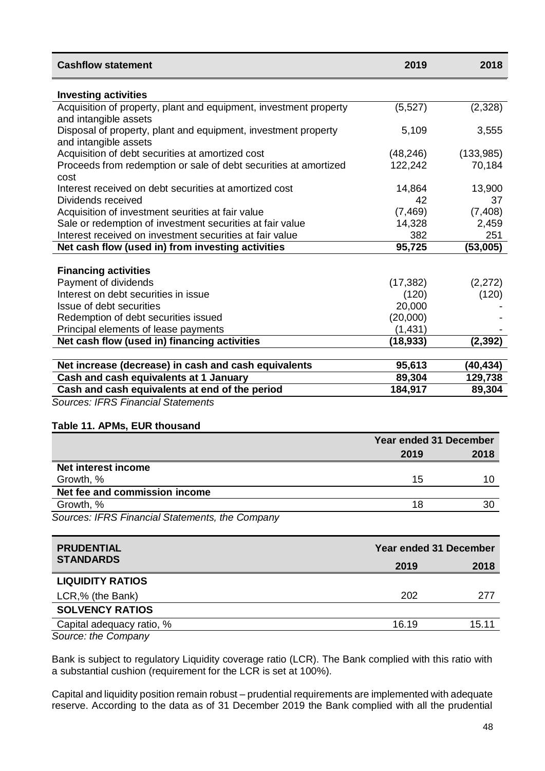| **Cashflow statement** | **2019** | **2018** |
|---|---|---|
| **Investing activities** | | |
| Acquisition of property, plant and equipment, investment property and intangible assets | (5,527) | (2,328) |
| Disposal of property, plant and equipment, investment property and intangible assets | 5,109 | 3,555 |
| Acquisition of debt securities at amortized cost | (48,246) | (133,985) |
| Proceeds from redemption or sale of debt securities at amortized cost | 122,242 | 70,184 |
| Interest received on debt securities at amortized cost | 14,864 | 13,900 |
| Dividends received | 42 | 37 |
| Acquisition of investment seurities at fair value | (7,469) | (7,408) |
| Sale or redemption of investment securities at fair value | 14,328 | 2,459 |
| Interest received on investment securities at fair value | 382 | 251 |
| **Net cash flow (used in) from investing activities** | **95,725** | **(53,005)** |
| **Financing activities** | | |
| Payment of dividends | (17,382) | (2,272) |
| Interest on debt securities in issue | (120) | (120) |
| Issue of debt securities | 20,000 | - |
| Redemption of debt securities issued | (20,000) | - |
| Principal elements of lease payments | (1,431) | - |
| **Net cash flow (used in) financing activities** | **(18,933)** | **(2,392)** |
| **Net increase (decrease) in cash and cash equivalents** | **95,613** | **(40,434)** |
| **Cash and cash equivalents at 1 January** | **89,304** | **129,738** |
| **Cash and cash equivalents at end of the period** | **184,917** | **89,304** |

*Sources: IFRS Financial Statements*

**Table 11. APMs, EUR thousand**

| | **Year ended 31 December** | |
|---|---|---|
| | **2019** | **2018** |
| **Net interest income** | | |
| Growth, % | 15 | 10 |
| **Net fee and commission income** | | |
| Growth, % | 18 | 30 |

*Sources: IFRS Financial Statements, the Company*

| **PRUDENTIAL STANDARDS** | **Year ended 31 December** | |
|---|---|---|
| | **2019** | **2018** |
| **LIQUIDITY RATIOS** | | |
| LCR,% (the Bank) | 202 | 277 |
| **SOLVENCY RATIOS** | | |
| Capital adequacy ratio, % | 16.19 | 15.11 |

*Source: the Company*

Bank is subject to regulatory Liquidity coverage ratio (LCR). The Bank complied with this ratio with a substantial cushion (requirement for the LCR is set at 100%).

Capital and liquidity position remain robust – prudential requirements are implemented with adequate reserve. According to the data as of 31 December 2019 the Bank complied with all the prudential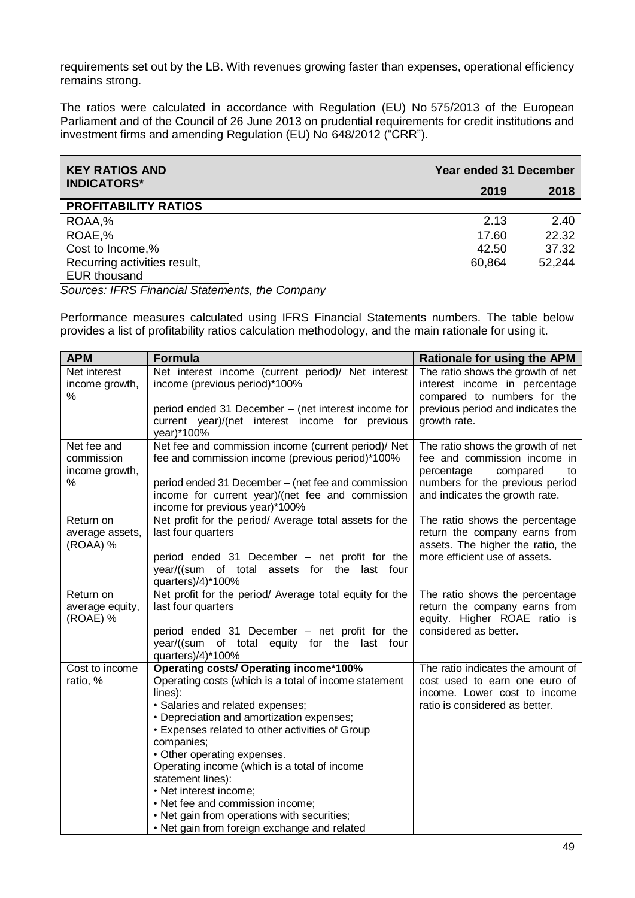requirements set out by the LB. With revenues growing faster than expenses, operational efficiency remains strong.

The ratios were calculated in accordance with Regulation (EU) No 575/2013 of the European Parliament and of the Council of 26 June 2013 on prudential requirements for credit institutions and investment firms and amending Regulation (EU) No 648/2012 ("CRR").

| **KEY RATIOS AND INDICATORS*** | **Year ended 31 December** | |
|---|---|---|
| | **2019** | **2018** |
| **PROFITABILITY RATIOS** | | |
| ROAA,% | 2.13 | 2.40 |
| ROAE,% | 17.60 | 22.32 |
| Cost to Income,% | 42.50 | 37.32 |
| Recurring activities result, EUR thousand | 60,864 | 52,244 |

*Sources: IFRS Financial Statements, the Company*

Performance measures calculated using IFRS Financial Statements numbers. The table below provides a list of profitability ratios calculation methodology, and the main rationale for using it.

| **APM** | **Formula** | **Rationale for using the APM** |
|---|---|---|
| Net interest income growth, % | Net interest income (current period)/ Net interest income (previous period)*100%<br><br>period ended 31 December – (net interest income for current year)/(net interest income for previous year)*100% | The ratio shows the growth of net interest income in percentage compared to numbers for the previous period and indicates the growth rate. |
| Net fee and commission income growth, % | Net fee and commission income (current period)/ Net fee and commission income (previous period)*100%<br><br>period ended 31 December – (net fee and commission income for current year)/(net fee and commission income for previous year)*100% | The ratio shows the growth of net fee and commission income in percentage compared to numbers for the previous period and indicates the growth rate. |
| Return on average assets, (ROAA) % | Net profit for the period/ Average total assets for the last four quarters<br><br>period ended 31 December – net profit for the year/((sum of total assets for the last four quarters)/4)*100% | The ratio shows the percentage return the company earns from assets. The higher the ratio, the more efficient use of assets. |
| Return on average equity, (ROAE) % | Net profit for the period/ Average total equity for the last four quarters<br><br>period ended 31 December – net profit for the year/((sum of total equity for the last four quarters)/4)*100% | The ratio shows the percentage return the company earns from equity. Higher ROAE ratio is considered as better. |
| Cost to income ratio, % | **Operating costs/ Operating income*100%**<br>Operating costs (which is a total of income statement lines):<br>• Salaries and related expenses;<br>• Depreciation and amortization expenses;<br>• Expenses related to other activities of Group companies;<br>• Other operating expenses.<br>Operating income (which is a total of income statement lines):<br>• Net interest income;<br>• Net fee and commission income;<br>• Net gain from operations with securities;<br>• Net gain from foreign exchange and related | The ratio indicates the amount of cost used to earn one euro of income. Lower cost to income ratio is considered as better. |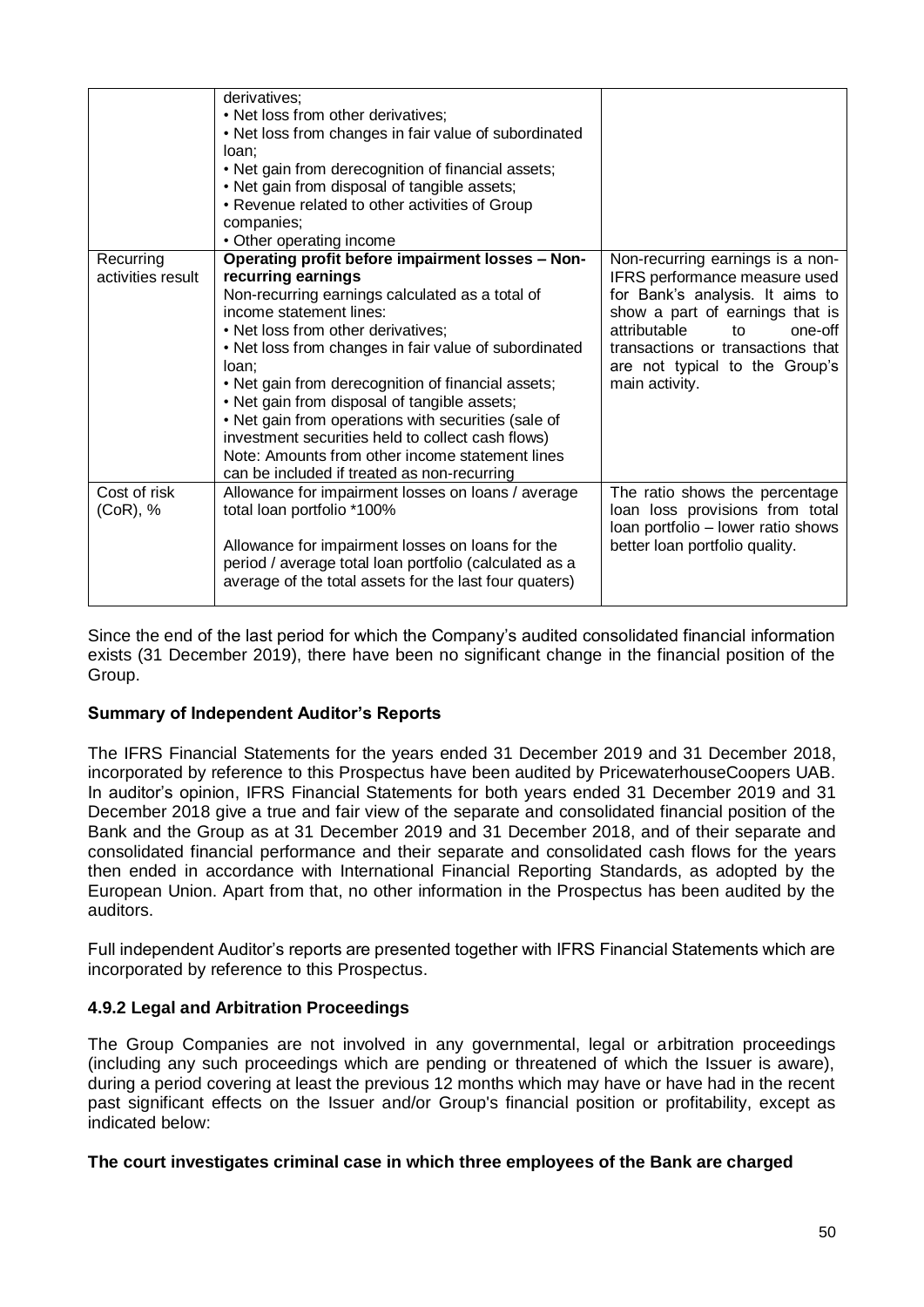| | | |
|---|---|---|
| | derivatives;<br>• Net loss from other derivatives;<br>• Net loss from changes in fair value of subordinated loan;<br>• Net gain from derecognition of financial assets;<br>• Net gain from disposal of tangible assets;<br>• Revenue related to other activities of Group companies;<br>• Other operating income | |
| Recurring activities result | **Operating profit before impairment losses – Non-recurring earnings**<br>Non-recurring earnings calculated as a total of income statement lines:<br>• Net loss from other derivatives;<br>• Net loss from changes in fair value of subordinated loan;<br>• Net gain from derecognition of financial assets;<br>• Net gain from disposal of tangible assets;<br>• Net gain from operations with securities (sale of investment securities held to collect cash flows)<br>Note: Amounts from other income statement lines can be included if treated as non-recurring | Non-recurring earnings is a non-IFRS performance measure used for Bank's analysis. It aims to show a part of earnings that is attributable to one-off transactions or transactions that are not typical to the Group's main activity. |
| Cost of risk (CoR), % | Allowance for impairment losses on loans / average total loan portfolio *100%<br><br>Allowance for impairment losses on loans for the period / average total loan portfolio (calculated as a average of the total assets for the last four quaters) | The ratio shows the percentage loan loss provisions from total loan portfolio – lower ratio shows better loan portfolio quality. |

Since the end of the last period for which the Company's audited consolidated financial information exists (31 December 2019), there have been no significant change in the financial position of the Group.

**Summary of Independent Auditor's Reports**

The IFRS Financial Statements for the years ended 31 December 2019 and 31 December 2018, incorporated by reference to this Prospectus have been audited by PricewaterhouseCoopers UAB. In auditor's opinion, IFRS Financial Statements for both years ended 31 December 2019 and 31 December 2018 give a true and fair view of the separate and consolidated financial position of the Bank and the Group as at 31 December 2019 and 31 December 2018, and of their separate and consolidated financial performance and their separate and consolidated cash flows for the years then ended in accordance with International Financial Reporting Standards, as adopted by the European Union. Apart from that, no other information in the Prospectus has been audited by the auditors.

Full independent Auditor's reports are presented together with IFRS Financial Statements which are incorporated by reference to this Prospectus.

### 4.9.2 Legal and Arbitration Proceedings

The Group Companies are not involved in any governmental, legal or arbitration proceedings (including any such proceedings which are pending or threatened of which the Issuer is aware), during a period covering at least the previous 12 months which may have or have had in the recent past significant effects on the Issuer and/or Group's financial position or profitability, except as indicated below:

**The court investigates criminal case in which three employees of the Bank are charged**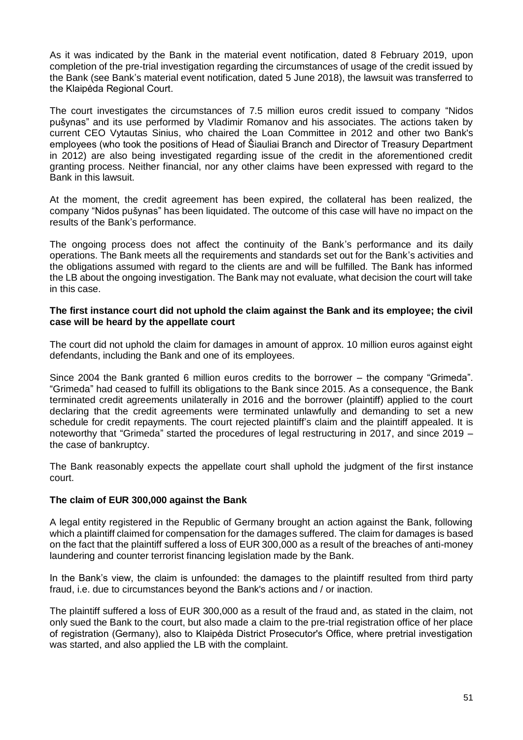As it was indicated by the Bank in the material event notification, dated 8 February 2019, upon completion of the pre-trial investigation regarding the circumstances of usage of the credit issued by the Bank (see Bank's material event notification, dated 5 June 2018), the lawsuit was transferred to the Klaipėda Regional Court.

The court investigates the circumstances of 7.5 million euros credit issued to company "Nidos pušynas" and its use performed by Vladimir Romanov and his associates. The actions taken by current CEO Vytautas Sinius, who chaired the Loan Committee in 2012 and other two Bank's employees (who took the positions of Head of Šiauliai Branch and Director of Treasury Department in 2012) are also being investigated regarding issue of the credit in the aforementioned credit granting process. Neither financial, nor any other claims have been expressed with regard to the Bank in this lawsuit.

At the moment, the credit agreement has been expired, the collateral has been realized, the company "Nidos pušynas" has been liquidated. The outcome of this case will have no impact on the results of the Bank's performance.

The ongoing process does not affect the continuity of the Bank's performance and its daily operations. The Bank meets all the requirements and standards set out for the Bank's activities and the obligations assumed with regard to the clients are and will be fulfilled. The Bank has informed the LB about the ongoing investigation. The Bank may not evaluate, what decision the court will take in this case.

**The first instance court did not uphold the claim against the Bank and its employee; the civil case will be heard by the appellate court**

The court did not uphold the claim for damages in amount of approx. 10 million euros against eight defendants, including the Bank and one of its employees.

Since 2004 the Bank granted 6 million euros credits to the borrower – the company "Grimeda". "Grimeda" had ceased to fulfill its obligations to the Bank since 2015. As a consequence, the Bank terminated credit agreements unilaterally in 2016 and the borrower (plaintiff) applied to the court declaring that the credit agreements were terminated unlawfully and demanding to set a new schedule for credit repayments. The court rejected plaintiff's claim and the plaintiff appealed. It is noteworthy that "Grimeda" started the procedures of legal restructuring in 2017, and since 2019 – the case of bankruptcy.

The Bank reasonably expects the appellate court shall uphold the judgment of the first instance court.

**The claim of EUR 300,000 against the Bank**

A legal entity registered in the Republic of Germany brought an action against the Bank, following which a plaintiff claimed for compensation for the damages suffered. The claim for damages is based on the fact that the plaintiff suffered a loss of EUR 300,000 as a result of the breaches of anti-money laundering and counter terrorist financing legislation made by the Bank.

In the Bank's view, the claim is unfounded: the damages to the plaintiff resulted from third party fraud, i.e. due to circumstances beyond the Bank's actions and / or inaction.

The plaintiff suffered a loss of EUR 300,000 as a result of the fraud and, as stated in the claim, not only sued the Bank to the court, but also made a claim to the pre-trial registration office of her place of registration (Germany), also to Klaipėda District Prosecutor's Office, where pretrial investigation was started, and also applied the LB with the complaint.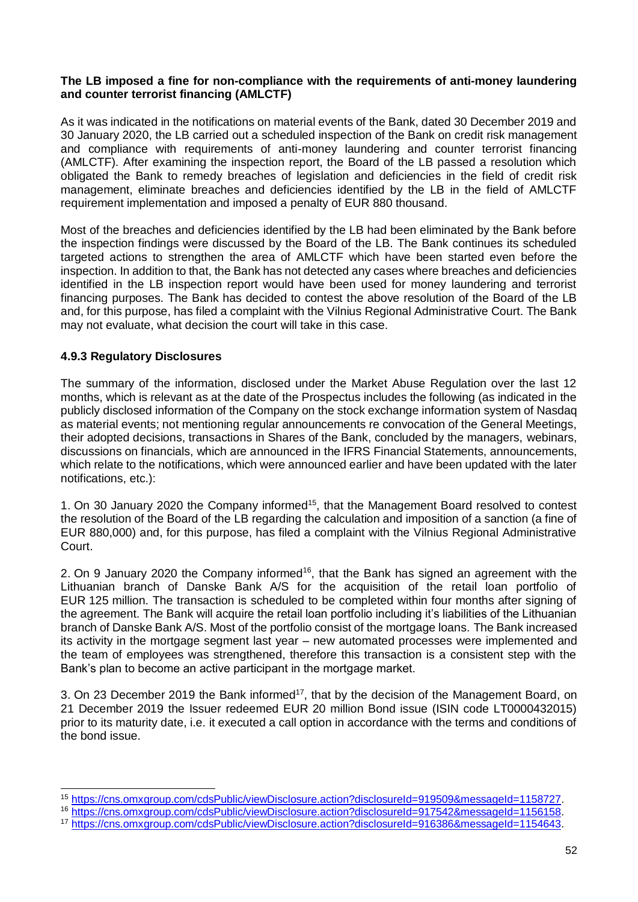**The LB imposed a fine for non-compliance with the requirements of anti-money laundering and counter terrorist financing (AMLCTF)**

As it was indicated in the notifications on material events of the Bank, dated 30 December 2019 and 30 January 2020, the LB carried out a scheduled inspection of the Bank on credit risk management and compliance with requirements of anti-money laundering and counter terrorist financing (AMLCTF). After examining the inspection report, the Board of the LB passed a resolution which obligated the Bank to remedy breaches of legislation and deficiencies in the field of credit risk management, eliminate breaches and deficiencies identified by the LB in the field of AMLCTF requirement implementation and imposed a penalty of EUR 880 thousand.

Most of the breaches and deficiencies identified by the LB had been eliminated by the Bank before the inspection findings were discussed by the Board of the LB. The Bank continues its scheduled targeted actions to strengthen the area of AMLCTF which have been started even before the inspection. In addition to that, the Bank has not detected any cases where breaches and deficiencies identified in the LB inspection report would have been used for money laundering and terrorist financing purposes. The Bank has decided to contest the above resolution of the Board of the LB and, for this purpose, has filed a complaint with the Vilnius Regional Administrative Court. The Bank may not evaluate, what decision the court will take in this case.

### 4.9.3 Regulatory Disclosures

The summary of the information, disclosed under the Market Abuse Regulation over the last 12 months, which is relevant as at the date of the Prospectus includes the following (as indicated in the publicly disclosed information of the Company on the stock exchange information system of Nasdaq as material events; not mentioning regular announcements re convocation of the General Meetings, their adopted decisions, transactions in Shares of the Bank, concluded by the managers, webinars, discussions on financials, which are announced in the IFRS Financial Statements, announcements, which relate to the notifications, which were announced earlier and have been updated with the later notifications, etc.):

1. On 30 January 2020 the Company informed[15], that the Management Board resolved to contest the resolution of the Board of the LB regarding the calculation and imposition of a sanction (a fine of EUR 880,000) and, for this purpose, has filed a complaint with the Vilnius Regional Administrative Court.

2. On 9 January 2020 the Company informed[16], that the Bank has signed an agreement with the Lithuanian branch of Danske Bank A/S for the acquisition of the retail loan portfolio of EUR 125 million. The transaction is scheduled to be completed within four months after signing of the agreement. The Bank will acquire the retail loan portfolio including it's liabilities of the Lithuanian branch of Danske Bank A/S. Most of the portfolio consist of the mortgage loans. The Bank increased its activity in the mortgage segment last year – new automated processes were implemented and the team of employees was strengthened, therefore this transaction is a consistent step with the Bank's plan to become an active participant in the mortgage market.

3. On 23 December 2019 the Bank informed[17], that by the decision of the Management Board, on 21 December 2019 the Issuer redeemed EUR 20 million Bond issue (ISIN code LT0000432015) prior to its maturity date, i.e. it executed a call option in accordance with the terms and conditions of the bond issue.

---

[15] https://cns.omxgroup.com/cdsPublic/viewDisclosure.action?disclosureId=919509&messageId=1158727.

[16] https://cns.omxgroup.com/cdsPublic/viewDisclosure.action?disclosureId=917542&messageId=1156158.

[17] https://cns.omxgroup.com/cdsPublic/viewDisclosure.action?disclosureId=916386&messageId=1154643.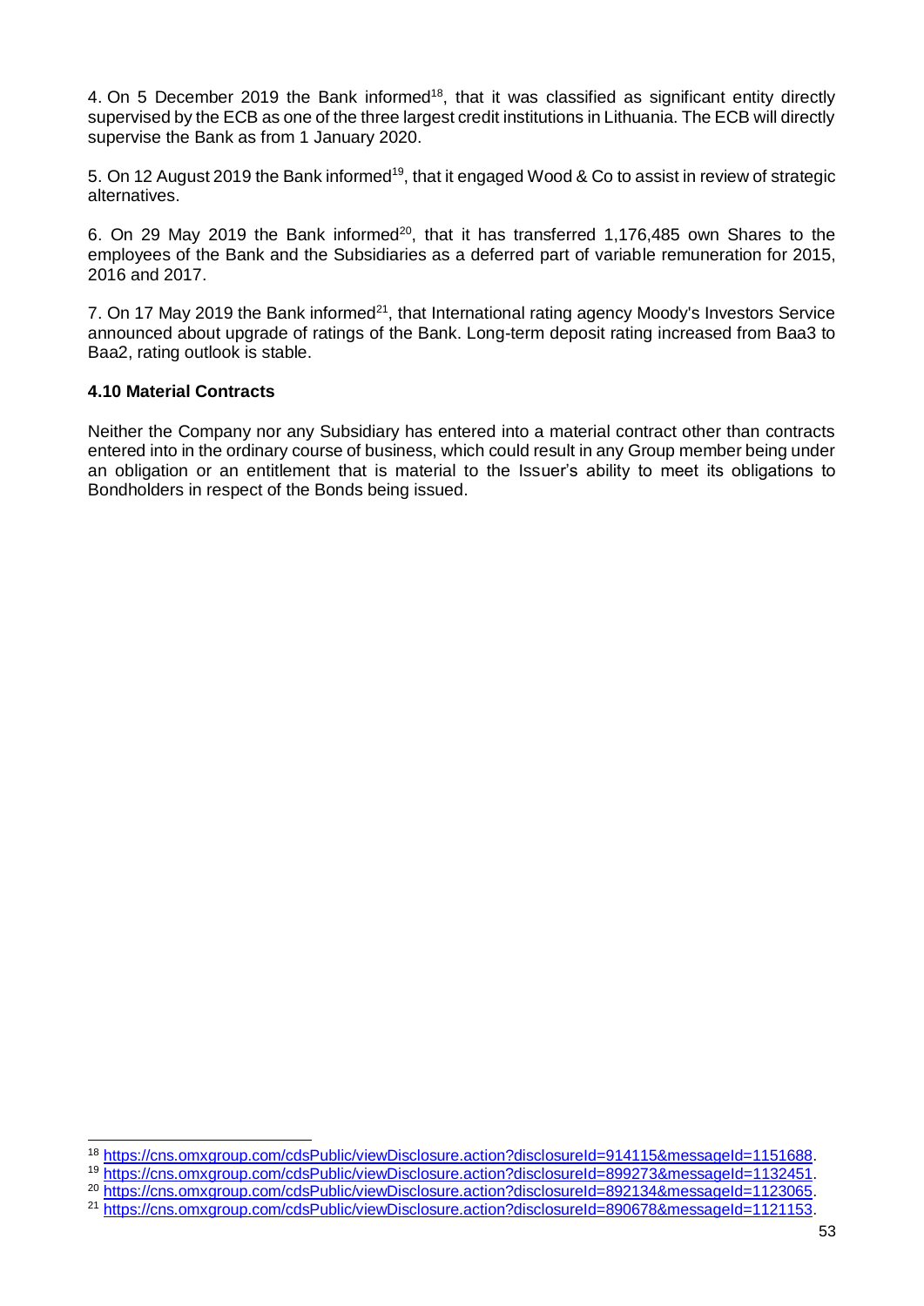4. On 5 December 2019 the Bank informed[18], that it was classified as significant entity directly supervised by the ECB as one of the three largest credit institutions in Lithuania. The ECB will directly supervise the Bank as from 1 January 2020.

5. On 12 August 2019 the Bank informed[19], that it engaged Wood & Co to assist in review of strategic alternatives.

6. On 29 May 2019 the Bank informed[20], that it has transferred 1,176,485 own Shares to the employees of the Bank and the Subsidiaries as a deferred part of variable remuneration for 2015, 2016 and 2017.

7. On 17 May 2019 the Bank informed[21], that International rating agency Moody's Investors Service announced about upgrade of ratings of the Bank. Long-term deposit rating increased from Baa3 to Baa2, rating outlook is stable.

### 4.10 Material Contracts

Neither the Company nor any Subsidiary has entered into a material contract other than contracts entered into in the ordinary course of business, which could result in any Group member being under an obligation or an entitlement that is material to the Issuer's ability to meet its obligations to Bondholders in respect of the Bonds being issued.

---

[18] https://cns.omxgroup.com/cdsPublic/viewDisclosure.action?disclosureId=914115&messageId=1151688.

[19] https://cns.omxgroup.com/cdsPublic/viewDisclosure.action?disclosureId=899273&messageId=1132451.

[20] https://cns.omxgroup.com/cdsPublic/viewDisclosure.action?disclosureId=892134&messageId=1123065.

[21] https://cns.omxgroup.com/cdsPublic/viewDisclosure.action?disclosureId=890678&messageId=1121153.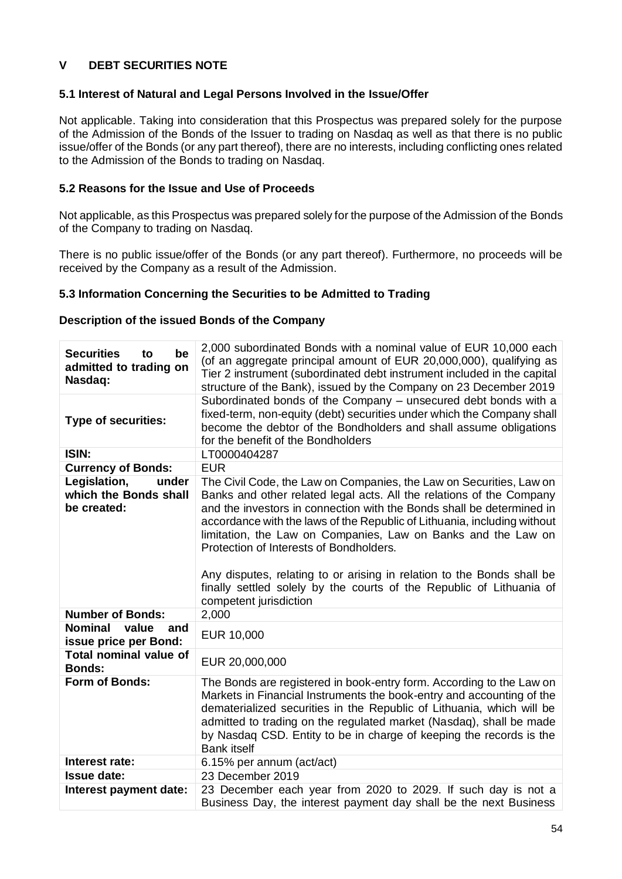## V DEBT SECURITIES NOTE

### 5.1 Interest of Natural and Legal Persons Involved in the Issue/Offer

Not applicable. Taking into consideration that this Prospectus was prepared solely for the purpose of the Admission of the Bonds of the Issuer to trading on Nasdaq as well as that there is no public issue/offer of the Bonds (or any part thereof), there are no interests, including conflicting ones related to the Admission of the Bonds to trading on Nasdaq.

### 5.2 Reasons for the Issue and Use of Proceeds

Not applicable, as this Prospectus was prepared solely for the purpose of the Admission of the Bonds of the Company to trading on Nasdaq.

There is no public issue/offer of the Bonds (or any part thereof). Furthermore, no proceeds will be received by the Company as a result of the Admission.

### 5.3 Information Concerning the Securities to be Admitted to Trading

**Description of the issued Bonds of the Company**

| | |
|---|---|
| **Securities to be admitted to trading on Nasdaq:** | 2,000 subordinated Bonds with a nominal value of EUR 10,000 each (of an aggregate principal amount of EUR 20,000,000), qualifying as Tier 2 instrument (subordinated debt instrument included in the capital structure of the Bank), issued by the Company on 23 December 2019 |
| **Type of securities:** | Subordinated bonds of the Company – unsecured debt bonds with a fixed-term, non-equity (debt) securities under which the Company shall become the debtor of the Bondholders and shall assume obligations for the benefit of the Bondholders |
| **ISIN:** | LT0000404287 |
| **Currency of Bonds:** | EUR |
| **Legislation, under which the Bonds shall be created:** | The Civil Code, the Law on Companies, the Law on Securities, Law on Banks and other related legal acts. All the relations of the Company and the investors in connection with the Bonds shall be determined in accordance with the laws of the Republic of Lithuania, including without limitation, the Law on Companies, Law on Banks and the Law on Protection of Interests of Bondholders.<br><br>Any disputes, relating to or arising in relation to the Bonds shall be finally settled solely by the courts of the Republic of Lithuania of competent jurisdiction |
| **Number of Bonds:** | 2,000 |
| **Nominal value and issue price per Bond:** | EUR 10,000 |
| **Total nominal value of Bonds:** | EUR 20,000,000 |
| **Form of Bonds:** | The Bonds are registered in book-entry form. According to the Law on Markets in Financial Instruments the book-entry and accounting of the dematerialized securities in the Republic of Lithuania, which will be admitted to trading on the regulated market (Nasdaq), shall be made by Nasdaq CSD. Entity to be in charge of keeping the records is the Bank itself |
| **Interest rate:** | 6.15% per annum (act/act) |
| **Issue date:** | 23 December 2019 |
| **Interest payment date:** | 23 December each year from 2020 to 2029. If such day is not a Business Day, the interest payment day shall be the next Business |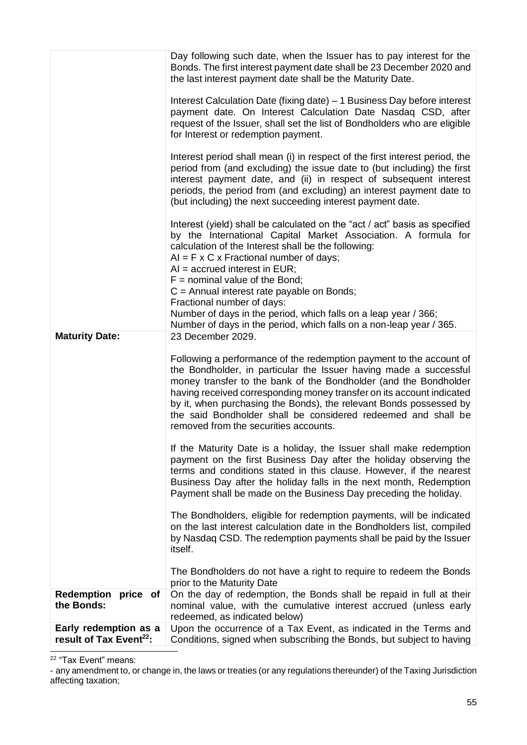| | |
|---|---|
| | Day following such date, when the Issuer has to pay interest for the Bonds. The first interest payment date shall be 23 December 2020 and the last interest payment date shall be the Maturity Date.<br><br>Interest Calculation Date (fixing date) – 1 Business Day before interest payment date. On Interest Calculation Date Nasdaq CSD, after request of the Issuer, shall set the list of Bondholders who are eligible for Interest or redemption payment.<br><br>Interest period shall mean (i) in respect of the first interest period, the period from (and excluding) the issue date to (but including) the first interest payment date, and (ii) in respect of subsequent interest periods, the period from (and excluding) an interest payment date to (but including) the next succeeding interest payment date.<br><br>Interest (yield) shall be calculated on the "act / act" basis as specified by the International Capital Market Association. A formula for calculation of the Interest shall be the following:<br>AI = F x C x Fractional number of days;<br>AI = accrued interest in EUR;<br>F = nominal value of the Bond;<br>C = Annual interest rate payable on Bonds;<br>Fractional number of days:<br>Number of days in the period, which falls on a leap year / 366;<br>Number of days in the period, which falls on a non-leap year / 365. |
| **Maturity Date:** | 23 December 2029.<br><br>Following a performance of the redemption payment to the account of the Bondholder, in particular the Issuer having made a successful money transfer to the bank of the Bondholder (and the Bondholder having received corresponding money transfer on its account indicated by it, when purchasing the Bonds), the relevant Bonds possessed by the said Bondholder shall be considered redeemed and shall be removed from the securities accounts.<br><br>If the Maturity Date is a holiday, the Issuer shall make redemption payment on the first Business Day after the holiday observing the terms and conditions stated in this clause. However, if the nearest Business Day after the holiday falls in the next month, Redemption Payment shall be made on the Business Day preceding the holiday.<br><br>The Bondholders, eligible for redemption payments, will be indicated on the last interest calculation date in the Bondholders list, compiled by Nasdaq CSD. The redemption payments shall be paid by the Issuer itself.<br><br>The Bondholders do not have a right to require to redeem the Bonds prior to the Maturity Date |
| **Redemption price of the Bonds:** | On the day of redemption, the Bonds shall be repaid in full at their nominal value, with the cumulative interest accrued (unless early redeemed, as indicated below) |
| **Early redemption as a result of Tax Event[22]:** | Upon the occurrence of a Tax Event, as indicated in the Terms and Conditions, signed when subscribing the Bonds, but subject to having |

[22] "Tax Event" means:
- any amendment to, or change in, the laws or treaties (or any regulations thereunder) of the Taxing Jurisdiction affecting taxation;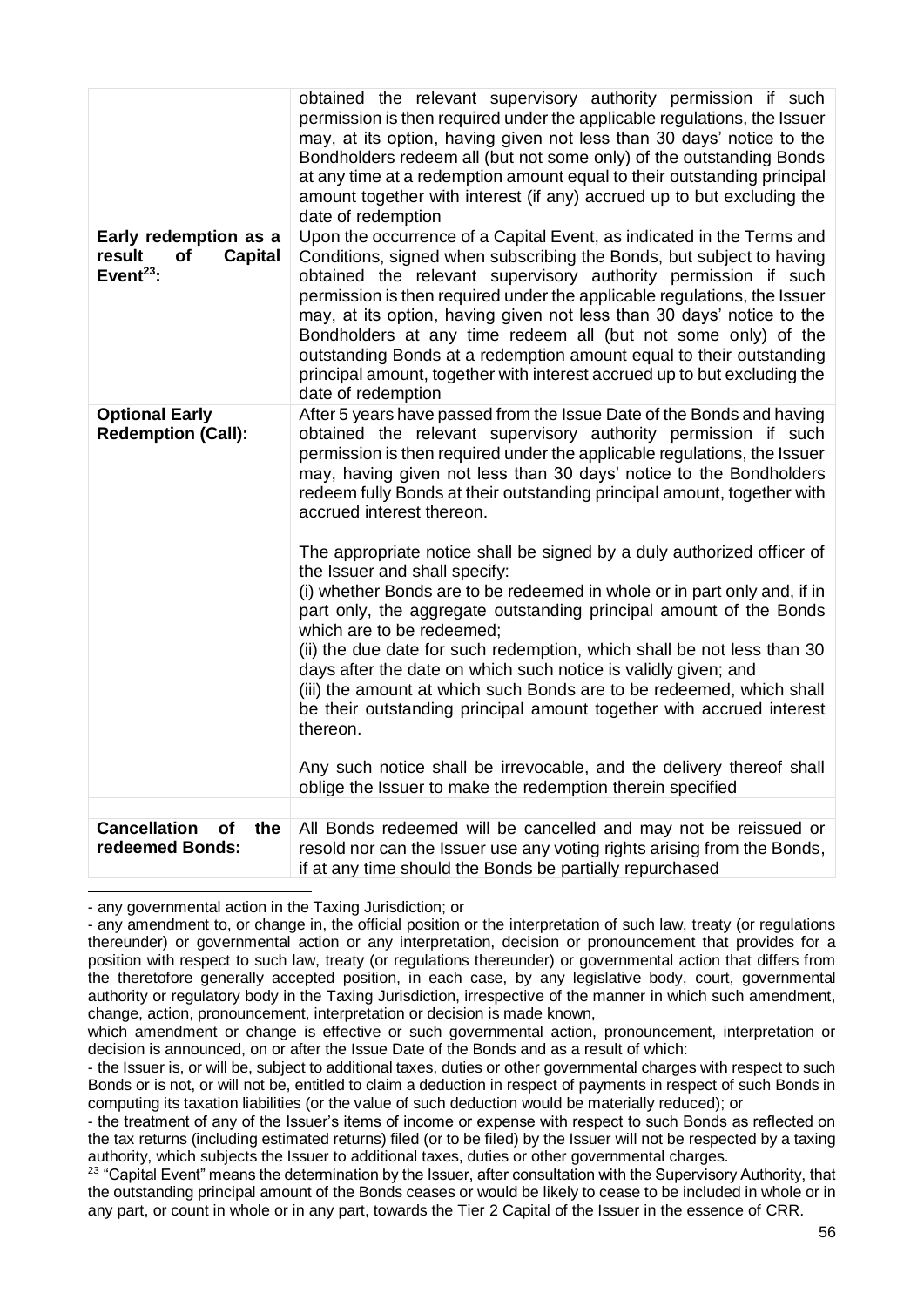| | |
|---|---|
| | obtained the relevant supervisory authority permission if such permission is then required under the applicable regulations, the Issuer may, at its option, having given not less than 30 days' notice to the Bondholders redeem all (but not some only) of the outstanding Bonds at any time at a redemption amount equal to their outstanding principal amount together with interest (if any) accrued up to but excluding the date of redemption |
| **Early redemption as a result of Capital Event[23]:** | Upon the occurrence of a Capital Event, as indicated in the Terms and Conditions, signed when subscribing the Bonds, but subject to having obtained the relevant supervisory authority permission if such permission is then required under the applicable regulations, the Issuer may, at its option, having given not less than 30 days' notice to the Bondholders at any time redeem all (but not some only) of the outstanding Bonds at a redemption amount equal to their outstanding principal amount, together with interest accrued up to but excluding the date of redemption |
| **Optional Early Redemption (Call):** | After 5 years have passed from the Issue Date of the Bonds and having obtained the relevant supervisory authority permission if such permission is then required under the applicable regulations, the Issuer may, having given not less than 30 days' notice to the Bondholders redeem fully Bonds at their outstanding principal amount, together with accrued interest thereon.<br><br>The appropriate notice shall be signed by a duly authorized officer of the Issuer and shall specify:<br>(i) whether Bonds are to be redeemed in whole or in part only and, if in part only, the aggregate outstanding principal amount of the Bonds which are to be redeemed;<br>(ii) the due date for such redemption, which shall be not less than 30 days after the date on which such notice is validly given; and<br>(iii) the amount at which such Bonds are to be redeemed, which shall be their outstanding principal amount together with accrued interest thereon.<br><br>Any such notice shall be irrevocable, and the delivery thereof shall oblige the Issuer to make the redemption therein specified |
| | |
| **Cancellation of the redeemed Bonds:** | All Bonds redeemed will be cancelled and may not be reissued or resold nor can the Issuer use any voting rights arising from the Bonds, if at any time should the Bonds be partially repurchased |

- any governmental action in the Taxing Jurisdiction; or
- any amendment to, or change in, the official position or the interpretation of such law, treaty (or regulations thereunder) or governmental action or any interpretation, decision or pronouncement that provides for a position with respect to such law, treaty (or regulations thereunder) or governmental action that differs from the theretofore generally accepted position, in each case, by any legislative body, court, governmental authority or regulatory body in the Taxing Jurisdiction, irrespective of the manner in which such amendment, change, action, pronouncement, interpretation or decision is made known,

which amendment or change is effective or such governmental action, pronouncement, interpretation or decision is announced, on or after the Issue Date of the Bonds and as a result of which:

- the Issuer is, or will be, subject to additional taxes, duties or other governmental charges with respect to such Bonds or is not, or will not be, entitled to claim a deduction in respect of payments in respect of such Bonds in computing its taxation liabilities (or the value of such deduction would be materially reduced); or
- the treatment of any of the Issuer's items of income or expense with respect to such Bonds as reflected on the tax returns (including estimated returns) filed (or to be filed) by the Issuer will not be respected by a taxing authority, which subjects the Issuer to additional taxes, duties or other governmental charges.

[23] "Capital Event" means the determination by the Issuer, after consultation with the Supervisory Authority, that the outstanding principal amount of the Bonds ceases or would be likely to cease to be included in whole or in any part, or count in whole or in any part, towards the Tier 2 Capital of the Issuer in the essence of CRR.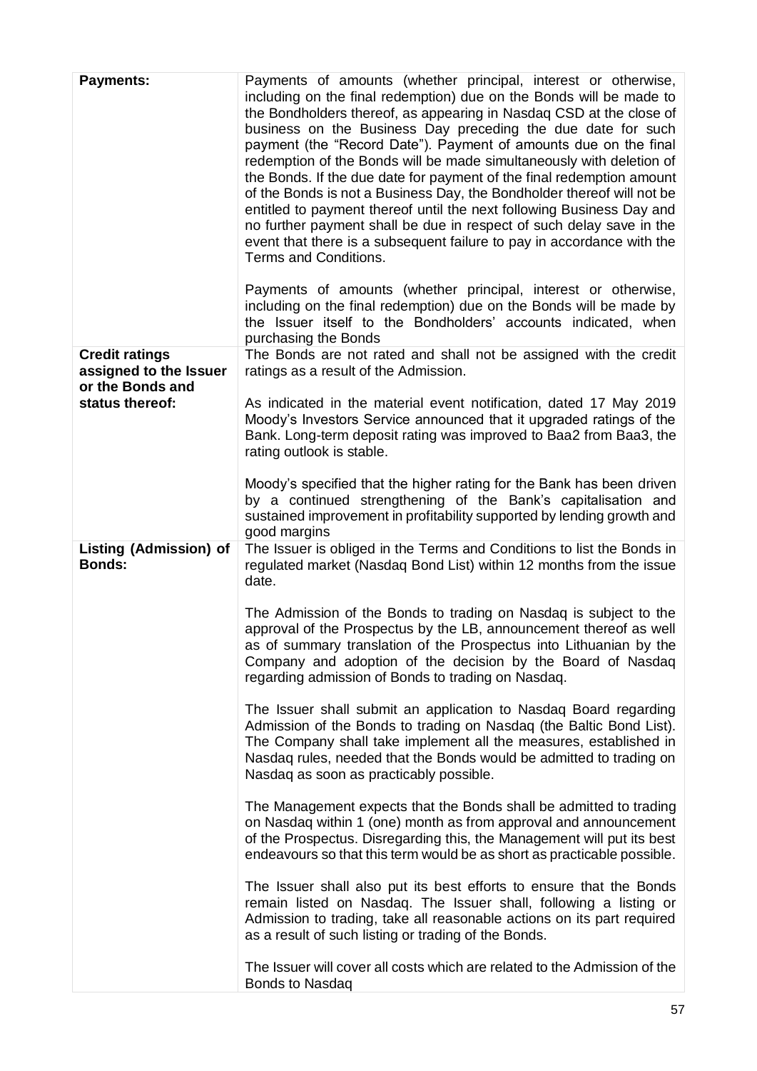| | |
|---|---|
| **Payments:** | Payments of amounts (whether principal, interest or otherwise, including on the final redemption) due on the Bonds will be made to the Bondholders thereof, as appearing in Nasdaq CSD at the close of business on the Business Day preceding the due date for such payment (the "Record Date"). Payment of amounts due on the final redemption of the Bonds will be made simultaneously with deletion of the Bonds. If the due date for payment of the final redemption amount of the Bonds is not a Business Day, the Bondholder thereof will not be entitled to payment thereof until the next following Business Day and no further payment shall be due in respect of such delay save in the event that there is a subsequent failure to pay in accordance with the Terms and Conditions.<br><br>Payments of amounts (whether principal, interest or otherwise, including on the final redemption) due on the Bonds will be made by the Issuer itself to the Bondholders' accounts indicated, when purchasing the Bonds |
| **Credit ratings assigned to the Issuer or the Bonds and status thereof:** | The Bonds are not rated and shall not be assigned with the credit ratings as a result of the Admission.<br><br>As indicated in the material event notification, dated 17 May 2019 Moody's Investors Service announced that it upgraded ratings of the Bank. Long-term deposit rating was improved to Baa2 from Baa3, the rating outlook is stable.<br><br>Moody's specified that the higher rating for the Bank has been driven by a continued strengthening of the Bank's capitalisation and sustained improvement in profitability supported by lending growth and good margins |
| **Listing (Admission) of Bonds:** | The Issuer is obliged in the Terms and Conditions to list the Bonds in regulated market (Nasdaq Bond List) within 12 months from the issue date.<br><br>The Admission of the Bonds to trading on Nasdaq is subject to the approval of the Prospectus by the LB, announcement thereof as well as of summary translation of the Prospectus into Lithuanian by the Company and adoption of the decision by the Board of Nasdaq regarding admission of Bonds to trading on Nasdaq.<br><br>The Issuer shall submit an application to Nasdaq Board regarding Admission of the Bonds to trading on Nasdaq (the Baltic Bond List). The Company shall take implement all the measures, established in Nasdaq rules, needed that the Bonds would be admitted to trading on Nasdaq as soon as practicably possible.<br><br>The Management expects that the Bonds shall be admitted to trading on Nasdaq within 1 (one) month as from approval and announcement of the Prospectus. Disregarding this, the Management will put its best endeavours so that this term would be as short as practicable possible.<br><br>The Issuer shall also put its best efforts to ensure that the Bonds remain listed on Nasdaq. The Issuer shall, following a listing or Admission to trading, take all reasonable actions on its part required as a result of such listing or trading of the Bonds.<br><br>The Issuer will cover all costs which are related to the Admission of the Bonds to Nasdaq |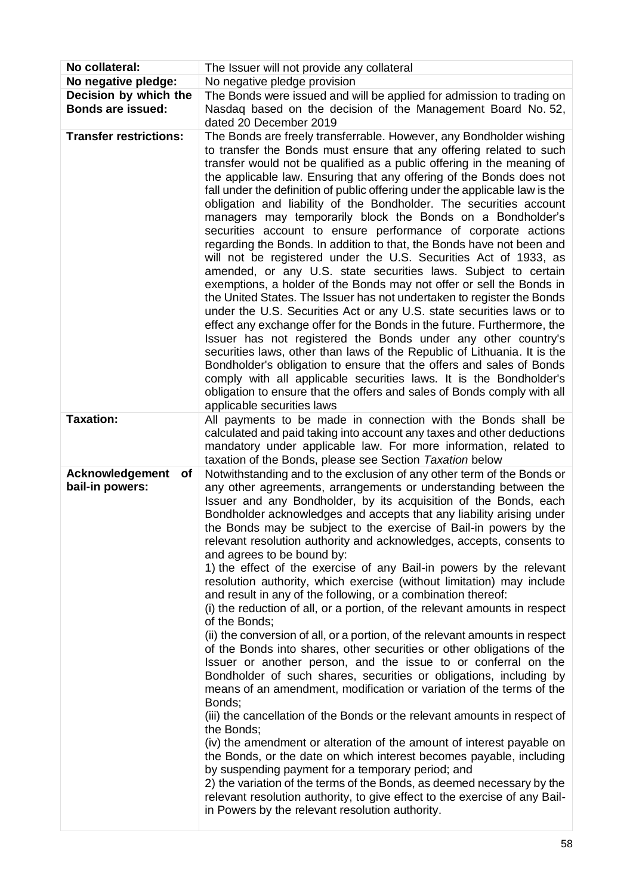| | |
|---|---|
| **No collateral:** | The Issuer will not provide any collateral |
| **No negative pledge:** | No negative pledge provision |
| **Decision by which the Bonds are issued:** | The Bonds were issued and will be applied for admission to trading on Nasdaq based on the decision of the Management Board No. 52, dated 20 December 2019 |
| **Transfer restrictions:** | The Bonds are freely transferrable. However, any Bondholder wishing to transfer the Bonds must ensure that any offering related to such transfer would not be qualified as a public offering in the meaning of the applicable law. Ensuring that any offering of the Bonds does not fall under the definition of public offering under the applicable law is the obligation and liability of the Bondholder. The securities account managers may temporarily block the Bonds on a Bondholder's securities account to ensure performance of corporate actions regarding the Bonds. In addition to that, the Bonds have not been and will not be registered under the U.S. Securities Act of 1933, as amended, or any U.S. state securities laws. Subject to certain exemptions, a holder of the Bonds may not offer or sell the Bonds in the United States. The Issuer has not undertaken to register the Bonds under the U.S. Securities Act or any U.S. state securities laws or to effect any exchange offer for the Bonds in the future. Furthermore, the Issuer has not registered the Bonds under any other country's securities laws, other than laws of the Republic of Lithuania. It is the Bondholder's obligation to ensure that the offers and sales of Bonds comply with all applicable securities laws. It is the Bondholder's obligation to ensure that the offers and sales of Bonds comply with all applicable securities laws |
| **Taxation:** | All payments to be made in connection with the Bonds shall be calculated and paid taking into account any taxes and other deductions mandatory under applicable law. For more information, related to taxation of the Bonds, please see Section *Taxation* below |
| **Acknowledgement of bail-in powers:** | Notwithstanding and to the exclusion of any other term of the Bonds or any other agreements, arrangements or understanding between the Issuer and any Bondholder, by its acquisition of the Bonds, each Bondholder acknowledges and accepts that any liability arising under the Bonds may be subject to the exercise of Bail-in powers by the relevant resolution authority and acknowledges, accepts, consents to and agrees to be bound by:<br>1) the effect of the exercise of any Bail-in powers by the relevant resolution authority, which exercise (without limitation) may include and result in any of the following, or a combination thereof:<br>(i) the reduction of all, or a portion, of the relevant amounts in respect of the Bonds;<br>(ii) the conversion of all, or a portion, of the relevant amounts in respect of the Bonds into shares, other securities or other obligations of the Issuer or another person, and the issue to or conferral on the Bondholder of such shares, securities or obligations, including by means of an amendment, modification or variation of the terms of the Bonds;<br>(iii) the cancellation of the Bonds or the relevant amounts in respect of the Bonds;<br>(iv) the amendment or alteration of the amount of interest payable on the Bonds, or the date on which interest becomes payable, including by suspending payment for a temporary period; and<br>2) the variation of the terms of the Bonds, as deemed necessary by the relevant resolution authority, to give effect to the exercise of any Bail-in Powers by the relevant resolution authority. |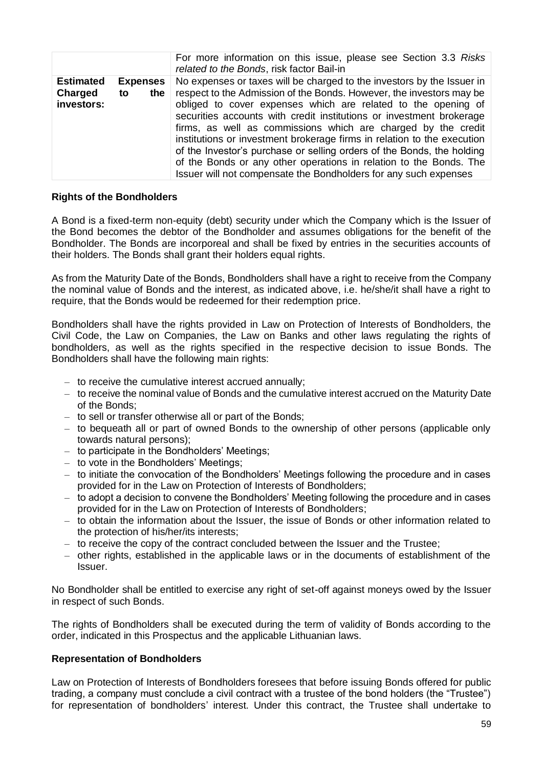| | |
|---|---|
| | For more information on this issue, please see Section 3.3 *Risks related to the Bonds*, risk factor Bail-in |
| **Estimated Expenses Charged to the investors:** | No expenses or taxes will be charged to the investors by the Issuer in respect to the Admission of the Bonds. However, the investors may be obliged to cover expenses which are related to the opening of securities accounts with credit institutions or investment brokerage firms, as well as commissions which are charged by the credit institutions or investment brokerage firms in relation to the execution of the Investor's purchase or selling orders of the Bonds, the holding of the Bonds or any other operations in relation to the Bonds. The Issuer will not compensate the Bondholders for any such expenses |

**Rights of the Bondholders**

A Bond is a fixed-term non-equity (debt) security under which the Company which is the Issuer of the Bond becomes the debtor of the Bondholder and assumes obligations for the benefit of the Bondholder. The Bonds are incorporeal and shall be fixed by entries in the securities accounts of their holders. The Bonds shall grant their holders equal rights.

As from the Maturity Date of the Bonds, Bondholders shall have a right to receive from the Company the nominal value of Bonds and the interest, as indicated above, i.e. he/she/it shall have a right to require, that the Bonds would be redeemed for their redemption price.

Bondholders shall have the rights provided in Law on Protection of Interests of Bondholders, the Civil Code, the Law on Companies, the Law on Banks and other laws regulating the rights of bondholders, as well as the rights specified in the respective decision to issue Bonds. The Bondholders shall have the following main rights:

- to receive the cumulative interest accrued annually;
- to receive the nominal value of Bonds and the cumulative interest accrued on the Maturity Date of the Bonds;
- to sell or transfer otherwise all or part of the Bonds;
- to bequeath all or part of owned Bonds to the ownership of other persons (applicable only towards natural persons);
- to participate in the Bondholders' Meetings;
- to vote in the Bondholders' Meetings;
- to initiate the convocation of the Bondholders' Meetings following the procedure and in cases provided for in the Law on Protection of Interests of Bondholders;
- to adopt a decision to convene the Bondholders' Meeting following the procedure and in cases provided for in the Law on Protection of Interests of Bondholders;
- to obtain the information about the Issuer, the issue of Bonds or other information related to the protection of his/her/its interests;
- to receive the copy of the contract concluded between the Issuer and the Trustee;
- other rights, established in the applicable laws or in the documents of establishment of the Issuer.

No Bondholder shall be entitled to exercise any right of set-off against moneys owed by the Issuer in respect of such Bonds.

The rights of Bondholders shall be executed during the term of validity of Bonds according to the order, indicated in this Prospectus and the applicable Lithuanian laws.

**Representation of Bondholders**

Law on Protection of Interests of Bondholders foresees that before issuing Bonds offered for public trading, a company must conclude a civil contract with a trustee of the bond holders (the "Trustee") for representation of bondholders' interest. Under this contract, the Trustee shall undertake to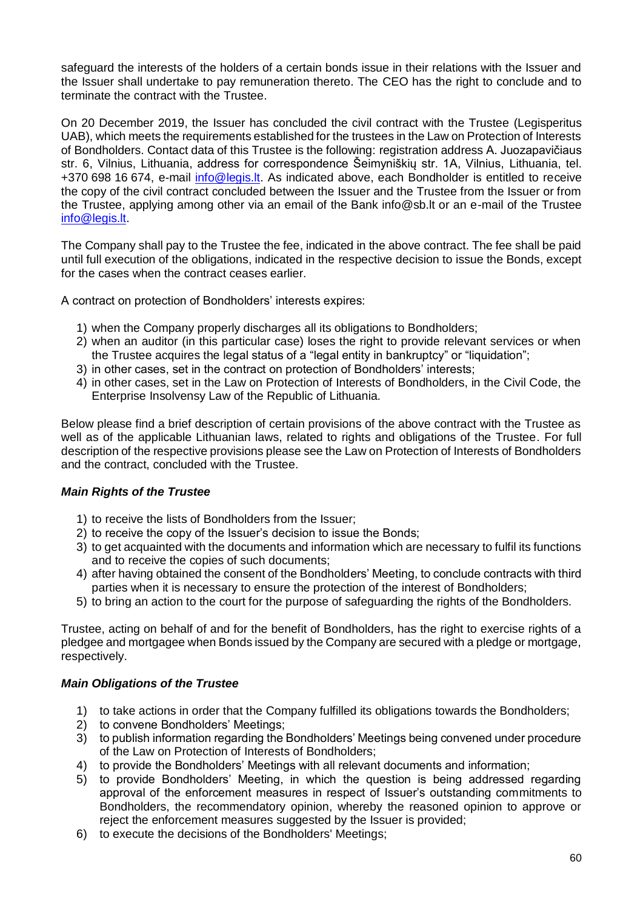safeguard the interests of the holders of a certain bonds issue in their relations with the Issuer and the Issuer shall undertake to pay remuneration thereto. The CEO has the right to conclude and to terminate the contract with the Trustee.

On 20 December 2019, the Issuer has concluded the civil contract with the Trustee (Legisperitus UAB), which meets the requirements established for the trustees in the Law on Protection of Interests of Bondholders. Contact data of this Trustee is the following: registration address A. Juozapavičiaus str. 6, Vilnius, Lithuania, address for correspondence Šeimyniškių str. 1A, Vilnius, Lithuania, tel. +370 698 16 674, e-mail [info@legis.lt](mailto:info@legis.lt). As indicated above, each Bondholder is entitled to receive the copy of the civil contract concluded between the Issuer and the Trustee from the Issuer or from the Trustee, applying among other via an email of the Bank info@sb.lt or an e-mail of the Trustee [info@legis.lt](mailto:info@legis.lt).

The Company shall pay to the Trustee the fee, indicated in the above contract. The fee shall be paid until full execution of the obligations, indicated in the respective decision to issue the Bonds, except for the cases when the contract ceases earlier.

A contract on protection of Bondholders' interests expires:

1) when the Company properly discharges all its obligations to Bondholders;
2) when an auditor (in this particular case) loses the right to provide relevant services or when the Trustee acquires the legal status of a "legal entity in bankruptcy" or "liquidation";
3) in other cases, set in the contract on protection of Bondholders' interests;
4) in other cases, set in the Law on Protection of Interests of Bondholders, in the Civil Code, the Enterprise Insolvensy Law of the Republic of Lithuania.

Below please find a brief description of certain provisions of the above contract with the Trustee as well as of the applicable Lithuanian laws, related to rights and obligations of the Trustee. For full description of the respective provisions please see the Law on Protection of Interests of Bondholders and the contract, concluded with the Trustee.

***Main Rights of the Trustee***

1) to receive the lists of Bondholders from the Issuer;
2) to receive the copy of the Issuer's decision to issue the Bonds;
3) to get acquainted with the documents and information which are necessary to fulfil its functions and to receive the copies of such documents;
4) after having obtained the consent of the Bondholders' Meeting, to conclude contracts with third parties when it is necessary to ensure the protection of the interest of Bondholders;
5) to bring an action to the court for the purpose of safeguarding the rights of the Bondholders.

Trustee, acting on behalf of and for the benefit of Bondholders, has the right to exercise rights of a pledgee and mortgagee when Bonds issued by the Company are secured with a pledge or mortgage, respectively.

***Main Obligations of the Trustee***

1) to take actions in order that the Company fulfilled its obligations towards the Bondholders;
2) to convene Bondholders' Meetings;
3) to publish information regarding the Bondholders' Meetings being convened under procedure of the Law on Protection of Interests of Bondholders;
4) to provide the Bondholders' Meetings with all relevant documents and information;
5) to provide Bondholders' Meeting, in which the question is being addressed regarding approval of the enforcement measures in respect of Issuer's outstanding commitments to Bondholders, the recommendatory opinion, whereby the reasoned opinion to approve or reject the enforcement measures suggested by the Issuer is provided;
6) to execute the decisions of the Bondholders' Meetings;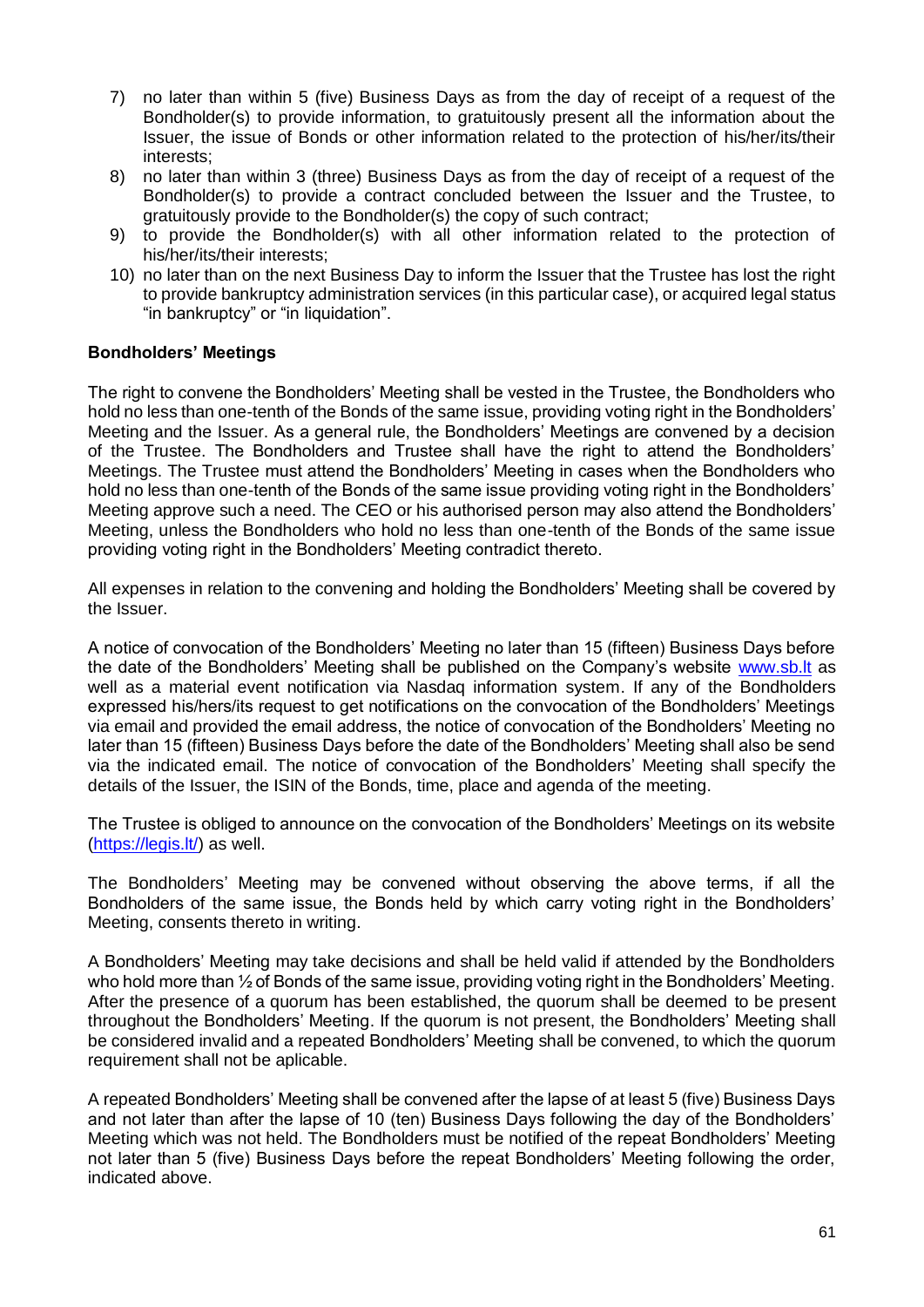7) no later than within 5 (five) Business Days as from the day of receipt of a request of the Bondholder(s) to provide information, to gratuitously present all the information about the Issuer, the issue of Bonds or other information related to the protection of his/her/its/their interests;
8) no later than within 3 (three) Business Days as from the day of receipt of a request of the Bondholder(s) to provide a contract concluded between the Issuer and the Trustee, to gratuitously provide to the Bondholder(s) the copy of such contract;
9) to provide the Bondholder(s) with all other information related to the protection of his/her/its/their interests;
10) no later than on the next Business Day to inform the Issuer that the Trustee has lost the right to provide bankruptcy administration services (in this particular case), or acquired legal status "in bankruptcy" or "in liquidation".

**Bondholders' Meetings**

The right to convene the Bondholders' Meeting shall be vested in the Trustee, the Bondholders who hold no less than one-tenth of the Bonds of the same issue, providing voting right in the Bondholders' Meeting and the Issuer. As a general rule, the Bondholders' Meetings are convened by a decision of the Trustee. The Bondholders and Trustee shall have the right to attend the Bondholders' Meetings. The Trustee must attend the Bondholders' Meeting in cases when the Bondholders who hold no less than one-tenth of the Bonds of the same issue providing voting right in the Bondholders' Meeting approve such a need. The CEO or his authorised person may also attend the Bondholders' Meeting, unless the Bondholders who hold no less than one-tenth of the Bonds of the same issue providing voting right in the Bondholders' Meeting contradict thereto.

All expenses in relation to the convening and holding the Bondholders' Meeting shall be covered by the Issuer.

A notice of convocation of the Bondholders' Meeting no later than 15 (fifteen) Business Days before the date of the Bondholders' Meeting shall be published on the Company's website www.sb.lt as well as a material event notification via Nasdaq information system. If any of the Bondholders expressed his/hers/its request to get notifications on the convocation of the Bondholders' Meetings via email and provided the email address, the notice of convocation of the Bondholders' Meeting no later than 15 (fifteen) Business Days before the date of the Bondholders' Meeting shall also be send via the indicated email. The notice of convocation of the Bondholders' Meeting shall specify the details of the Issuer, the ISIN of the Bonds, time, place and agenda of the meeting.

The Trustee is obliged to announce on the convocation of the Bondholders' Meetings on its website (https://legis.lt/) as well.

The Bondholders' Meeting may be convened without observing the above terms, if all the Bondholders of the same issue, the Bonds held by which carry voting right in the Bondholders' Meeting, consents thereto in writing.

A Bondholders' Meeting may take decisions and shall be held valid if attended by the Bondholders who hold more than ½ of Bonds of the same issue, providing voting right in the Bondholders' Meeting. After the presence of a quorum has been established, the quorum shall be deemed to be present throughout the Bondholders' Meeting. If the quorum is not present, the Bondholders' Meeting shall be considered invalid and a repeated Bondholders' Meeting shall be convened, to which the quorum requirement shall not be aplicable.

A repeated Bondholders' Meeting shall be convened after the lapse of at least 5 (five) Business Days and not later than after the lapse of 10 (ten) Business Days following the day of the Bondholders' Meeting which was not held. The Bondholders must be notified of the repeat Bondholders' Meeting not later than 5 (five) Business Days before the repeat Bondholders' Meeting following the order, indicated above.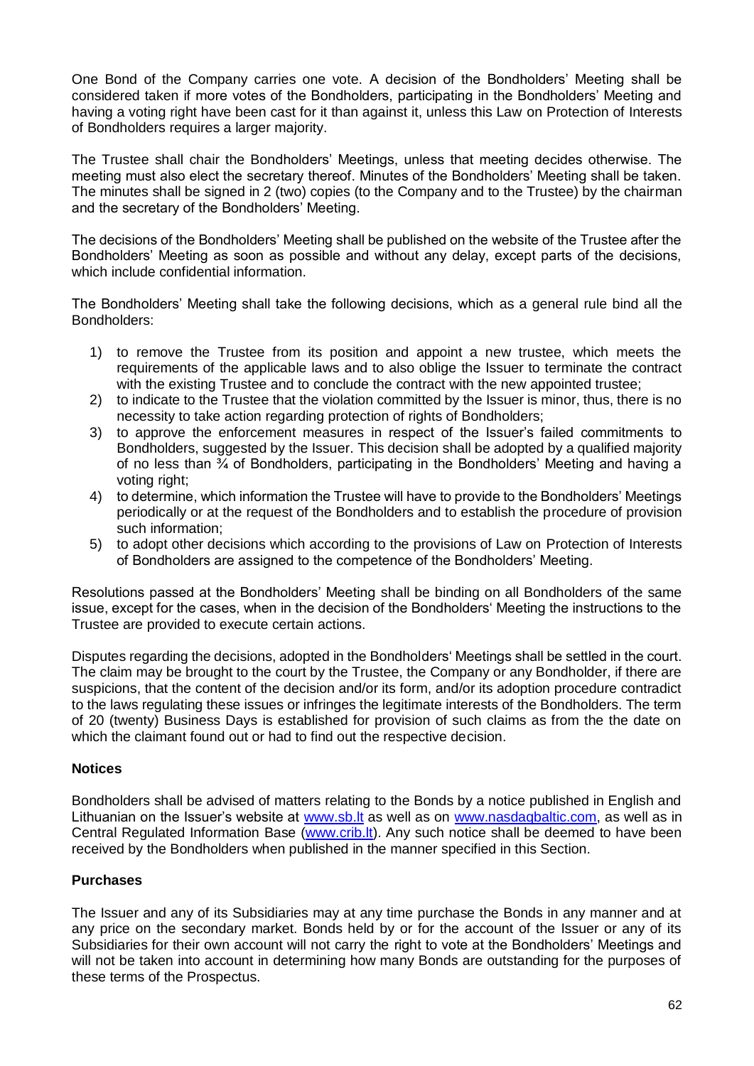One Bond of the Company carries one vote. A decision of the Bondholders' Meeting shall be considered taken if more votes of the Bondholders, participating in the Bondholders' Meeting and having a voting right have been cast for it than against it, unless this Law on Protection of Interests of Bondholders requires a larger majority.

The Trustee shall chair the Bondholders' Meetings, unless that meeting decides otherwise. The meeting must also elect the secretary thereof. Minutes of the Bondholders' Meeting shall be taken. The minutes shall be signed in 2 (two) copies (to the Company and to the Trustee) by the chairman and the secretary of the Bondholders' Meeting.

The decisions of the Bondholders' Meeting shall be published on the website of the Trustee after the Bondholders' Meeting as soon as possible and without any delay, except parts of the decisions, which include confidential information.

The Bondholders' Meeting shall take the following decisions, which as a general rule bind all the Bondholders:

1) to remove the Trustee from its position and appoint a new trustee, which meets the requirements of the applicable laws and to also oblige the Issuer to terminate the contract with the existing Trustee and to conclude the contract with the new appointed trustee;
2) to indicate to the Trustee that the violation committed by the Issuer is minor, thus, there is no necessity to take action regarding protection of rights of Bondholders;
3) to approve the enforcement measures in respect of the Issuer's failed commitments to Bondholders, suggested by the Issuer. This decision shall be adopted by a qualified majority of no less than ¾ of Bondholders, participating in the Bondholders' Meeting and having a voting right;
4) to determine, which information the Trustee will have to provide to the Bondholders' Meetings periodically or at the request of the Bondholders and to establish the procedure of provision such information;
5) to adopt other decisions which according to the provisions of Law on Protection of Interests of Bondholders are assigned to the competence of the Bondholders' Meeting.

Resolutions passed at the Bondholders' Meeting shall be binding on all Bondholders of the same issue, except for the cases, when in the decision of the Bondholders' Meeting the instructions to the Trustee are provided to execute certain actions.

Disputes regarding the decisions, adopted in the Bondholders' Meetings shall be settled in the court. The claim may be brought to the court by the Trustee, the Company or any Bondholder, if there are suspicions, that the content of the decision and/or its form, and/or its adoption procedure contradict to the laws regulating these issues or infringes the legitimate interests of the Bondholders. The term of 20 (twenty) Business Days is established for provision of such claims as from the the date on which the claimant found out or had to find out the respective decision.

**Notices**

Bondholders shall be advised of matters relating to the Bonds by a notice published in English and Lithuanian on the Issuer's website at www.sb.lt as well as on www.nasdaqbaltic.com, as well as in Central Regulated Information Base (www.crib.lt). Any such notice shall be deemed to have been received by the Bondholders when published in the manner specified in this Section.

**Purchases**

The Issuer and any of its Subsidiaries may at any time purchase the Bonds in any manner and at any price on the secondary market. Bonds held by or for the account of the Issuer or any of its Subsidiaries for their own account will not carry the right to vote at the Bondholders' Meetings and will not be taken into account in determining how many Bonds are outstanding for the purposes of these terms of the Prospectus.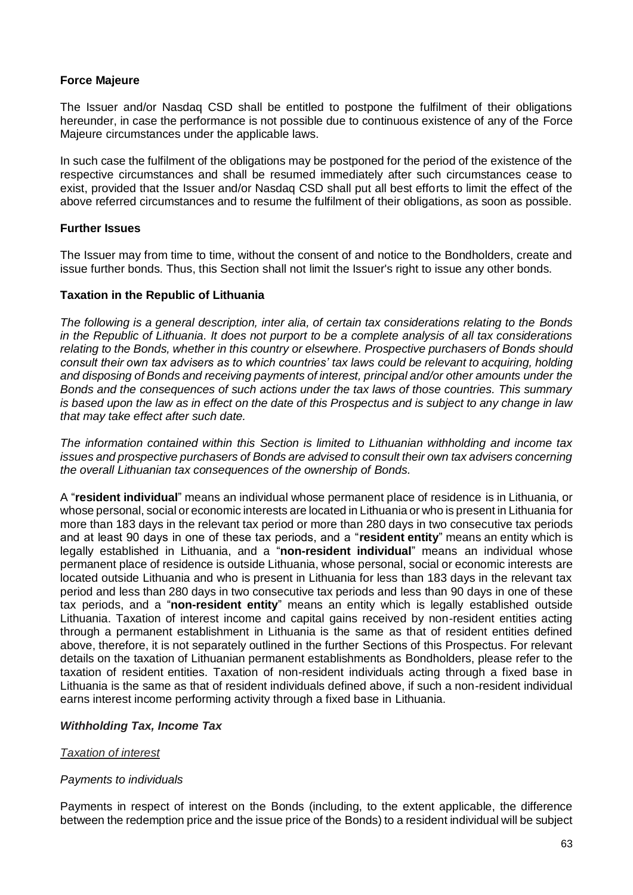**Force Majeure**

The Issuer and/or Nasdaq CSD shall be entitled to postpone the fulfilment of their obligations hereunder, in case the performance is not possible due to continuous existence of any of the Force Majeure circumstances under the applicable laws.

In such case the fulfilment of the obligations may be postponed for the period of the existence of the respective circumstances and shall be resumed immediately after such circumstances cease to exist, provided that the Issuer and/or Nasdaq CSD shall put all best efforts to limit the effect of the above referred circumstances and to resume the fulfilment of their obligations, as soon as possible.

**Further Issues**

The Issuer may from time to time, without the consent of and notice to the Bondholders, create and issue further bonds. Thus, this Section shall not limit the Issuer's right to issue any other bonds.

**Taxation in the Republic of Lithuania**

*The following is a general description, inter alia, of certain tax considerations relating to the Bonds in the Republic of Lithuania. It does not purport to be a complete analysis of all tax considerations relating to the Bonds, whether in this country or elsewhere. Prospective purchasers of Bonds should consult their own tax advisers as to which countries' tax laws could be relevant to acquiring, holding and disposing of Bonds and receiving payments of interest, principal and/or other amounts under the Bonds and the consequences of such actions under the tax laws of those countries. This summary is based upon the law as in effect on the date of this Prospectus and is subject to any change in law that may take effect after such date.*

*The information contained within this Section is limited to Lithuanian withholding and income tax issues and prospective purchasers of Bonds are advised to consult their own tax advisers concerning the overall Lithuanian tax consequences of the ownership of Bonds.*

A "**resident individual**" means an individual whose permanent place of residence is in Lithuania, or whose personal, social or economic interests are located in Lithuania or who is present in Lithuania for more than 183 days in the relevant tax period or more than 280 days in two consecutive tax periods and at least 90 days in one of these tax periods, and a "**resident entity**" means an entity which is legally established in Lithuania, and a "**non-resident individual**" means an individual whose permanent place of residence is outside Lithuania, whose personal, social or economic interests are located outside Lithuania and who is present in Lithuania for less than 183 days in the relevant tax period and less than 280 days in two consecutive tax periods and less than 90 days in one of these tax periods, and a "**non-resident entity**" means an entity which is legally established outside Lithuania. Taxation of interest income and capital gains received by non-resident entities acting through a permanent establishment in Lithuania is the same as that of resident entities defined above, therefore, it is not separately outlined in the further Sections of this Prospectus. For relevant details on the taxation of Lithuanian permanent establishments as Bondholders, please refer to the taxation of resident entities. Taxation of non-resident individuals acting through a fixed base in Lithuania is the same as that of resident individuals defined above, if such a non-resident individual earns interest income performing activity through a fixed base in Lithuania.

***Withholding Tax, Income Tax***

*Taxation of interest*

*Payments to individuals*

Payments in respect of interest on the Bonds (including, to the extent applicable, the difference between the redemption price and the issue price of the Bonds) to a resident individual will be subject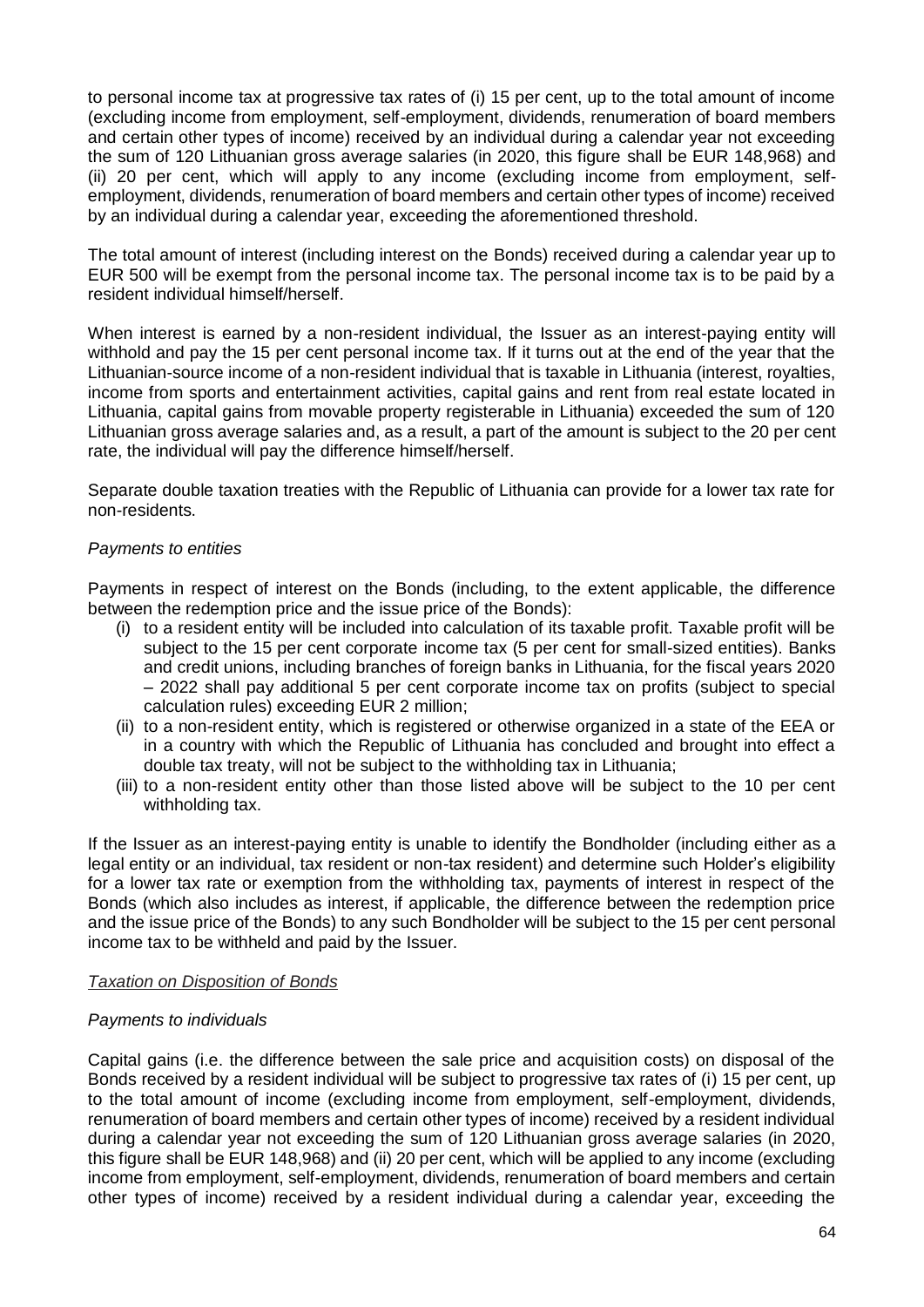to personal income tax at progressive tax rates of (i) 15 per cent, up to the total amount of income (excluding income from employment, self-employment, dividends, renumeration of board members and certain other types of income) received by an individual during a calendar year not exceeding the sum of 120 Lithuanian gross average salaries (in 2020, this figure shall be EUR 148,968) and (ii) 20 per cent, which will apply to any income (excluding income from employment, self-employment, dividends, renumeration of board members and certain other types of income) received by an individual during a calendar year, exceeding the aforementioned threshold.

The total amount of interest (including interest on the Bonds) received during a calendar year up to EUR 500 will be exempt from the personal income tax. The personal income tax is to be paid by a resident individual himself/herself.

When interest is earned by a non-resident individual, the Issuer as an interest-paying entity will withhold and pay the 15 per cent personal income tax. If it turns out at the end of the year that the Lithuanian-source income of a non-resident individual that is taxable in Lithuania (interest, royalties, income from sports and entertainment activities, capital gains and rent from real estate located in Lithuania, capital gains from movable property registerable in Lithuania) exceeded the sum of 120 Lithuanian gross average salaries and, as a result, a part of the amount is subject to the 20 per cent rate, the individual will pay the difference himself/herself.

Separate double taxation treaties with the Republic of Lithuania can provide for a lower tax rate for non-residents.

*Payments to entities*

Payments in respect of interest on the Bonds (including, to the extent applicable, the difference between the redemption price and the issue price of the Bonds):

(i) to a resident entity will be included into calculation of its taxable profit. Taxable profit will be subject to the 15 per cent corporate income tax (5 per cent for small-sized entities). Banks and credit unions, including branches of foreign banks in Lithuania, for the fiscal years 2020 – 2022 shall pay additional 5 per cent corporate income tax on profits (subject to special calculation rules) exceeding EUR 2 million;

(ii) to a non-resident entity, which is registered or otherwise organized in a state of the EEA or in a country with which the Republic of Lithuania has concluded and brought into effect a double tax treaty, will not be subject to the withholding tax in Lithuania;

(iii) to a non-resident entity other than those listed above will be subject to the 10 per cent withholding tax.

If the Issuer as an interest-paying entity is unable to identify the Bondholder (including either as a legal entity or an individual, tax resident or non-tax resident) and determine such Holder's eligibility for a lower tax rate or exemption from the withholding tax, payments of interest in respect of the Bonds (which also includes as interest, if applicable, the difference between the redemption price and the issue price of the Bonds) to any such Bondholder will be subject to the 15 per cent personal income tax to be withheld and paid by the Issuer.

*Taxation on Disposition of Bonds*

*Payments to individuals*

Capital gains (i.e. the difference between the sale price and acquisition costs) on disposal of the Bonds received by a resident individual will be subject to progressive tax rates of (i) 15 per cent, up to the total amount of income (excluding income from employment, self-employment, dividends, renumeration of board members and certain other types of income) received by a resident individual during a calendar year not exceeding the sum of 120 Lithuanian gross average salaries (in 2020, this figure shall be EUR 148,968) and (ii) 20 per cent, which will be applied to any income (excluding income from employment, self-employment, dividends, renumeration of board members and certain other types of income) received by a resident individual during a calendar year, exceeding the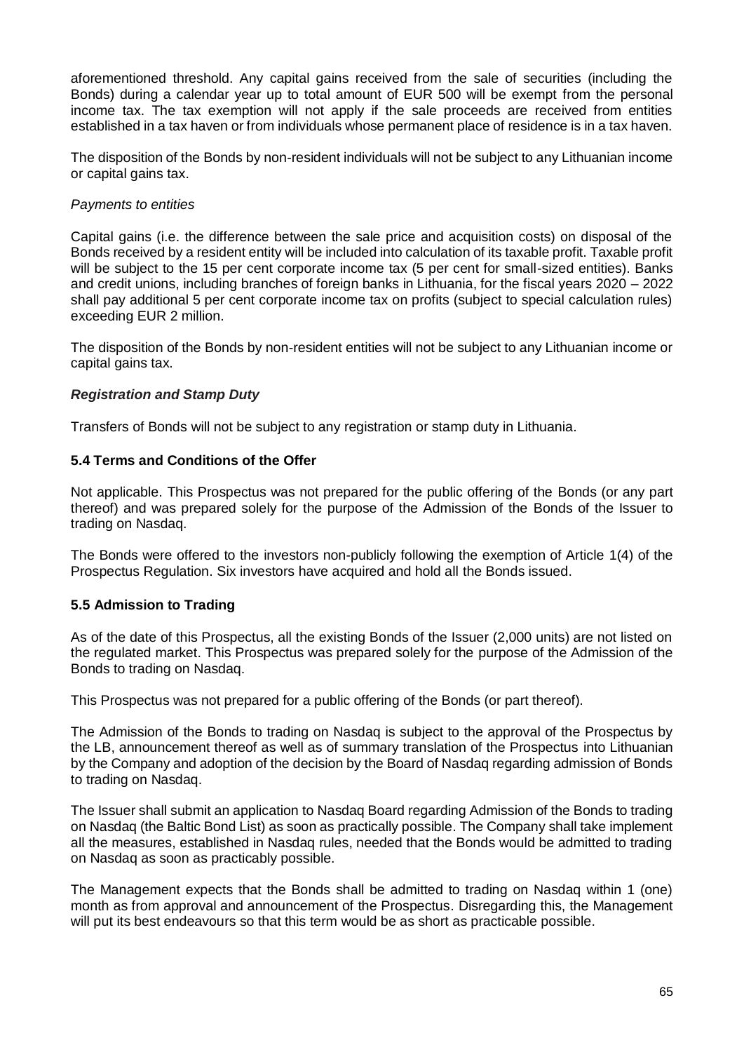aforementioned threshold. Any capital gains received from the sale of securities (including the Bonds) during a calendar year up to total amount of EUR 500 will be exempt from the personal income tax. The tax exemption will not apply if the sale proceeds are received from entities established in a tax haven or from individuals whose permanent place of residence is in a tax haven.

The disposition of the Bonds by non-resident individuals will not be subject to any Lithuanian income or capital gains tax.

*Payments to entities*

Capital gains (i.e. the difference between the sale price and acquisition costs) on disposal of the Bonds received by a resident entity will be included into calculation of its taxable profit. Taxable profit will be subject to the 15 per cent corporate income tax (5 per cent for small-sized entities). Banks and credit unions, including branches of foreign banks in Lithuania, for the fiscal years 2020 – 2022 shall pay additional 5 per cent corporate income tax on profits (subject to special calculation rules) exceeding EUR 2 million.

The disposition of the Bonds by non-resident entities will not be subject to any Lithuanian income or capital gains tax.

***Registration and Stamp Duty***

Transfers of Bonds will not be subject to any registration or stamp duty in Lithuania.

### 5.4 Terms and Conditions of the Offer

Not applicable. This Prospectus was not prepared for the public offering of the Bonds (or any part thereof) and was prepared solely for the purpose of the Admission of the Bonds of the Issuer to trading on Nasdaq.

The Bonds were offered to the investors non-publicly following the exemption of Article 1(4) of the Prospectus Regulation. Six investors have acquired and hold all the Bonds issued.

### 5.5 Admission to Trading

As of the date of this Prospectus, all the existing Bonds of the Issuer (2,000 units) are not listed on the regulated market. This Prospectus was prepared solely for the purpose of the Admission of the Bonds to trading on Nasdaq.

This Prospectus was not prepared for a public offering of the Bonds (or part thereof).

The Admission of the Bonds to trading on Nasdaq is subject to the approval of the Prospectus by the LB, announcement thereof as well as of summary translation of the Prospectus into Lithuanian by the Company and adoption of the decision by the Board of Nasdaq regarding admission of Bonds to trading on Nasdaq.

The Issuer shall submit an application to Nasdaq Board regarding Admission of the Bonds to trading on Nasdaq (the Baltic Bond List) as soon as practically possible. The Company shall take implement all the measures, established in Nasdaq rules, needed that the Bonds would be admitted to trading on Nasdaq as soon as practicably possible.

The Management expects that the Bonds shall be admitted to trading on Nasdaq within 1 (one) month as from approval and announcement of the Prospectus. Disregarding this, the Management will put its best endeavours so that this term would be as short as practicable possible.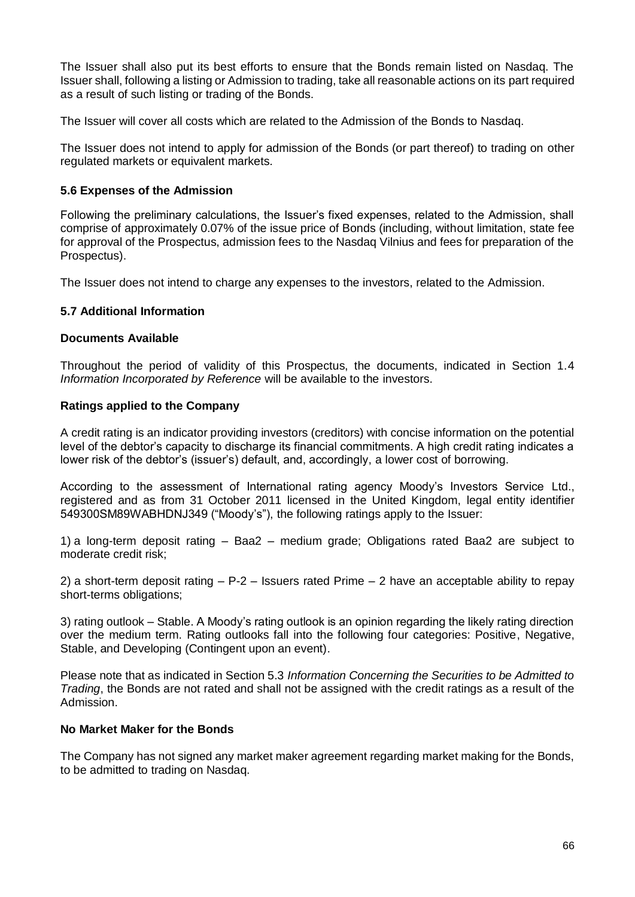The Issuer shall also put its best efforts to ensure that the Bonds remain listed on Nasdaq. The Issuer shall, following a listing or Admission to trading, take all reasonable actions on its part required as a result of such listing or trading of the Bonds.

The Issuer will cover all costs which are related to the Admission of the Bonds to Nasdaq.

The Issuer does not intend to apply for admission of the Bonds (or part thereof) to trading on other regulated markets or equivalent markets.

### 5.6 Expenses of the Admission

Following the preliminary calculations, the Issuer's fixed expenses, related to the Admission, shall comprise of approximately 0.07% of the issue price of Bonds (including, without limitation, state fee for approval of the Prospectus, admission fees to the Nasdaq Vilnius and fees for preparation of the Prospectus).

The Issuer does not intend to charge any expenses to the investors, related to the Admission.

### 5.7 Additional Information

#### Documents Available

Throughout the period of validity of this Prospectus, the documents, indicated in Section 1.4 *Information Incorporated by Reference* will be available to the investors.

#### Ratings applied to the Company

A credit rating is an indicator providing investors (creditors) with concise information on the potential level of the debtor's capacity to discharge its financial commitments. A high credit rating indicates a lower risk of the debtor's (issuer's) default, and, accordingly, a lower cost of borrowing.

According to the assessment of International rating agency Moody's Investors Service Ltd., registered and as from 31 October 2011 licensed in the United Kingdom, legal entity identifier 549300SM89WABHDNJ349 ("Moody's"), the following ratings apply to the Issuer:

1) a long-term deposit rating – Baa2 – medium grade; Obligations rated Baa2 are subject to moderate credit risk;

2) a short-term deposit rating – P-2 – Issuers rated Prime – 2 have an acceptable ability to repay short-terms obligations;

3) rating outlook – Stable. A Moody's rating outlook is an opinion regarding the likely rating direction over the medium term. Rating outlooks fall into the following four categories: Positive, Negative, Stable, and Developing (Contingent upon an event).

Please note that as indicated in Section 5.3 *Information Concerning the Securities to be Admitted to Trading*, the Bonds are not rated and shall not be assigned with the credit ratings as a result of the Admission.

#### No Market Maker for the Bonds

The Company has not signed any market maker agreement regarding market making for the Bonds, to be admitted to trading on Nasdaq.